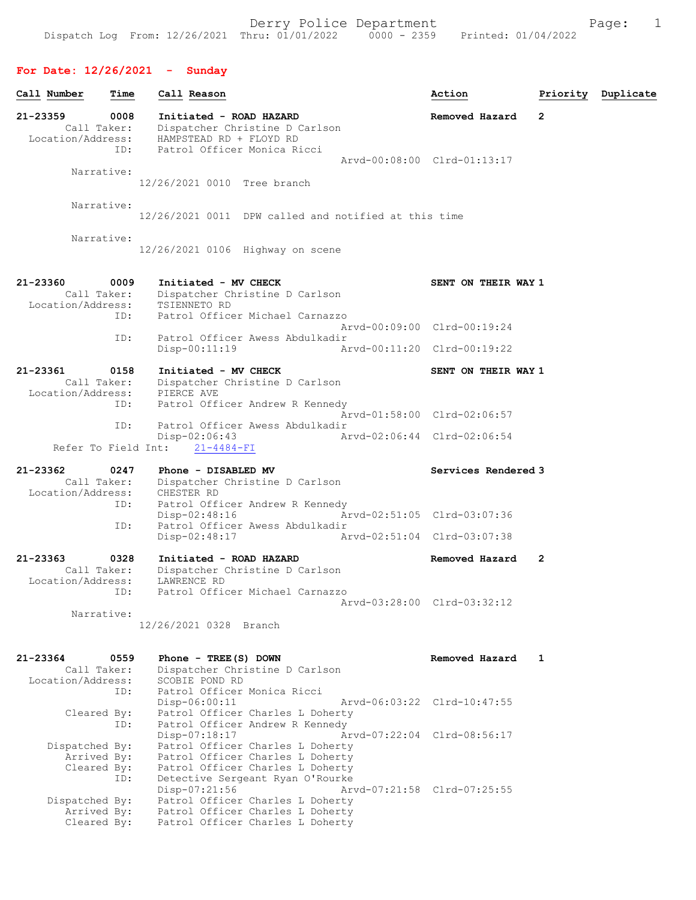Derry Police Department

Dispatch Log From: 12/26/2021 Thru: 01/01/2022 0000 - 2359 Printed: 01/04/2022

## For Date: 12/26/2021 - Sunday

| Call Number | Time | Call Reason | Action | Priority | Duplicate |
|---|---|---|---|---|---|

**21-23359** 0008 Initiated - ROAD HAZARD — Removed Hazard — 2
- Call Taker: Dispatcher Christine D Carlson
- Location/Address: HAMPSTEAD RD + FLOYD RD
- ID: Patrol Officer Monica Ricci — Arvd-00:08:00 Clrd-01:13:17
- Narrative: 12/26/2021 0010 Tree branch
- Narrative: 12/26/2021 0011 DPW called and notified at this time
- Narrative: 12/26/2021 0106 Highway on scene

**21-23360** 0009 Initiated - MV CHECK — SENT ON THEIR WAY — 1
- Call Taker: Dispatcher Christine D Carlson
- Location/Address: TSIENNETO RD
- ID: Patrol Officer Michael Carnazzo — Arvd-00:09:00 Clrd-00:19:24
- ID: Patrol Officer Awess Abdulkadir — Disp-00:11:19 Arvd-00:11:20 Clrd-00:19:22

**21-23361** 0158 Initiated - MV CHECK — SENT ON THEIR WAY — 1
- Call Taker: Dispatcher Christine D Carlson
- Location/Address: PIERCE AVE
- ID: Patrol Officer Andrew R Kennedy — Arvd-01:58:00 Clrd-02:06:57
- ID: Patrol Officer Awess Abdulkadir — Disp-02:06:43 Arvd-02:06:44 Clrd-02:06:54
- Refer To Field Int: 21-4484-FI

**21-23362** 0247 Phone - DISABLED MV — Services Rendered — 3
- Call Taker: Dispatcher Christine D Carlson
- Location/Address: CHESTER RD
- ID: Patrol Officer Andrew R Kennedy — Disp-02:48:16 Arvd-02:51:05 Clrd-03:07:36
- ID: Patrol Officer Awess Abdulkadir — Disp-02:48:17 Arvd-02:51:04 Clrd-03:07:38

**21-23363** 0328 Initiated - ROAD HAZARD — Removed Hazard — 2
- Call Taker: Dispatcher Christine D Carlson
- Location/Address: LAWRENCE RD
- ID: Patrol Officer Michael Carnazzo — Arvd-03:28:00 Clrd-03:32:12
- Narrative: 12/26/2021 0328 Branch

**21-23364** 0559 Phone - TREE(S) DOWN — Removed Hazard — 1
- Call Taker: Dispatcher Christine D Carlson
- Location/Address: SCOBIE POND RD
- ID: Patrol Officer Monica Ricci — Disp-06:00:11 Arvd-06:03:22 Clrd-10:47:55
- Cleared By: Patrol Officer Charles L Doherty
- ID: Patrol Officer Andrew R Kennedy — Disp-07:18:17 Arvd-07:22:04 Clrd-08:56:17
- Dispatched By: Patrol Officer Charles L Doherty
- Arrived By: Patrol Officer Charles L Doherty
- Cleared By: Patrol Officer Charles L Doherty
- ID: Detective Sergeant Ryan O'Rourke — Disp-07:21:56 Arvd-07:21:58 Clrd-07:25:55
- Dispatched By: Patrol Officer Charles L Doherty
- Arrived By: Patrol Officer Charles L Doherty
- Cleared By: Patrol Officer Charles L Doherty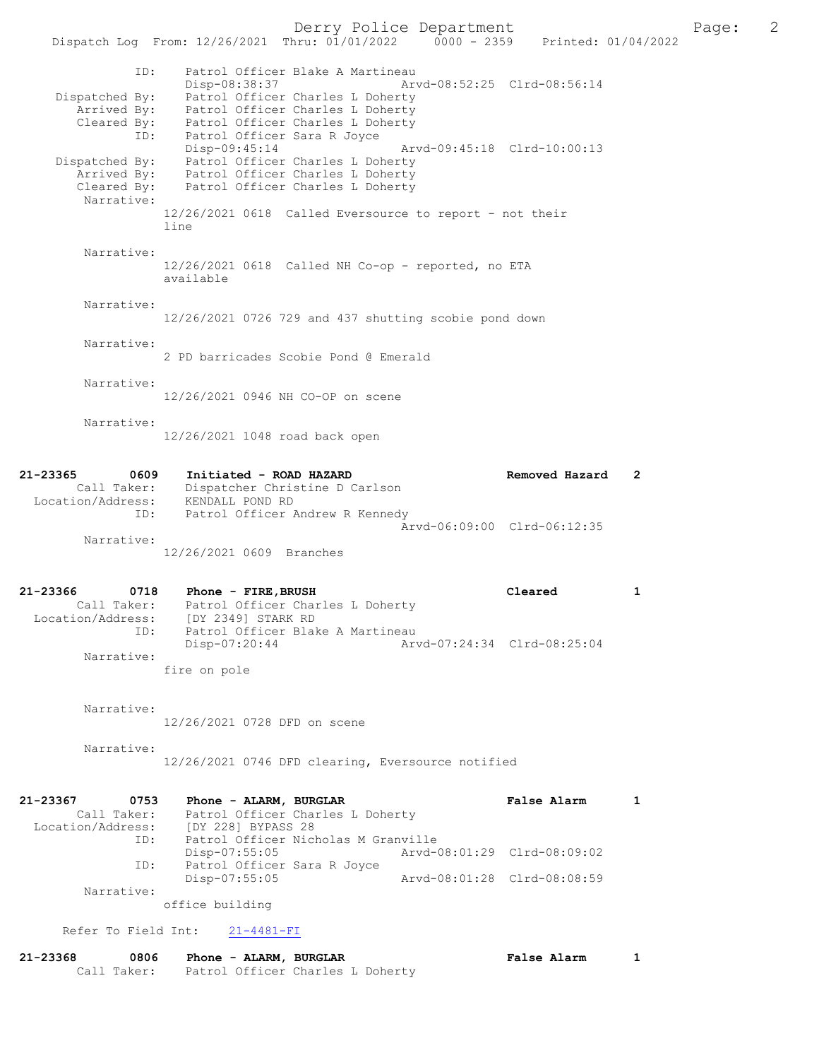```
              ID:    Patrol Officer Blake A Martineau
                     Disp-08:38:37              Arvd-08:52:25  Clrd-08:56:14
   Dispatched By:    Patrol Officer Charles L Doherty
      Arrived By:    Patrol Officer Charles L Doherty
      Cleared By:    Patrol Officer Charles L Doherty
              ID:    Patrol Officer Sara R Joyce
                     Disp-09:45:14              Arvd-09:45:18  Clrd-10:00:13
   Dispatched By:    Patrol Officer Charles L Doherty
      Arrived By:    Patrol Officer Charles L Doherty
      Cleared By:    Patrol Officer Charles L Doherty
       Narrative:
                   12/26/2021 0618  Called Eversource to report - not their
                   line

       Narrative:
                   12/26/2021 0618  Called NH Co-op - reported, no ETA
                   available

       Narrative:
                   12/26/2021 0726 729 and 437 shutting scobie pond down

       Narrative:
                   2 PD barricades Scobie Pond @ Emerald

       Narrative:
                   12/26/2021 0946 NH CO-OP on scene

       Narrative:
                   12/26/2021 1048 road back open


21-23365        0609    Initiated - ROAD HAZARD                   Removed Hazard    2
     Call Taker:     Dispatcher Christine D Carlson
 Location/Address:   KENDALL POND RD
              ID:    Patrol Officer Andrew R Kennedy
                                                Arvd-06:09:00  Clrd-06:12:35
       Narrative:
                   12/26/2021 0609  Branches


21-23366        0718    Phone - FIRE,BRUSH                        Cleared           1
     Call Taker:     Patrol Officer Charles L Doherty
 Location/Address:   [DY 2349] STARK RD
              ID:    Patrol Officer Blake A Martineau
                     Disp-07:20:44              Arvd-07:24:34  Clrd-08:25:04
       Narrative:
                   fire on pole


       Narrative:
                   12/26/2021 0728 DFD on scene

       Narrative:
                   12/26/2021 0746 DFD clearing, Eversource notified


21-23367        0753    Phone - ALARM, BURGLAR                    False Alarm       1
     Call Taker:     Patrol Officer Charles L Doherty
 Location/Address:   [DY 228] BYPASS 28
              ID:    Patrol Officer Nicholas M Granville
                     Disp-07:55:05              Arvd-08:01:29  Clrd-08:09:02
              ID:    Patrol Officer Sara R Joyce
                     Disp-07:55:05              Arvd-08:01:28  Clrd-08:08:59
       Narrative:
                   office building

     Refer To Field Int:    21-4481-FI

21-23368        0806    Phone - ALARM, BURGLAR                    False Alarm       1
     Call Taker:     Patrol Officer Charles L Doherty
```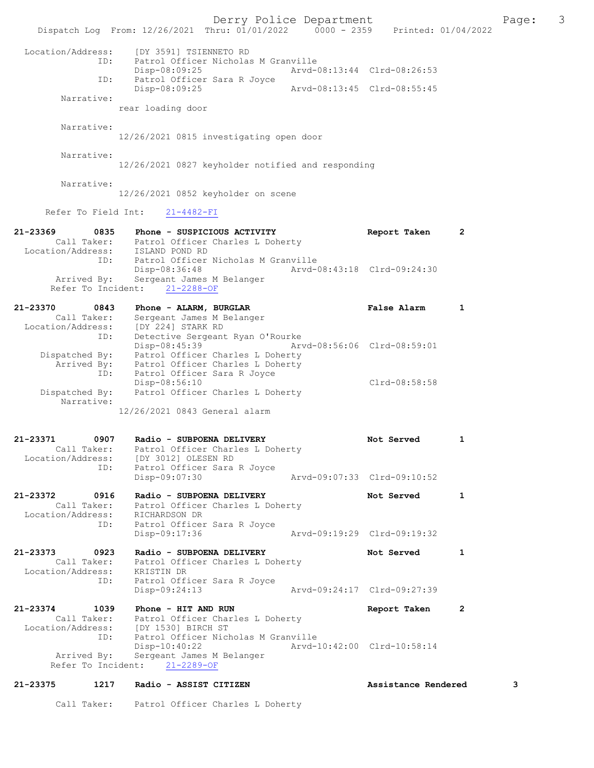```
  Location/Address:    [DY 3591] TSIENNETO RD
               ID:     Patrol Officer Nicholas M Granville
                       Disp-08:09:25              Arvd-08:13:44  Clrd-08:26:53
               ID:     Patrol Officer Sara R Joyce
                       Disp-08:09:25              Arvd-08:13:45  Clrd-08:55:45
        Narrative:
                    rear loading door

        Narrative:
                    12/26/2021 0815 investigating open door

        Narrative:
                    12/26/2021 0827 keyholder notified and responding

        Narrative:
                    12/26/2021 0852 keyholder on scene

      Refer To Field Int:    21-4482-FI

21-23369       0835    Phone - SUSPICIOUS ACTIVITY              Report Taken      2
         Call Taker:   Patrol Officer Charles L Doherty
  Location/Address:    ISLAND POND RD
               ID:     Patrol Officer Nicholas M Granville
                       Disp-08:36:48              Arvd-08:43:18  Clrd-09:24:30
        Arrived By:    Sergeant James M Belanger
       Refer To Incident:    21-2288-OF

21-23370       0843    Phone - ALARM, BURGLAR                   False Alarm       1
         Call Taker:   Sergeant James M Belanger
  Location/Address:    [DY 224] STARK RD
               ID:     Detective Sergeant Ryan O'Rourke
                       Disp-08:45:39              Arvd-08:56:06  Clrd-08:59:01
     Dispatched By:    Patrol Officer Charles L Doherty
        Arrived By:    Patrol Officer Charles L Doherty
               ID:     Patrol Officer Sara R Joyce
                       Disp-08:56:10                             Clrd-08:58:58
     Dispatched By:    Patrol Officer Charles L Doherty
        Narrative:
                    12/26/2021 0843 General alarm

21-23371       0907    Radio - SUBPOENA DELIVERY                Not Served        1
         Call Taker:   Patrol Officer Charles L Doherty
  Location/Address:    [DY 3012] OLESEN RD
               ID:     Patrol Officer Sara R Joyce
                       Disp-09:07:30              Arvd-09:07:33  Clrd-09:10:52

21-23372       0916    Radio - SUBPOENA DELIVERY                Not Served        1
         Call Taker:   Patrol Officer Charles L Doherty
  Location/Address:    RICHARDSON DR
               ID:     Patrol Officer Sara R Joyce
                       Disp-09:17:36              Arvd-09:19:29  Clrd-09:19:32

21-23373       0923    Radio - SUBPOENA DELIVERY                Not Served        1
         Call Taker:   Patrol Officer Charles L Doherty
  Location/Address:    KRISTIN DR
               ID:     Patrol Officer Sara R Joyce
                       Disp-09:24:13              Arvd-09:24:17  Clrd-09:27:39

21-23374       1039    Phone - HIT AND RUN                      Report Taken      2
         Call Taker:   Patrol Officer Charles L Doherty
  Location/Address:    [DY 1530] BIRCH ST
               ID:     Patrol Officer Nicholas M Granville
                       Disp-10:40:22              Arvd-10:42:00  Clrd-10:58:14
        Arrived By:    Sergeant James M Belanger
       Refer To Incident:    21-2289-OF

21-23375       1217    Radio - ASSIST CITIZEN                   Assistance Rendered     3

         Call Taker:   Patrol Officer Charles L Doherty
```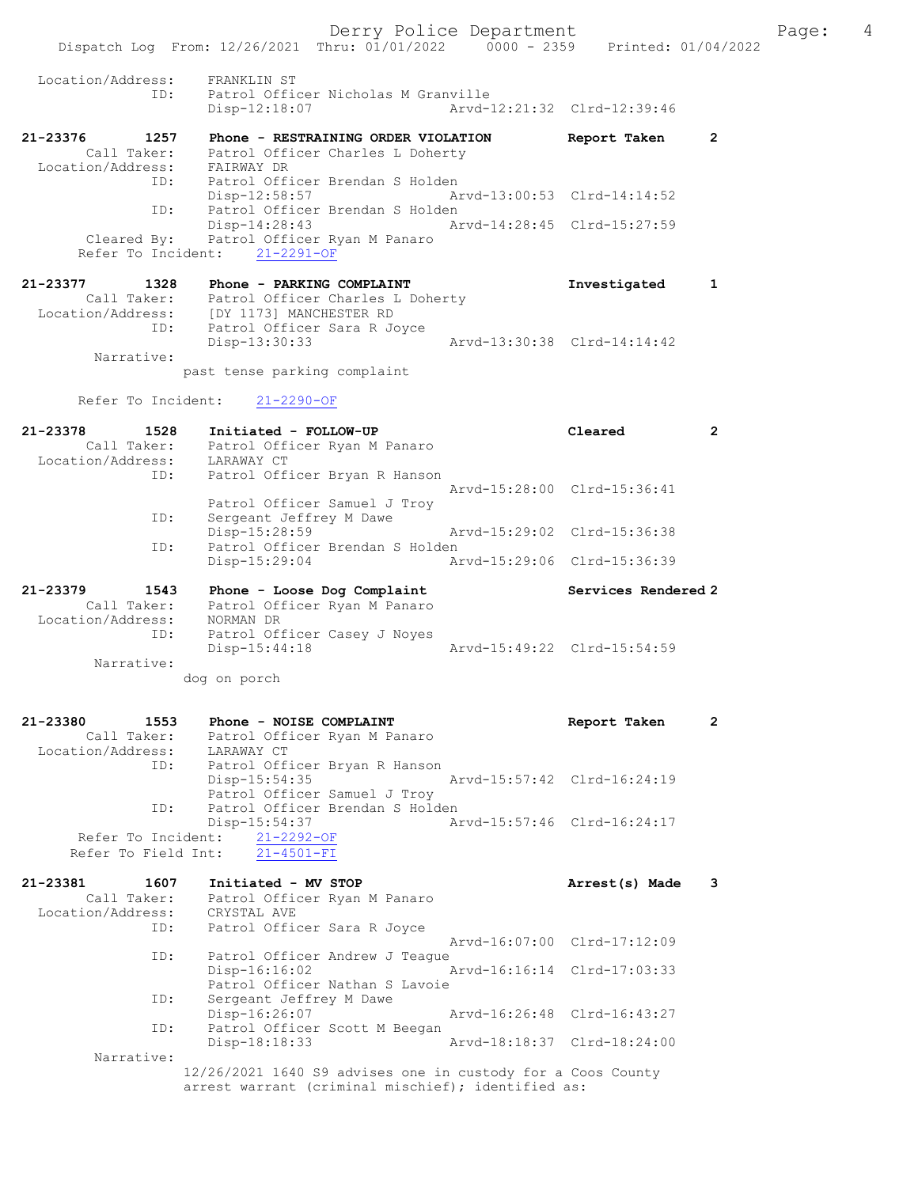```
Location/Address:     FRANKLIN ST
              ID:     Patrol Officer Nicholas M Granville
                      Disp-12:18:07                   Arvd-12:21:32  Clrd-12:39:46

21-23376        1257    Phone - RESTRAINING ORDER VIOLATION          Report Taken       2
       Call Taker:    Patrol Officer Charles L Doherty
 Location/Address:    FAIRWAY DR
              ID:     Patrol Officer Brendan S Holden
                      Disp-12:58:57                   Arvd-13:00:53  Clrd-14:14:52
              ID:     Patrol Officer Brendan S Holden
                      Disp-14:28:43                   Arvd-14:28:45  Clrd-15:27:59
       Cleared By:    Patrol Officer Ryan M Panaro
    Refer To Incident:    21-2291-OF

21-23377        1328    Phone - PARKING COMPLAINT                    Investigated       1
       Call Taker:    Patrol Officer Charles L Doherty
 Location/Address:    [DY 1173] MANCHESTER RD
              ID:     Patrol Officer Sara R Joyce
                      Disp-13:30:33                   Arvd-13:30:38  Clrd-14:14:42
        Narrative:
                    past tense parking complaint

    Refer To Incident:    21-2290-OF

21-23378        1528    Initiated - FOLLOW-UP                        Cleared            2
       Call Taker:    Patrol Officer Ryan M Panaro
 Location/Address:    LARAWAY CT
              ID:     Patrol Officer Bryan R Hanson
                                                      Arvd-15:28:00  Clrd-15:36:41
                      Patrol Officer Samuel J Troy
              ID:     Sergeant Jeffrey M Dawe
                      Disp-15:28:59                   Arvd-15:29:02  Clrd-15:36:38
              ID:     Patrol Officer Brendan S Holden
                      Disp-15:29:04                   Arvd-15:29:06  Clrd-15:36:39

21-23379        1543    Phone - Loose Dog Complaint                  Services Rendered 2
       Call Taker:    Patrol Officer Ryan M Panaro
 Location/Address:    NORMAN DR
              ID:     Patrol Officer Casey J Noyes
                      Disp-15:44:18                   Arvd-15:49:22  Clrd-15:54:59
        Narrative:
                    dog on porch


21-23380        1553    Phone - NOISE COMPLAINT                      Report Taken       2
       Call Taker:    Patrol Officer Ryan M Panaro
 Location/Address:    LARAWAY CT
              ID:     Patrol Officer Bryan R Hanson
                      Disp-15:54:35                   Arvd-15:57:42  Clrd-16:24:19
                      Patrol Officer Samuel J Troy
              ID:     Patrol Officer Brendan S Holden
                      Disp-15:54:37                   Arvd-15:57:46  Clrd-16:24:17
    Refer To Incident:    21-2292-OF
   Refer To Field Int:    21-4501-FI

21-23381        1607    Initiated - MV STOP                          Arrest(s) Made     3
       Call Taker:    Patrol Officer Ryan M Panaro
 Location/Address:    CRYSTAL AVE
              ID:     Patrol Officer Sara R Joyce
                                                      Arvd-16:07:00  Clrd-17:12:09
              ID:     Patrol Officer Andrew J Teague
                      Disp-16:16:02                   Arvd-16:16:14  Clrd-17:03:33
                      Patrol Officer Nathan S Lavoie
              ID:     Sergeant Jeffrey M Dawe
                      Disp-16:26:07                   Arvd-16:26:48  Clrd-16:43:27
              ID:     Patrol Officer Scott M Beegan
                      Disp-18:18:33                   Arvd-18:18:37  Clrd-18:24:00
        Narrative:
                    12/26/2021 1640 S9 advises one in custody for a Coos County
                    arrest warrant (criminal mischief); identified as:
```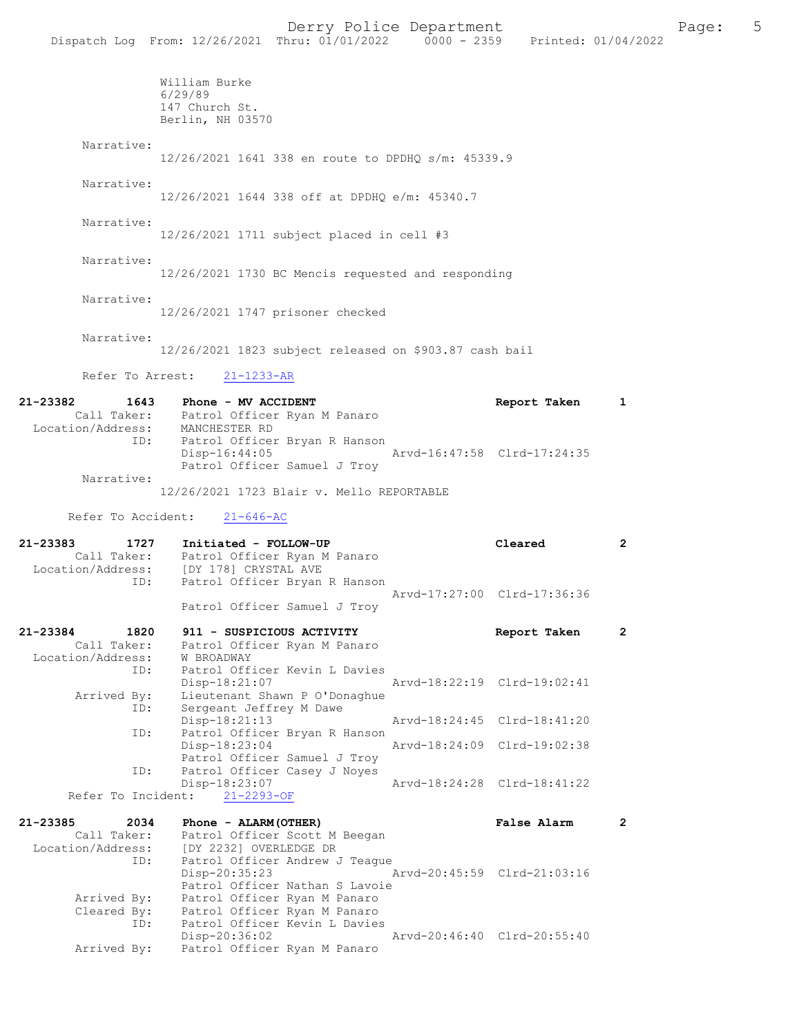William Burke
6/29/89
147 Church St.
Berlin, NH 03570

Narrative:
12/26/2021 1641 338 en route to DPDHQ s/m: 45339.9

Narrative:
12/26/2021 1644 338 off at DPDHQ e/m: 45340.7

Narrative:
12/26/2021 1711 subject placed in cell #3

Narrative:
12/26/2021 1730 BC Mencis requested and responding

Narrative:
12/26/2021 1747 prisoner checked

Narrative:
12/26/2021 1823 subject released on $903.87 cash bail

Refer To Arrest: 21-1233-AR

**21-23382 1643 Phone - MV ACCIDENT** Report Taken 1
Call Taker: Patrol Officer Ryan M Panaro
Location/Address: MANCHESTER RD
ID: Patrol Officer Bryan R Hanson
Disp-16:44:05 Arvd-16:47:58 Clrd-17:24:35
Patrol Officer Samuel J Troy
Narrative:
12/26/2021 1723 Blair v. Mello REPORTABLE

Refer To Accident: 21-646-AC

**21-23383 1727 Initiated - FOLLOW-UP** Cleared 2
Call Taker: Patrol Officer Ryan M Panaro
Location/Address: [DY 178] CRYSTAL AVE
ID: Patrol Officer Bryan R Hanson
Arvd-17:27:00 Clrd-17:36:36
Patrol Officer Samuel J Troy

**21-23384 1820 911 - SUSPICIOUS ACTIVITY** Report Taken 2
Call Taker: Patrol Officer Ryan M Panaro
Location/Address: W BROADWAY
ID: Patrol Officer Kevin L Davies
Disp-18:21:07 Arvd-18:22:19 Clrd-19:02:41
Arrived By: Lieutenant Shawn P O'Donaghue
ID: Sergeant Jeffrey M Dawe
Disp-18:21:13 Arvd-18:24:45 Clrd-18:41:20
ID: Patrol Officer Bryan R Hanson
Disp-18:23:04 Arvd-18:24:09 Clrd-19:02:38
Patrol Officer Samuel J Troy
ID: Patrol Officer Casey J Noyes
Disp-18:23:07 Arvd-18:24:28 Clrd-18:41:22
Refer To Incident: 21-2293-OF

**21-23385 2034 Phone - ALARM(OTHER)** False Alarm 2
Call Taker: Patrol Officer Scott M Beegan
Location/Address: [DY 2232] OVERLEDGE DR
ID: Patrol Officer Andrew J Teague
Disp-20:35:23 Arvd-20:45:59 Clrd-21:03:16
Patrol Officer Nathan S Lavoie
Arrived By: Patrol Officer Ryan M Panaro
Cleared By: Patrol Officer Ryan M Panaro
ID: Patrol Officer Kevin L Davies
Disp-20:36:02 Arvd-20:46:40 Clrd-20:55:40
Arrived By: Patrol Officer Ryan M Panaro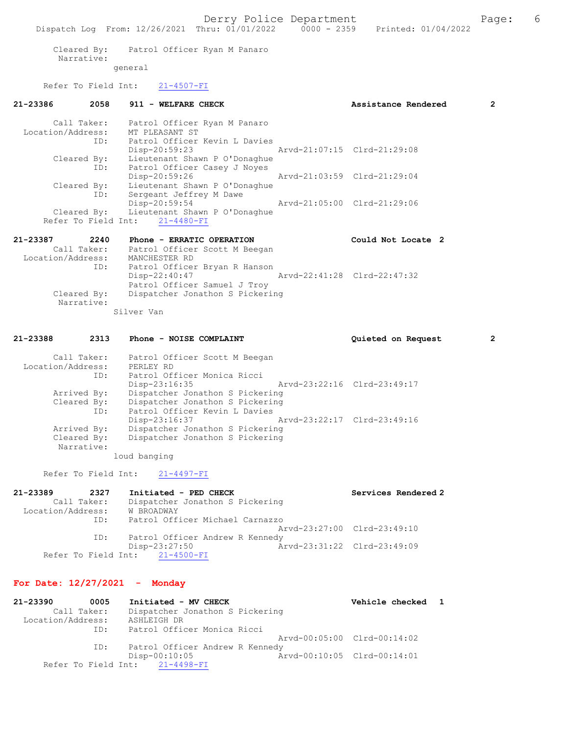Cleared By: Patrol Officer Ryan M Panaro
Narrative:
general

Refer To Field Int: 21-4507-FI

**21-23386 2058 911 - WELFARE CHECK Assistance Rendered 2**

Call Taker: Patrol Officer Ryan M Panaro
Location/Address: MT PLEASANT ST
ID: Patrol Officer Kevin L Davies
Disp-20:59:23 Arvd-21:07:15 Clrd-21:29:08
Cleared By: Lieutenant Shawn P O'Donaghue
ID: Patrol Officer Casey J Noyes
Disp-20:59:26 Arvd-21:03:59 Clrd-21:29:04
Cleared By: Lieutenant Shawn P O'Donaghue
ID: Sergeant Jeffrey M Dawe
Disp-20:59:54 Arvd-21:05:00 Clrd-21:29:06
Cleared By: Lieutenant Shawn P O'Donaghue
Refer To Field Int: 21-4480-FI

**21-23387 2240 Phone - ERRATIC OPERATION Could Not Locate 2**

Call Taker: Patrol Officer Scott M Beegan
Location/Address: MANCHESTER RD
ID: Patrol Officer Bryan R Hanson
Disp-22:40:47 Arvd-22:41:28 Clrd-22:47:32
Patrol Officer Samuel J Troy
Cleared By: Dispatcher Jonathon S Pickering
Narrative:
Silver Van

**21-23388 2313 Phone - NOISE COMPLAINT Quieted on Request 2**

Call Taker: Patrol Officer Scott M Beegan
Location/Address: PERLEY RD
ID: Patrol Officer Monica Ricci
Disp-23:16:35 Arvd-23:22:16 Clrd-23:49:17
Arrived By: Dispatcher Jonathon S Pickering
Cleared By: Dispatcher Jonathon S Pickering
ID: Patrol Officer Kevin L Davies
Disp-23:16:37 Arvd-23:22:17 Clrd-23:49:16
Arrived By: Dispatcher Jonathon S Pickering
Cleared By: Dispatcher Jonathon S Pickering
Narrative:
loud banging

Refer To Field Int: 21-4497-FI

**21-23389 2327 Initiated - PED CHECK Services Rendered 2**

Call Taker: Dispatcher Jonathon S Pickering
Location/Address: W BROADWAY
ID: Patrol Officer Michael Carnazzo
Arvd-23:27:00 Clrd-23:49:10
ID: Patrol Officer Andrew R Kennedy
Disp-23:27:50 Arvd-23:31:22 Clrd-23:49:09
Refer To Field Int: 21-4500-FI

## For Date: 12/27/2021 - Monday

**21-23390 0005 Initiated - MV CHECK Vehicle checked 1**

Call Taker: Dispatcher Jonathon S Pickering
Location/Address: ASHLEIGH DR
ID: Patrol Officer Monica Ricci
Arvd-00:05:00 Clrd-00:14:02
ID: Patrol Officer Andrew R Kennedy
Disp-00:10:05 Arvd-00:10:05 Clrd-00:14:01
Refer To Field Int: 21-4498-FI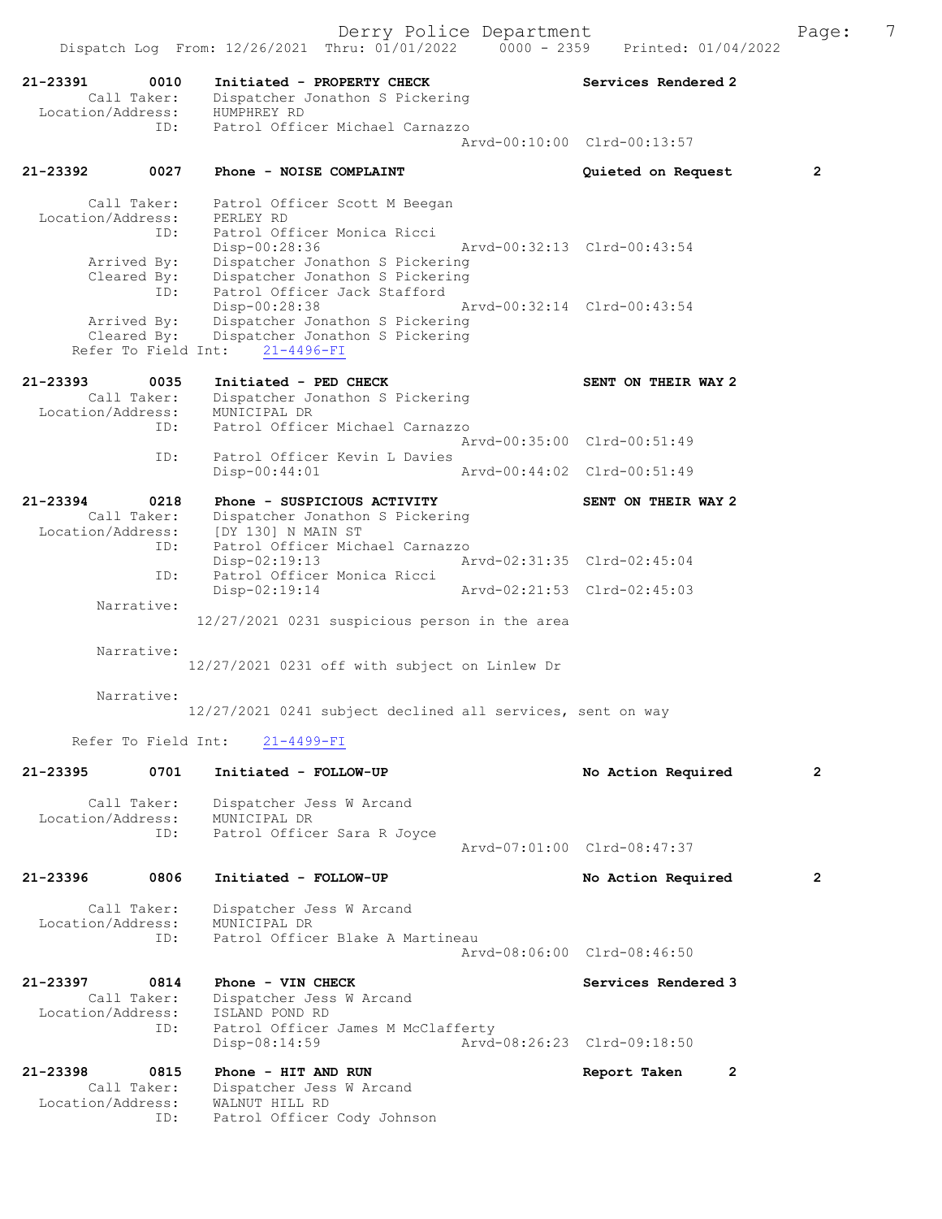21-23391 0010 Initiated - PROPERTY CHECK Services Rendered 2
Call Taker: Dispatcher Jonathon S Pickering
Location/Address: HUMPHREY RD
ID: Patrol Officer Michael Carnazzo
Arvd-00:10:00 Clrd-00:13:57

21-23392 0027 Phone - NOISE COMPLAINT Quieted on Request 2
Call Taker: Patrol Officer Scott M Beegan
Location/Address: PERLEY RD
ID: Patrol Officer Monica Ricci
Disp-00:28:36 Arvd-00:32:13 Clrd-00:43:54
Arrived By: Dispatcher Jonathon S Pickering
Cleared By: Dispatcher Jonathon S Pickering
ID: Patrol Officer Jack Stafford
Disp-00:28:38 Arvd-00:32:14 Clrd-00:43:54
Arrived By: Dispatcher Jonathon S Pickering
Cleared By: Dispatcher Jonathon S Pickering
Refer To Field Int: 21-4496-FI

21-23393 0035 Initiated - PED CHECK SENT ON THEIR WAY 2
Call Taker: Dispatcher Jonathon S Pickering
Location/Address: MUNICIPAL DR
ID: Patrol Officer Michael Carnazzo
Arvd-00:35:00 Clrd-00:51:49
ID: Patrol Officer Kevin L Davies
Disp-00:44:01 Arvd-00:44:02 Clrd-00:51:49

21-23394 0218 Phone - SUSPICIOUS ACTIVITY SENT ON THEIR WAY 2
Call Taker: Dispatcher Jonathon S Pickering
Location/Address: [DY 130] N MAIN ST
ID: Patrol Officer Michael Carnazzo
Disp-02:19:13 Arvd-02:31:35 Clrd-02:45:04
ID: Patrol Officer Monica Ricci
Disp-02:19:14 Arvd-02:21:53 Clrd-02:45:03
Narrative:
12/27/2021 0231 suspicious person in the area

Narrative:
12/27/2021 0231 off with subject on Linlew Dr

Narrative:
12/27/2021 0241 subject declined all services, sent on way

Refer To Field Int: 21-4499-FI

21-23395 0701 Initiated - FOLLOW-UP No Action Required 2
Call Taker: Dispatcher Jess W Arcand
Location/Address: MUNICIPAL DR
ID: Patrol Officer Sara R Joyce
Arvd-07:01:00 Clrd-08:47:37

21-23396 0806 Initiated - FOLLOW-UP No Action Required 2
Call Taker: Dispatcher Jess W Arcand
Location/Address: MUNICIPAL DR
ID: Patrol Officer Blake A Martineau
Arvd-08:06:00 Clrd-08:46:50

21-23397 0814 Phone - VIN CHECK Services Rendered 3
Call Taker: Dispatcher Jess W Arcand
Location/Address: ISLAND POND RD
ID: Patrol Officer James M McClafferty
Disp-08:14:59 Arvd-08:26:23 Clrd-09:18:50

21-23398 0815 Phone - HIT AND RUN Report Taken 2
Call Taker: Dispatcher Jess W Arcand
Location/Address: WALNUT HILL RD
ID: Patrol Officer Cody Johnson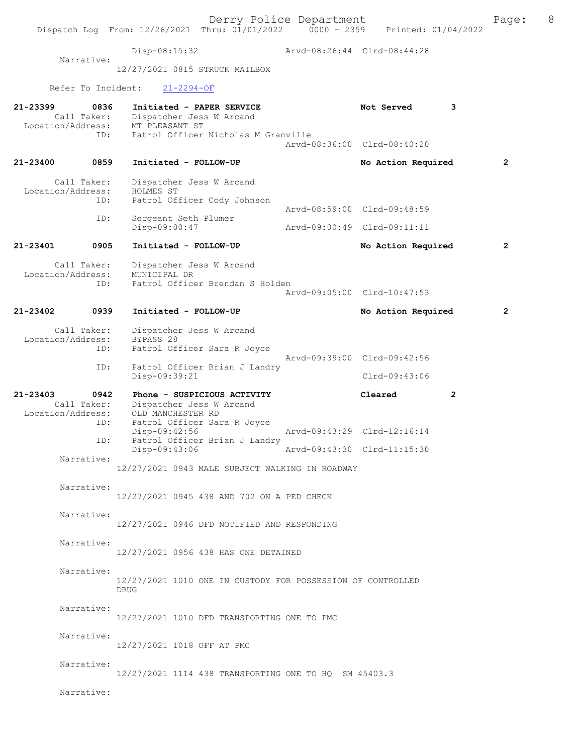Disp-08:15:32 Arvd-08:26:44 Clrd-08:44:28

Narrative:
12/27/2021 0815 STRUCK MAILBOX

Refer To Incident: 21-2294-OF

**21-23399 0836 Initiated - PAPER SERVICE Not Served 3**
Call Taker: Dispatcher Jess W Arcand
Location/Address: MT PLEASANT ST
ID: Patrol Officer Nicholas M Granville
Arvd-08:36:00 Clrd-08:40:20

**21-23400 0859 Initiated - FOLLOW-UP No Action Required 2**

Call Taker: Dispatcher Jess W Arcand
Location/Address: HOLMES ST
ID: Patrol Officer Cody Johnson
Arvd-08:59:00 Clrd-09:48:59
ID: Sergeant Seth Plumer
Disp-09:00:47 Arvd-09:00:49 Clrd-09:11:11

**21-23401 0905 Initiated - FOLLOW-UP No Action Required 2**

Call Taker: Dispatcher Jess W Arcand
Location/Address: MUNICIPAL DR
ID: Patrol Officer Brendan S Holden
Arvd-09:05:00 Clrd-10:47:53

**21-23402 0939 Initiated - FOLLOW-UP No Action Required 2**

Call Taker: Dispatcher Jess W Arcand
Location/Address: BYPASS 28
ID: Patrol Officer Sara R Joyce
Arvd-09:39:00 Clrd-09:42:56
ID: Patrol Officer Brian J Landry
Disp-09:39:21 Clrd-09:43:06

**21-23403 0942 Phone - SUSPICIOUS ACTIVITY Cleared 2**
Call Taker: Dispatcher Jess W Arcand
Location/Address: OLD MANCHESTER RD
ID: Patrol Officer Sara R Joyce
Disp-09:42:56 Arvd-09:43:29 Clrd-12:16:14
ID: Patrol Officer Brian J Landry
Disp-09:43:06 Arvd-09:43:30 Clrd-11:15:30

Narrative:
12/27/2021 0943 MALE SUBJECT WALKING IN ROADWAY

Narrative:
12/27/2021 0945 438 AND 702 ON A PED CHECK

Narrative:
12/27/2021 0946 DFD NOTIFIED AND RESPONDING

Narrative:
12/27/2021 0956 438 HAS ONE DETAINED

Narrative:
12/27/2021 1010 ONE IN CUSTODY FOR POSSESSION OF CONTROLLED DRUG

Narrative:
12/27/2021 1010 DFD TRANSPORTING ONE TO PMC

Narrative:
12/27/2021 1018 OFF AT PMC

Narrative:
12/27/2021 1114 438 TRANSPORTING ONE TO HQ SM 45403.3

Narrative: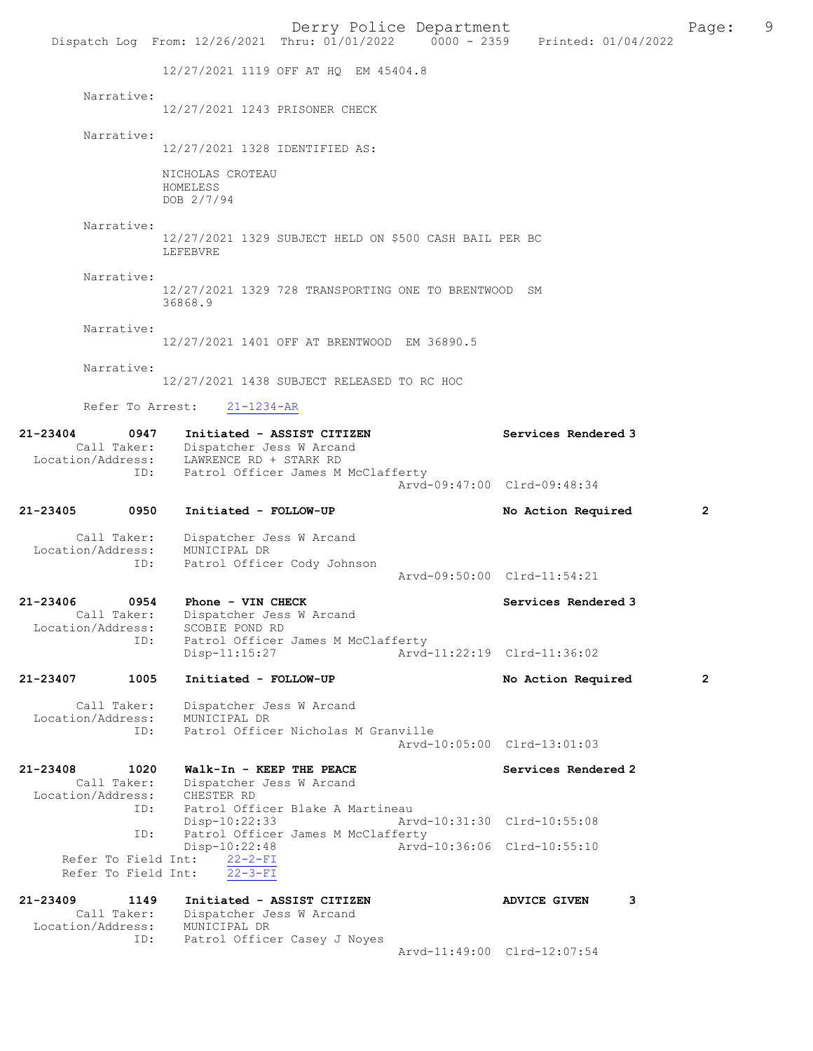12/27/2021 1119 OFF AT HQ EM 45404.8

Narrative:
12/27/2021 1243 PRISONER CHECK

Narrative:
12/27/2021 1328 IDENTIFIED AS:

NICHOLAS CROTEAU
HOMELESS
DOB 2/7/94

Narrative:
12/27/2021 1329 SUBJECT HELD ON $500 CASH BAIL PER BC LEFEBVRE

Narrative:
12/27/2021 1329 728 TRANSPORTING ONE TO BRENTWOOD SM 36868.9

Narrative:
12/27/2021 1401 OFF AT BRENTWOOD EM 36890.5

Narrative:
12/27/2021 1438 SUBJECT RELEASED TO RC HOC

Refer To Arrest: 21-1234-AR

**21-23404 0947 Initiated - ASSIST CITIZEN — Services Rendered 3**
Call Taker: Dispatcher Jess W Arcand
Location/Address: LAWRENCE RD + STARK RD
ID: Patrol Officer James M McClafferty
Arvd-09:47:00 Clrd-09:48:34

**21-23405 0950 Initiated - FOLLOW-UP — No Action Required 2**
Call Taker: Dispatcher Jess W Arcand
Location/Address: MUNICIPAL DR
ID: Patrol Officer Cody Johnson
Arvd-09:50:00 Clrd-11:54:21

**21-23406 0954 Phone - VIN CHECK — Services Rendered 3**
Call Taker: Dispatcher Jess W Arcand
Location/Address: SCOBIE POND RD
ID: Patrol Officer James M McClafferty
Disp-11:15:27 Arvd-11:22:19 Clrd-11:36:02

**21-23407 1005 Initiated - FOLLOW-UP — No Action Required 2**
Call Taker: Dispatcher Jess W Arcand
Location/Address: MUNICIPAL DR
ID: Patrol Officer Nicholas M Granville
Arvd-10:05:00 Clrd-13:01:03

**21-23408 1020 Walk-In - KEEP THE PEACE — Services Rendered 2**
Call Taker: Dispatcher Jess W Arcand
Location/Address: CHESTER RD
ID: Patrol Officer Blake A Martineau
Disp-10:22:33 Arvd-10:31:30 Clrd-10:55:08
ID: Patrol Officer James M McClafferty
Disp-10:22:48 Arvd-10:36:06 Clrd-10:55:10
Refer To Field Int: 22-2-FI
Refer To Field Int: 22-3-FI

**21-23409 1149 Initiated - ASSIST CITIZEN — ADVICE GIVEN 3**
Call Taker: Dispatcher Jess W Arcand
Location/Address: MUNICIPAL DR
ID: Patrol Officer Casey J Noyes
Arvd-11:49:00 Clrd-12:07:54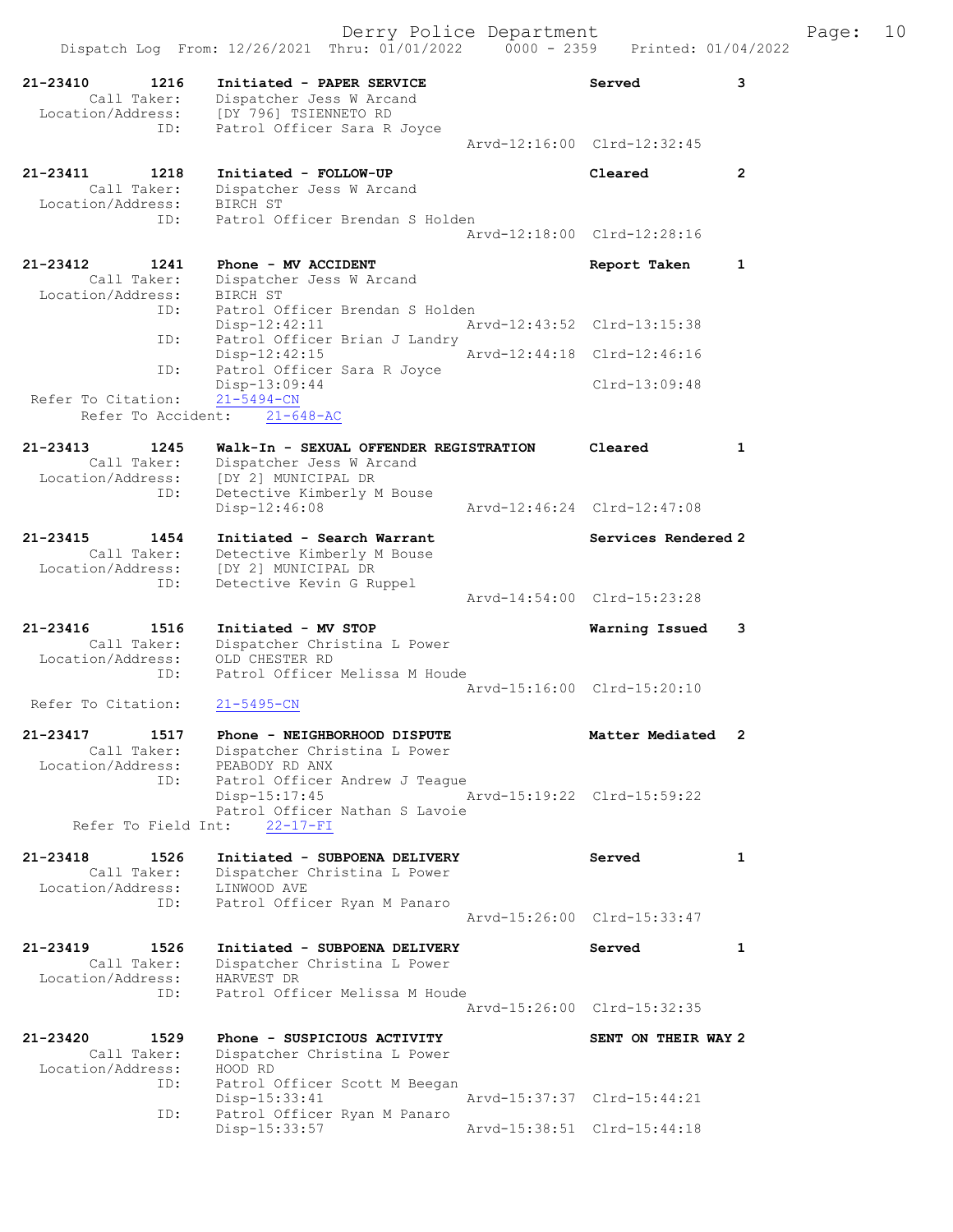Dispatch Log From: 12/26/2021 Thru: 01/01/2022 0000 - 2359 Printed: 01/04/2022

```
21-23410        1216    Initiated - PAPER SERVICE                     Served            3
        Call Taker:     Dispatcher Jess W Arcand
  Location/Address:     [DY 796] TSIENNETO RD
               ID:      Patrol Officer Sara R Joyce
                                                      Arvd-12:16:00  Clrd-12:32:45

21-23411        1218    Initiated - FOLLOW-UP                         Cleared           2
        Call Taker:     Dispatcher Jess W Arcand
  Location/Address:     BIRCH ST
               ID:      Patrol Officer Brendan S Holden
                                                      Arvd-12:18:00  Clrd-12:28:16

21-23412        1241    Phone - MV ACCIDENT                           Report Taken      1
        Call Taker:     Dispatcher Jess W Arcand
  Location/Address:     BIRCH ST
               ID:      Patrol Officer Brendan S Holden
                        Disp-12:42:11                 Arvd-12:43:52  Clrd-13:15:38
               ID:      Patrol Officer Brian J Landry
                        Disp-12:42:15                 Arvd-12:44:18  Clrd-12:46:16
               ID:      Patrol Officer Sara R Joyce
                        Disp-13:09:44                                Clrd-13:09:48
 Refer To Citation:     21-5494-CN
      Refer To Accident:    21-648-AC

21-23413        1245    Walk-In - SEXUAL OFFENDER REGISTRATION        Cleared           1
        Call Taker:     Dispatcher Jess W Arcand
  Location/Address:     [DY 2] MUNICIPAL DR
               ID:      Detective Kimberly M Bouse
                        Disp-12:46:08                 Arvd-12:46:24  Clrd-12:47:08

21-23415        1454    Initiated - Search Warrant                    Services Rendered 2
        Call Taker:     Detective Kimberly M Bouse
  Location/Address:     [DY 2] MUNICIPAL DR
               ID:      Detective Kevin G Ruppel
                                                      Arvd-14:54:00  Clrd-15:23:28

21-23416        1516    Initiated - MV STOP                           Warning Issued    3
        Call Taker:     Dispatcher Christina L Power
  Location/Address:     OLD CHESTER RD
               ID:      Patrol Officer Melissa M Houde
                                                      Arvd-15:16:00  Clrd-15:20:10
 Refer To Citation:     21-5495-CN

21-23417        1517    Phone - NEIGHBORHOOD DISPUTE                  Matter Mediated   2
        Call Taker:     Dispatcher Christina L Power
  Location/Address:     PEABODY RD ANX
               ID:      Patrol Officer Andrew J Teague
                        Disp-15:17:45                 Arvd-15:19:22  Clrd-15:59:22
                        Patrol Officer Nathan S Lavoie
     Refer To Field Int:    22-17-FI

21-23418        1526    Initiated - SUBPOENA DELIVERY                 Served            1
        Call Taker:     Dispatcher Christina L Power
  Location/Address:     LINWOOD AVE
               ID:      Patrol Officer Ryan M Panaro
                                                      Arvd-15:26:00  Clrd-15:33:47

21-23419        1526    Initiated - SUBPOENA DELIVERY                 Served            1
        Call Taker:     Dispatcher Christina L Power
  Location/Address:     HARVEST DR
               ID:      Patrol Officer Melissa M Houde
                                                      Arvd-15:26:00  Clrd-15:32:35

21-23420        1529    Phone - SUSPICIOUS ACTIVITY                   SENT ON THEIR WAY 2
        Call Taker:     Dispatcher Christina L Power
  Location/Address:     HOOD RD
               ID:      Patrol Officer Scott M Beegan
                        Disp-15:33:41                 Arvd-15:37:37  Clrd-15:44:21
               ID:      Patrol Officer Ryan M Panaro
                        Disp-15:33:57                 Arvd-15:38:51  Clrd-15:44:18
```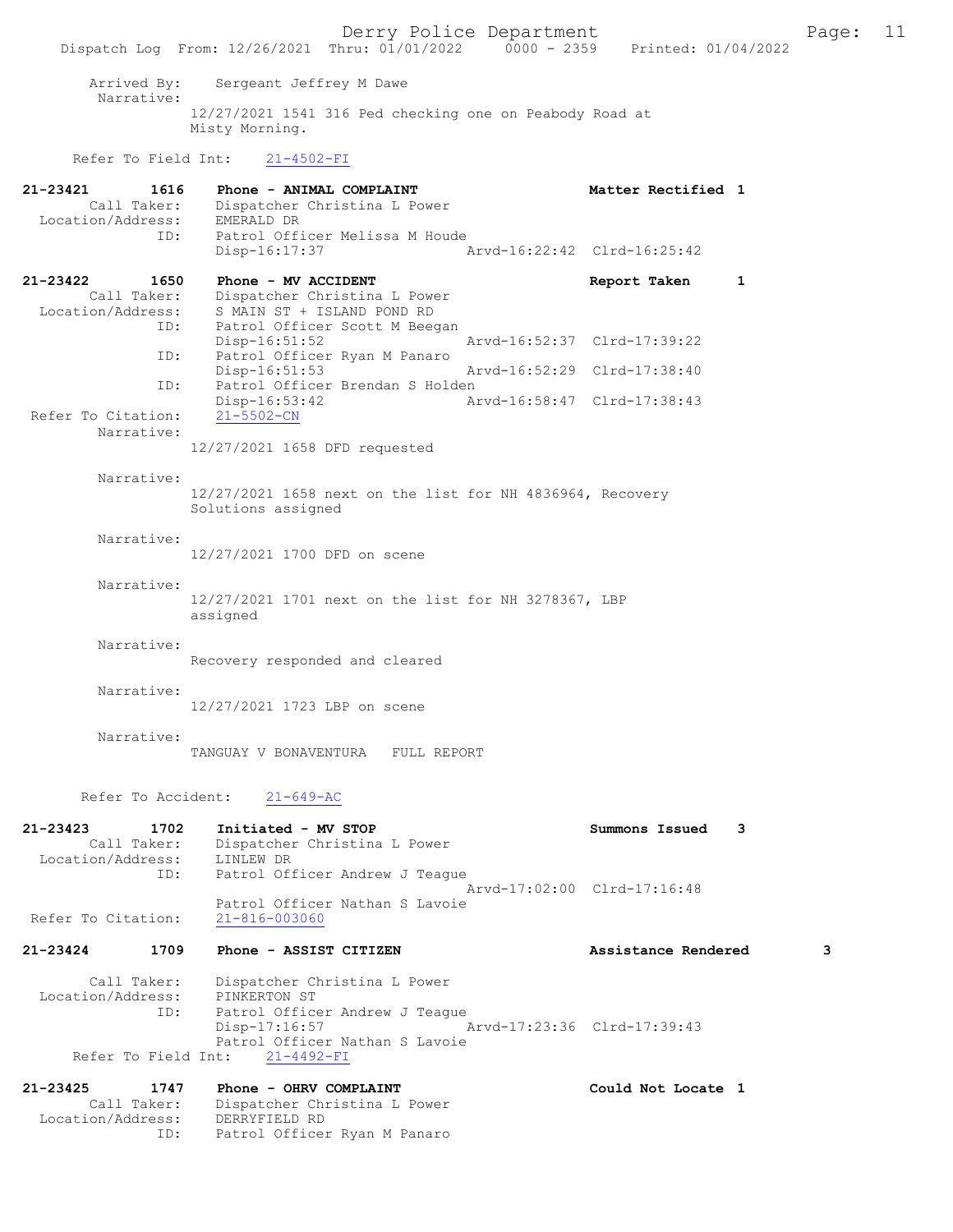Arrived By: Sergeant Jeffrey M Dawe
Narrative:
12/27/2021 1541 316 Ped checking one on Peabody Road at Misty Morning.

Refer To Field Int: 21-4502-FI

**21-23421 1616 Phone - ANIMAL COMPLAINT** — Matter Rectified 1
Call Taker: Dispatcher Christina L Power
Location/Address: EMERALD DR
ID: Patrol Officer Melissa M Houde
Disp-16:17:37 Arvd-16:22:42 Clrd-16:25:42

**21-23422 1650 Phone - MV ACCIDENT** — Report Taken 1
Call Taker: Dispatcher Christina L Power
Location/Address: S MAIN ST + ISLAND POND RD
ID: Patrol Officer Scott M Beegan
Disp-16:51:52 Arvd-16:52:37 Clrd-17:39:22
ID: Patrol Officer Ryan M Panaro
Disp-16:51:53 Arvd-16:52:29 Clrd-17:38:40
ID: Patrol Officer Brendan S Holden
Disp-16:53:42 Arvd-16:58:47 Clrd-17:38:43
Refer To Citation: 21-5502-CN
Narrative:
12/27/2021 1658 DFD requested

Narrative:
12/27/2021 1658 next on the list for NH 4836964, Recovery Solutions assigned

Narrative:
12/27/2021 1700 DFD on scene

Narrative:
12/27/2021 1701 next on the list for NH 3278367, LBP assigned

Narrative:
Recovery responded and cleared

Narrative:
12/27/2021 1723 LBP on scene

Narrative:
TANGUAY V BONAVENTURA FULL REPORT

Refer To Accident: 21-649-AC

**21-23423 1702 Initiated - MV STOP** — Summons Issued 3
Call Taker: Dispatcher Christina L Power
Location/Address: LINLEW DR
ID: Patrol Officer Andrew J Teague
Arvd-17:02:00 Clrd-17:16:48
Patrol Officer Nathan S Lavoie
Refer To Citation: 21-816-003060

**21-23424 1709 Phone - ASSIST CITIZEN** — Assistance Rendered 3
Call Taker: Dispatcher Christina L Power
Location/Address: PINKERTON ST
ID: Patrol Officer Andrew J Teague
Disp-17:16:57 Arvd-17:23:36 Clrd-17:39:43
Patrol Officer Nathan S Lavoie
Refer To Field Int: 21-4492-FI

**21-23425 1747 Phone - OHRV COMPLAINT** — Could Not Locate 1
Call Taker: Dispatcher Christina L Power
Location/Address: DERRYFIELD RD
ID: Patrol Officer Ryan M Panaro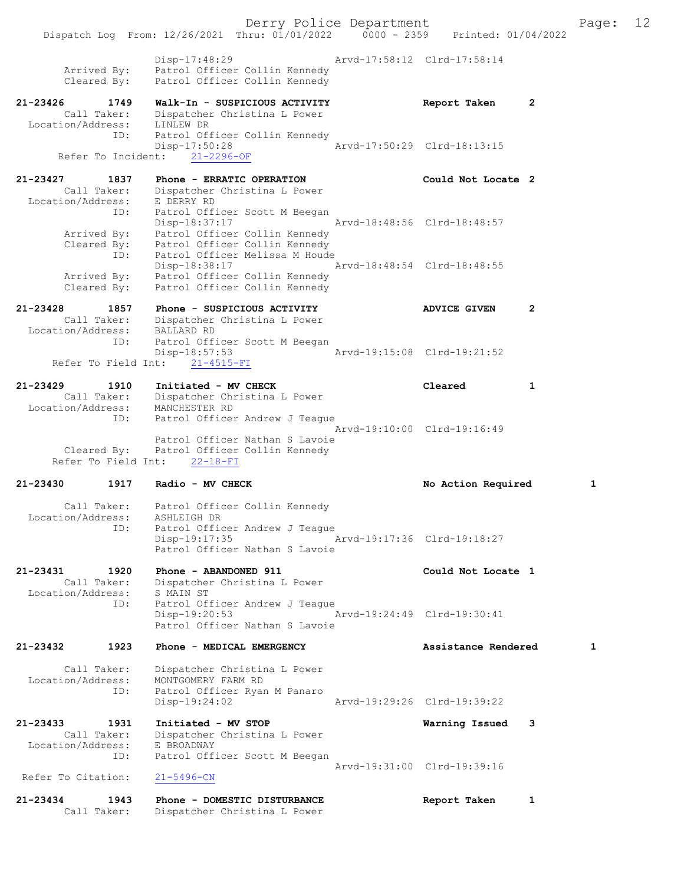Disp-17:48:29 Arvd-17:58:12 Clrd-17:58:14
Arrived By: Patrol Officer Collin Kennedy
Cleared By: Patrol Officer Collin Kennedy

21-23426 1749 Walk-In - SUSPICIOUS ACTIVITY Report Taken 2
Call Taker: Dispatcher Christina L Power
Location/Address: LINLEW DR
ID: Patrol Officer Collin Kennedy
Disp-17:50:28 Arvd-17:50:29 Clrd-18:13:15
Refer To Incident: 21-2296-OF

21-23427 1837 Phone - ERRATIC OPERATION Could Not Locate 2
Call Taker: Dispatcher Christina L Power
Location/Address: E DERRY RD
ID: Patrol Officer Scott M Beegan
Disp-18:37:17 Arvd-18:48:56 Clrd-18:48:57
Arrived By: Patrol Officer Collin Kennedy
Cleared By: Patrol Officer Collin Kennedy
ID: Patrol Officer Melissa M Houde
Disp-18:38:17 Arvd-18:48:54 Clrd-18:48:55
Arrived By: Patrol Officer Collin Kennedy
Cleared By: Patrol Officer Collin Kennedy

21-23428 1857 Phone - SUSPICIOUS ACTIVITY ADVICE GIVEN 2
Call Taker: Dispatcher Christina L Power
Location/Address: BALLARD RD
ID: Patrol Officer Scott M Beegan
Disp-18:57:53 Arvd-19:15:08 Clrd-19:21:52
Refer To Field Int: 21-4515-FI

21-23429 1910 Initiated - MV CHECK Cleared 1
Call Taker: Dispatcher Christina L Power
Location/Address: MANCHESTER RD
ID: Patrol Officer Andrew J Teague
Arvd-19:10:00 Clrd-19:16:49
Patrol Officer Nathan S Lavoie
Cleared By: Patrol Officer Collin Kennedy
Refer To Field Int: 22-18-FI

21-23430 1917 Radio - MV CHECK No Action Required 1
Call Taker: Patrol Officer Collin Kennedy
Location/Address: ASHLEIGH DR
ID: Patrol Officer Andrew J Teague
Disp-19:17:35 Arvd-19:17:36 Clrd-19:18:27
Patrol Officer Nathan S Lavoie

21-23431 1920 Phone - ABANDONED 911 Could Not Locate 1
Call Taker: Dispatcher Christina L Power
Location/Address: S MAIN ST
ID: Patrol Officer Andrew J Teague
Disp-19:20:53 Arvd-19:24:49 Clrd-19:30:41
Patrol Officer Nathan S Lavoie

21-23432 1923 Phone - MEDICAL EMERGENCY Assistance Rendered 1
Call Taker: Dispatcher Christina L Power
Location/Address: MONTGOMERY FARM RD
ID: Patrol Officer Ryan M Panaro
Disp-19:24:02 Arvd-19:29:26 Clrd-19:39:22

21-23433 1931 Initiated - MV STOP Warning Issued 3
Call Taker: Dispatcher Christina L Power
Location/Address: E BROADWAY
ID: Patrol Officer Scott M Beegan
Arvd-19:31:00 Clrd-19:39:16
Refer To Citation: 21-5496-CN

21-23434 1943 Phone - DOMESTIC DISTURBANCE Report Taken 1
Call Taker: Dispatcher Christina L Power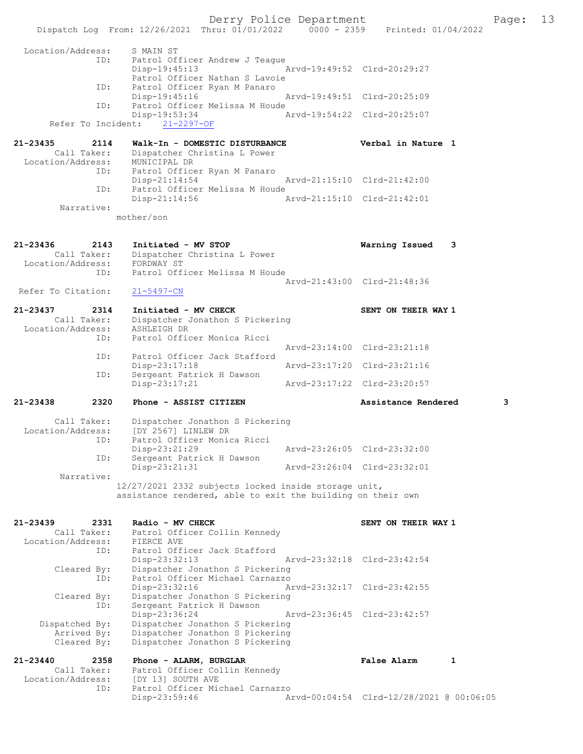```
 Location/Address:     S MAIN ST
               ID:     Patrol Officer Andrew J Teague
                       Disp-19:45:13                 Arvd-19:49:52  Clrd-20:29:27
                       Patrol Officer Nathan S Lavoie
               ID:     Patrol Officer Ryan M Panaro
                       Disp-19:45:16                 Arvd-19:49:51  Clrd-20:25:09
               ID:     Patrol Officer Melissa M Houde
                       Disp-19:53:34                 Arvd-19:54:22  Clrd-20:25:07
      Refer To Incident:    21-2297-OF

21-23435       2114    Walk-In - DOMESTIC DISTURBANCE              Verbal in Nature  1
        Call Taker:    Dispatcher Christina L Power
  Location/Address:    MUNICIPAL DR
               ID:     Patrol Officer Ryan M Panaro
                       Disp-21:14:54                 Arvd-21:15:10  Clrd-21:42:00
               ID:     Patrol Officer Melissa M Houde
                       Disp-21:14:56                 Arvd-21:15:10  Clrd-21:42:01
         Narrative:
                   mother/son

21-23436       2143    Initiated - MV STOP                         Warning Issued    3
        Call Taker:    Dispatcher Christina L Power
  Location/Address:    FORDWAY ST
               ID:     Patrol Officer Melissa M Houde
                                                     Arvd-21:43:00  Clrd-21:48:36
 Refer To Citation:    21-5497-CN

21-23437       2314    Initiated - MV CHECK                        SENT ON THEIR WAY 1
        Call Taker:    Dispatcher Jonathon S Pickering
  Location/Address:    ASHLEIGH DR
               ID:     Patrol Officer Monica Ricci
                                                     Arvd-23:14:00  Clrd-23:21:18
               ID:     Patrol Officer Jack Stafford
                       Disp-23:17:18                 Arvd-23:17:20  Clrd-23:21:16
               ID:     Sergeant Patrick H Dawson
                       Disp-23:17:21                 Arvd-23:17:22  Clrd-23:20:57

21-23438       2320    Phone - ASSIST CITIZEN                      Assistance Rendered         3

        Call Taker:    Dispatcher Jonathon S Pickering
  Location/Address:    [DY 2567] LINLEW DR
               ID:     Patrol Officer Monica Ricci
                       Disp-23:21:29                 Arvd-23:26:05  Clrd-23:32:00
               ID:     Sergeant Patrick H Dawson
                       Disp-23:21:31                 Arvd-23:26:04  Clrd-23:32:01
         Narrative:
                   12/27/2021 2332 subjects locked inside storage unit,
                   assistance rendered, able to exit the building on their own

21-23439       2331    Radio - MV CHECK                            SENT ON THEIR WAY 1
        Call Taker:    Patrol Officer Collin Kennedy
  Location/Address:    PIERCE AVE
               ID:     Patrol Officer Jack Stafford
                       Disp-23:32:13                 Arvd-23:32:18  Clrd-23:42:54
        Cleared By:    Dispatcher Jonathon S Pickering
               ID:     Patrol Officer Michael Carnazzo
                       Disp-23:32:16                 Arvd-23:32:17  Clrd-23:42:55
        Cleared By:    Dispatcher Jonathon S Pickering
               ID:     Sergeant Patrick H Dawson
                       Disp-23:36:24                 Arvd-23:36:45  Clrd-23:42:57
     Dispatched By:    Dispatcher Jonathon S Pickering
        Arrived By:    Dispatcher Jonathon S Pickering
        Cleared By:    Dispatcher Jonathon S Pickering

21-23440       2358    Phone - ALARM, BURGLAR                      False Alarm       1
        Call Taker:    Patrol Officer Collin Kennedy
  Location/Address:    [DY 13] SOUTH AVE
               ID:     Patrol Officer Michael Carnazzo
                       Disp-23:59:46                 Arvd-00:04:54  Clrd-12/28/2021 @ 00:06:05
```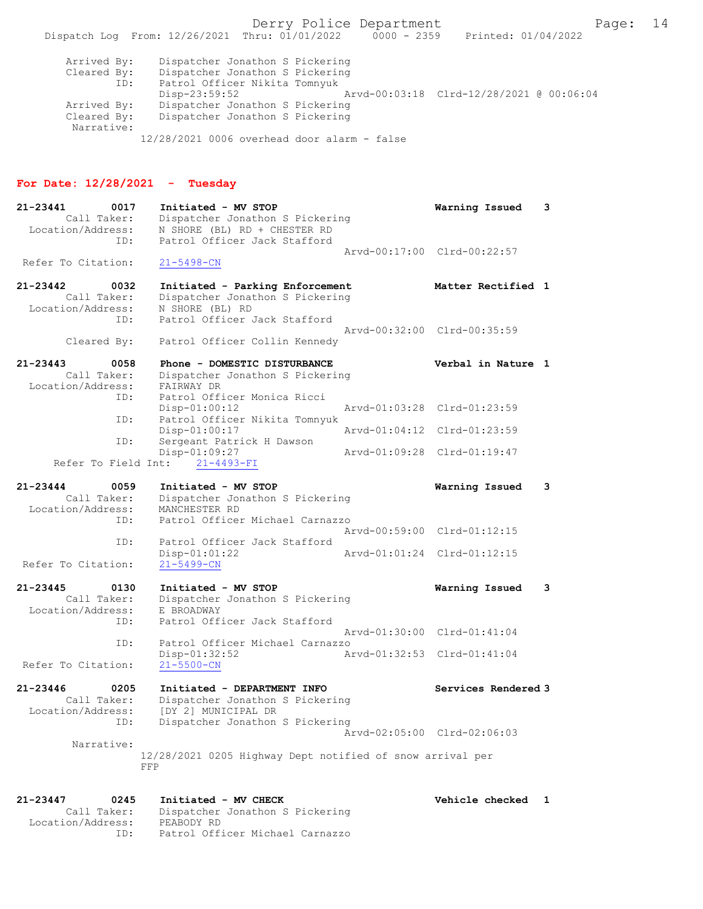```
        Arrived By:    Dispatcher Jonathon S Pickering
        Cleared By:    Dispatcher Jonathon S Pickering
               ID:     Patrol Officer Nikita Tomnyuk
                       Disp-23:59:52                 Arvd-00:03:18  Clrd-12/28/2021 @ 00:06:04
        Arrived By:    Dispatcher Jonathon S Pickering
        Cleared By:    Dispatcher Jonathon S Pickering
         Narrative:
                     12/28/2021 0006 overhead door alarm - false
```

## For Date: 12/28/2021 - Tuesday

```
21-23441        0017    Initiated - MV STOP                          Warning Issued    3
         Call Taker:    Dispatcher Jonathon S Pickering
   Location/Address:    N SHORE (BL) RD + CHESTER RD
                 ID:    Patrol Officer Jack Stafford
                                                     Arvd-00:17:00  Clrd-00:22:57
  Refer To Citation:    21-5498-CN

21-23442        0032    Initiated - Parking Enforcement              Matter Rectified 1
         Call Taker:    Dispatcher Jonathon S Pickering
   Location/Address:    N SHORE (BL) RD
                 ID:    Patrol Officer Jack Stafford
                                                     Arvd-00:32:00  Clrd-00:35:59
         Cleared By:    Patrol Officer Collin Kennedy

21-23443        0058    Phone - DOMESTIC DISTURBANCE                 Verbal in Nature 1
         Call Taker:    Dispatcher Jonathon S Pickering
   Location/Address:    FAIRWAY DR
                 ID:    Patrol Officer Monica Ricci
                        Disp-01:00:12                Arvd-01:03:28  Clrd-01:23:59
                 ID:    Patrol Officer Nikita Tomnyuk
                        Disp-01:00:17                Arvd-01:04:12  Clrd-01:23:59
                 ID:    Sergeant Patrick H Dawson
                        Disp-01:09:27                Arvd-01:09:28  Clrd-01:19:47
      Refer To Field Int:    21-4493-FI

21-23444        0059    Initiated - MV STOP                          Warning Issued    3
         Call Taker:    Dispatcher Jonathon S Pickering
   Location/Address:    MANCHESTER RD
                 ID:    Patrol Officer Michael Carnazzo
                                                     Arvd-00:59:00  Clrd-01:12:15
                 ID:    Patrol Officer Jack Stafford
                        Disp-01:01:22                Arvd-01:01:24  Clrd-01:12:15
  Refer To Citation:    21-5499-CN

21-23445        0130    Initiated - MV STOP                          Warning Issued    3
         Call Taker:    Dispatcher Jonathon S Pickering
   Location/Address:    E BROADWAY
                 ID:    Patrol Officer Jack Stafford
                                                     Arvd-01:30:00  Clrd-01:41:04
                 ID:    Patrol Officer Michael Carnazzo
                        Disp-01:32:52                Arvd-01:32:53  Clrd-01:41:04
  Refer To Citation:    21-5500-CN

21-23446        0205    Initiated - DEPARTMENT INFO                  Services Rendered 3
         Call Taker:    Dispatcher Jonathon S Pickering
   Location/Address:    [DY 2] MUNICIPAL DR
                 ID:    Dispatcher Jonathon S Pickering
                                                     Arvd-02:05:00  Clrd-02:06:03
          Narrative:
                     12/28/2021 0205 Highway Dept notified of snow arrival per
                     FFP

21-23447        0245    Initiated - MV CHECK                         Vehicle checked   1
         Call Taker:    Dispatcher Jonathon S Pickering
   Location/Address:    PEABODY RD
                 ID:    Patrol Officer Michael Carnazzo
```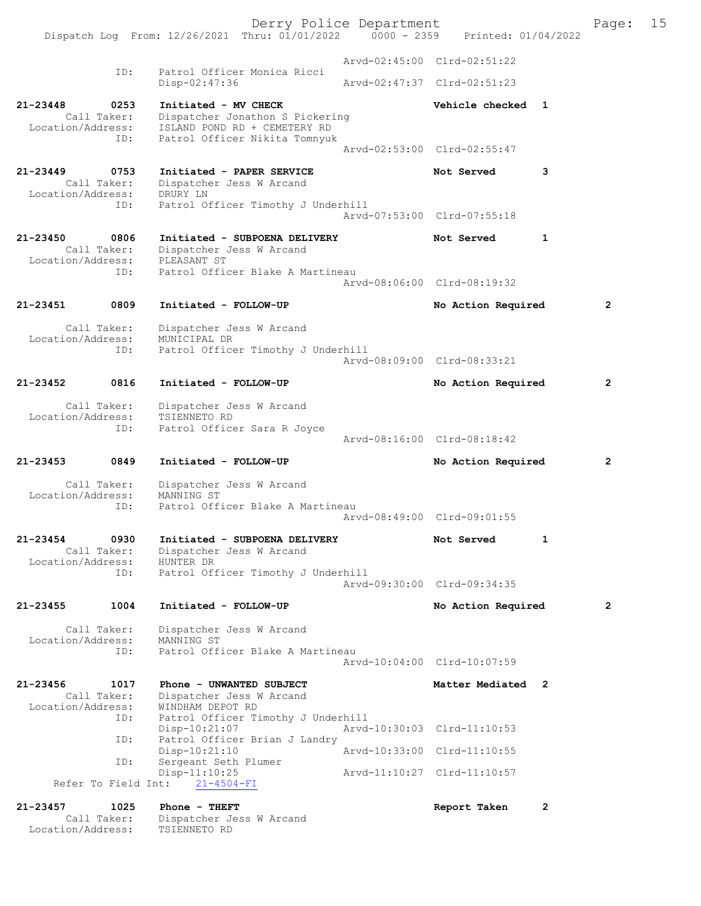```
                                        Arvd-02:45:00  Clrd-02:51:22
               ID:     Patrol Officer Monica Ricci
                       Disp-02:47:36    Arvd-02:47:37  Clrd-02:51:23

21-23448       0253    Initiated - MV CHECK                  Vehicle checked  1
       Call Taker:     Dispatcher Jonathon S Pickering
 Location/Address:     ISLAND POND RD + CEMETERY RD
               ID:     Patrol Officer Nikita Tomnyuk
                                        Arvd-02:53:00  Clrd-02:55:47

21-23449       0753    Initiated - PAPER SERVICE             Not Served       3
       Call Taker:     Dispatcher Jess W Arcand
 Location/Address:     DRURY LN
               ID:     Patrol Officer Timothy J Underhill
                                        Arvd-07:53:00  Clrd-07:55:18

21-23450       0806    Initiated - SUBPOENA DELIVERY         Not Served       1
       Call Taker:     Dispatcher Jess W Arcand
 Location/Address:     PLEASANT ST
               ID:     Patrol Officer Blake A Martineau
                                        Arvd-08:06:00  Clrd-08:19:32

21-23451       0809    Initiated - FOLLOW-UP                 No Action Required        2

       Call Taker:     Dispatcher Jess W Arcand
 Location/Address:     MUNICIPAL DR
               ID:     Patrol Officer Timothy J Underhill
                                        Arvd-08:09:00  Clrd-08:33:21

21-23452       0816    Initiated - FOLLOW-UP                 No Action Required        2

       Call Taker:     Dispatcher Jess W Arcand
 Location/Address:     TSIENNETO RD
               ID:     Patrol Officer Sara R Joyce
                                        Arvd-08:16:00  Clrd-08:18:42

21-23453       0849    Initiated - FOLLOW-UP                 No Action Required        2

       Call Taker:     Dispatcher Jess W Arcand
 Location/Address:     MANNING ST
               ID:     Patrol Officer Blake A Martineau
                                        Arvd-08:49:00  Clrd-09:01:55

21-23454       0930    Initiated - SUBPOENA DELIVERY         Not Served       1
       Call Taker:     Dispatcher Jess W Arcand
 Location/Address:     HUNTER DR
               ID:     Patrol Officer Timothy J Underhill
                                        Arvd-09:30:00  Clrd-09:34:35

21-23455       1004    Initiated - FOLLOW-UP                 No Action Required        2

       Call Taker:     Dispatcher Jess W Arcand
 Location/Address:     MANNING ST
               ID:     Patrol Officer Blake A Martineau
                                        Arvd-10:04:00  Clrd-10:07:59

21-23456       1017    Phone - UNWANTED SUBJECT              Matter Mediated  2
       Call Taker:     Dispatcher Jess W Arcand
 Location/Address:     WINDHAM DEPOT RD
               ID:     Patrol Officer Timothy J Underhill
                       Disp-10:21:07    Arvd-10:30:03  Clrd-11:10:53
               ID:     Patrol Officer Brian J Landry
                       Disp-10:21:10    Arvd-10:33:00  Clrd-11:10:55
               ID:     Sergeant Seth Plumer
                       Disp-11:10:25    Arvd-11:10:27  Clrd-11:10:57
     Refer To Field Int:    21-4504-FI

21-23457       1025    Phone - THEFT                         Report Taken     2
       Call Taker:     Dispatcher Jess W Arcand
 Location/Address:     TSIENNETO RD
```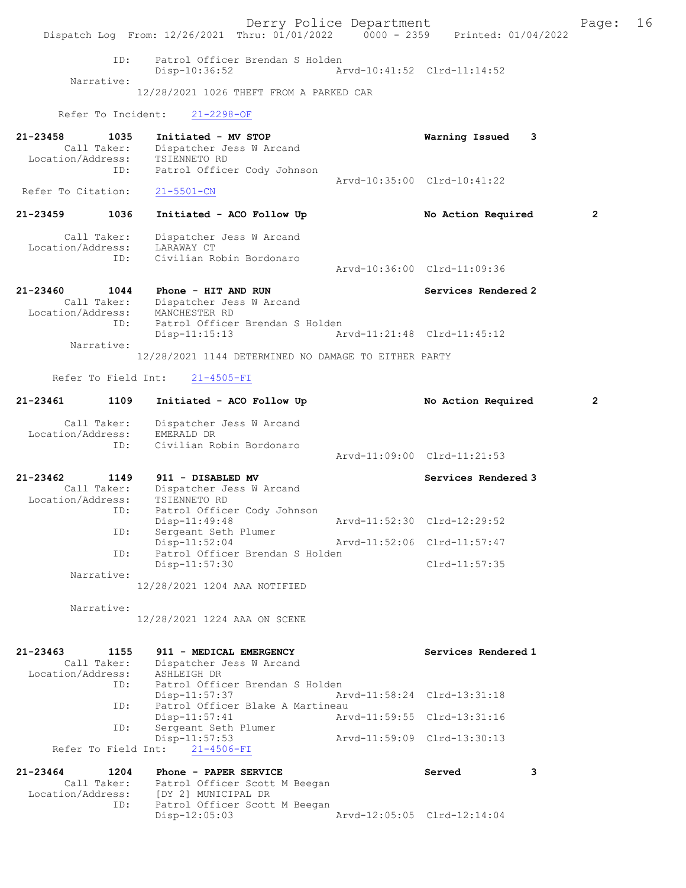```
            ID:     Patrol Officer Brendan S Holden
                    Disp-10:36:52                Arvd-10:41:52  Clrd-11:14:52
     Narrative:
                  12/28/2021 1026 THEFT FROM A PARKED CAR

     Refer To Incident:    21-2298-OF

21-23458        1035    Initiated - MV STOP                       Warning Issued    3
        Call Taker:     Dispatcher Jess W Arcand
  Location/Address:     TSIENNETO RD
               ID:      Patrol Officer Cody Johnson
                                                 Arvd-10:35:00  Clrd-10:41:22
  Refer To Citation:    21-5501-CN

21-23459        1036    Initiated - ACO Follow Up                 No Action Required        2

        Call Taker:     Dispatcher Jess W Arcand
  Location/Address:     LARAWAY CT
               ID:      Civilian Robin Bordonaro
                                                 Arvd-10:36:00  Clrd-11:09:36

21-23460        1044    Phone - HIT AND RUN                       Services Rendered 2
        Call Taker:     Dispatcher Jess W Arcand
  Location/Address:     MANCHESTER RD
               ID:      Patrol Officer Brendan S Holden
                        Disp-11:15:13                Arvd-11:21:48  Clrd-11:45:12
         Narrative:
                  12/28/2021 1144 DETERMINED NO DAMAGE TO EITHER PARTY

     Refer To Field Int:    21-4505-FI

21-23461        1109    Initiated - ACO Follow Up                 No Action Required        2

        Call Taker:     Dispatcher Jess W Arcand
  Location/Address:     EMERALD DR
               ID:      Civilian Robin Bordonaro
                                                 Arvd-11:09:00  Clrd-11:21:53

21-23462        1149    911 - DISABLED MV                         Services Rendered 3
        Call Taker:     Dispatcher Jess W Arcand
  Location/Address:     TSIENNETO RD
               ID:      Patrol Officer Cody Johnson
                        Disp-11:49:48                Arvd-11:52:30  Clrd-12:29:52
               ID:      Sergeant Seth Plumer
                        Disp-11:52:04                Arvd-11:52:06  Clrd-11:57:47
               ID:      Patrol Officer Brendan S Holden
                        Disp-11:57:30                               Clrd-11:57:35
         Narrative:
                  12/28/2021 1204 AAA NOTIFIED

         Narrative:
                  12/28/2021 1224 AAA ON SCENE


21-23463        1155    911 - MEDICAL EMERGENCY                   Services Rendered 1
        Call Taker:     Dispatcher Jess W Arcand
  Location/Address:     ASHLEIGH DR
               ID:      Patrol Officer Brendan S Holden
                        Disp-11:57:37                Arvd-11:58:24  Clrd-13:31:18
               ID:      Patrol Officer Blake A Martineau
                        Disp-11:57:41                Arvd-11:59:55  Clrd-13:31:16
               ID:      Sergeant Seth Plumer
                        Disp-11:57:53                Arvd-11:59:09  Clrd-13:30:13
     Refer To Field Int:    21-4506-FI

21-23464        1204    Phone - PAPER SERVICE                     Served            3
        Call Taker:     Patrol Officer Scott M Beegan
  Location/Address:     [DY 2] MUNICIPAL DR
               ID:      Patrol Officer Scott M Beegan
                        Disp-12:05:03                Arvd-12:05:05  Clrd-12:14:04
```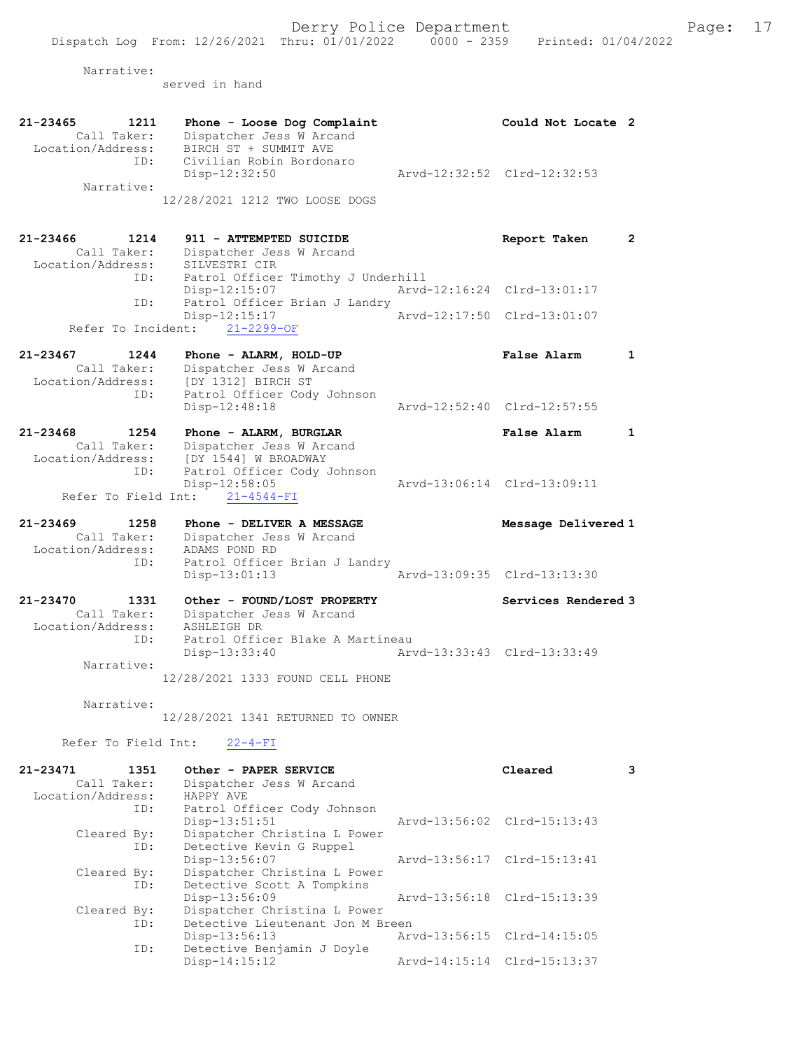Narrative:
served in hand

21-23465 1211 Phone - Loose Dog Complaint Could Not Locate 2
Call Taker: Dispatcher Jess W Arcand
Location/Address: BIRCH ST + SUMMIT AVE
ID: Civilian Robin Bordonaro
Disp-12:32:50 Arvd-12:32:52 Clrd-12:32:53
Narrative:
12/28/2021 1212 TWO LOOSE DOGS

21-23466 1214 911 - ATTEMPTED SUICIDE Report Taken 2
Call Taker: Dispatcher Jess W Arcand
Location/Address: SILVESTRI CIR
ID: Patrol Officer Timothy J Underhill
Disp-12:15:07 Arvd-12:16:24 Clrd-13:01:17
ID: Patrol Officer Brian J Landry
Disp-12:15:17 Arvd-12:17:50 Clrd-13:01:07
Refer To Incident: 21-2299-OF

21-23467 1244 Phone - ALARM, HOLD-UP False Alarm 1
Call Taker: Dispatcher Jess W Arcand
Location/Address: [DY 1312] BIRCH ST
ID: Patrol Officer Cody Johnson
Disp-12:48:18 Arvd-12:52:40 Clrd-12:57:55

21-23468 1254 Phone - ALARM, BURGLAR False Alarm 1
Call Taker: Dispatcher Jess W Arcand
Location/Address: [DY 1544] W BROADWAY
ID: Patrol Officer Cody Johnson
Disp-12:58:05 Arvd-13:06:14 Clrd-13:09:11
Refer To Field Int: 21-4544-FI

21-23469 1258 Phone - DELIVER A MESSAGE Message Delivered 1
Call Taker: Dispatcher Jess W Arcand
Location/Address: ADAMS POND RD
ID: Patrol Officer Brian J Landry
Disp-13:01:13 Arvd-13:09:35 Clrd-13:13:30

21-23470 1331 Other - FOUND/LOST PROPERTY Services Rendered 3
Call Taker: Dispatcher Jess W Arcand
Location/Address: ASHLEIGH DR
ID: Patrol Officer Blake A Martineau
Disp-13:33:40 Arvd-13:33:43 Clrd-13:33:49
Narrative:
12/28/2021 1333 FOUND CELL PHONE

Narrative:
12/28/2021 1341 RETURNED TO OWNER

Refer To Field Int: 22-4-FI

21-23471 1351 Other - PAPER SERVICE Cleared 3
Call Taker: Dispatcher Jess W Arcand
Location/Address: HAPPY AVE
ID: Patrol Officer Cody Johnson
Disp-13:51:51 Arvd-13:56:02 Clrd-15:13:43
Cleared By: Dispatcher Christina L Power
ID: Detective Kevin G Ruppel
Disp-13:56:07 Arvd-13:56:17 Clrd-15:13:41
Cleared By: Dispatcher Christina L Power
ID: Detective Scott A Tompkins
Disp-13:56:09 Arvd-13:56:18 Clrd-15:13:39
Cleared By: Dispatcher Christina L Power
ID: Detective Lieutenant Jon M Breen
Disp-13:56:13 Arvd-13:56:15 Clrd-14:15:05
ID: Detective Benjamin J Doyle
Disp-14:15:12 Arvd-14:15:14 Clrd-15:13:37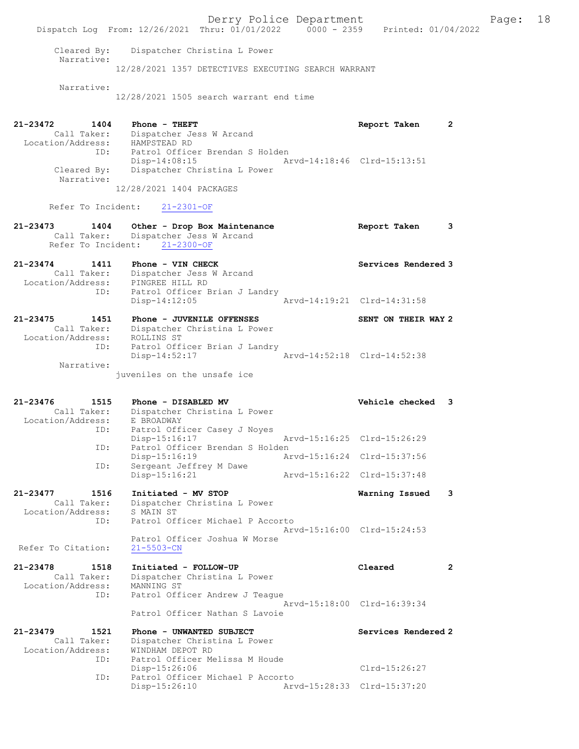```
        Cleared By:    Dispatcher Christina L Power
         Narrative:
                    12/28/2021 1357 DETECTIVES EXECUTING SEARCH WARRANT

         Narrative:
                    12/28/2021 1505 search warrant end time


21-23472        1404    Phone - THEFT                               Report Taken      2
         Call Taker:    Dispatcher Jess W Arcand
   Location/Address:    HAMPSTEAD RD
                ID:     Patrol Officer Brendan S Holden
                        Disp-14:08:15              Arvd-14:18:46  Clrd-15:13:51
        Cleared By:     Dispatcher Christina L Power
         Narrative:
                    12/28/2021 1404 PACKAGES

      Refer To Incident:     21-2301-OF

21-23473        1404    Other - Drop Box Maintenance                Report Taken      3
         Call Taker:    Dispatcher Jess W Arcand
      Refer To Incident:     21-2300-OF

21-23474        1411    Phone - VIN CHECK                           Services Rendered 3
         Call Taker:    Dispatcher Jess W Arcand
   Location/Address:    PINGREE HILL RD
                ID:     Patrol Officer Brian J Landry
                        Disp-14:12:05              Arvd-14:19:21  Clrd-14:31:58

21-23475        1451    Phone - JUVENILE OFFENSES                   SENT ON THEIR WAY 2
         Call Taker:    Dispatcher Christina L Power
   Location/Address:    ROLLINS ST
                ID:     Patrol Officer Brian J Landry
                        Disp-14:52:17              Arvd-14:52:18  Clrd-14:52:38
         Narrative:
                    juveniles on the unsafe ice


21-23476        1515    Phone - DISABLED MV                         Vehicle checked   3
         Call Taker:    Dispatcher Christina L Power
   Location/Address:    E BROADWAY
                ID:     Patrol Officer Casey J Noyes
                        Disp-15:16:17              Arvd-15:16:25  Clrd-15:26:29
                ID:     Patrol Officer Brendan S Holden
                        Disp-15:16:19              Arvd-15:16:24  Clrd-15:37:56
                ID:     Sergeant Jeffrey M Dawe
                        Disp-15:16:21              Arvd-15:16:22  Clrd-15:37:48

21-23477        1516    Initiated - MV STOP                         Warning Issued    3
         Call Taker:    Dispatcher Christina L Power
   Location/Address:    S MAIN ST
                ID:     Patrol Officer Michael P Accorto
                                                   Arvd-15:16:00  Clrd-15:24:53
                        Patrol Officer Joshua W Morse
  Refer To Citation:    21-5503-CN

21-23478        1518    Initiated - FOLLOW-UP                       Cleared           2
         Call Taker:    Dispatcher Christina L Power
   Location/Address:    MANNING ST
                ID:     Patrol Officer Andrew J Teague
                                                   Arvd-15:18:00  Clrd-16:39:34
                        Patrol Officer Nathan S Lavoie

21-23479        1521    Phone - UNWANTED SUBJECT                    Services Rendered 2
         Call Taker:    Dispatcher Christina L Power
   Location/Address:    WINDHAM DEPOT RD
                ID:     Patrol Officer Melissa M Houde
                        Disp-15:26:06                             Clrd-15:26:27
                ID:     Patrol Officer Michael P Accorto
                        Disp-15:26:10              Arvd-15:28:33  Clrd-15:37:20
```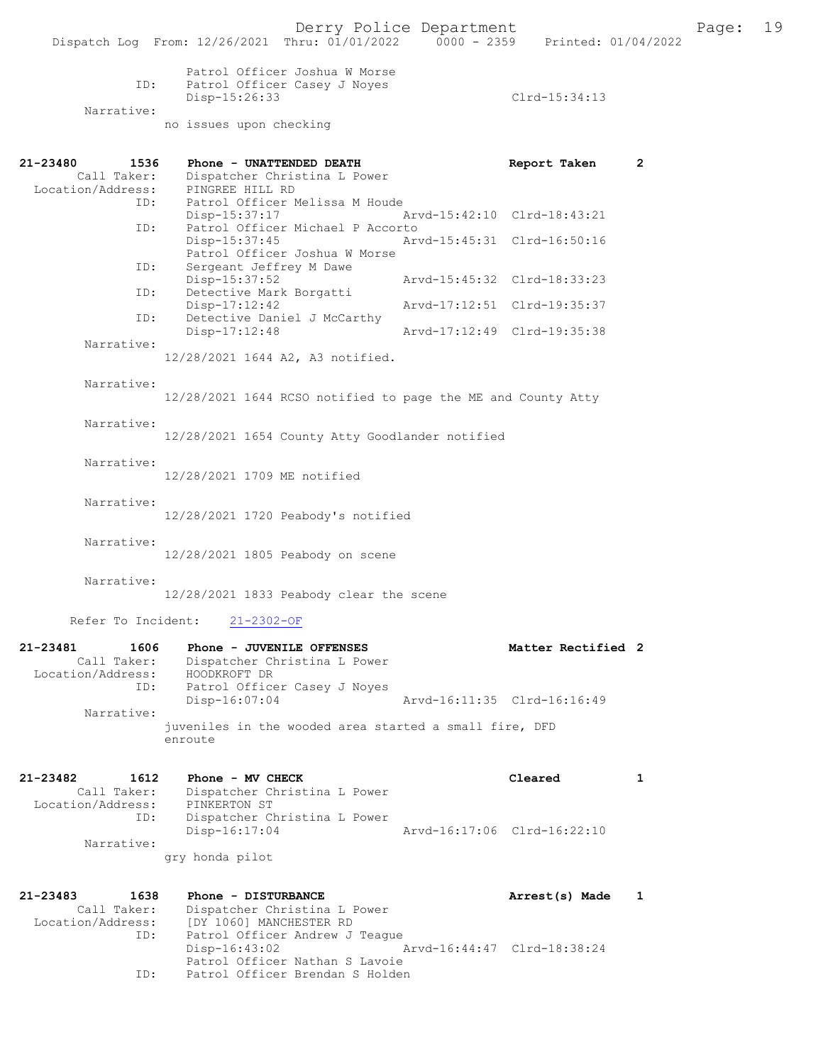Patrol Officer Joshua W Morse
ID: Patrol Officer Casey J Noyes
Disp-15:26:33 Clrd-15:34:13
Narrative:
no issues upon checking

21-23480 1536 Phone - UNATTENDED DEATH Report Taken 2
Call Taker: Dispatcher Christina L Power
Location/Address: PINGREE HILL RD
ID: Patrol Officer Melissa M Houde
Disp-15:37:17 Arvd-15:42:10 Clrd-18:43:21
ID: Patrol Officer Michael P Accorto
Disp-15:37:45 Arvd-15:45:31 Clrd-16:50:16
Patrol Officer Joshua W Morse
ID: Sergeant Jeffrey M Dawe
Disp-15:37:52 Arvd-15:45:32 Clrd-18:33:23
ID: Detective Mark Borgatti
Disp-17:12:42 Arvd-17:12:51 Clrd-19:35:37
ID: Detective Daniel J McCarthy
Disp-17:12:48 Arvd-17:12:49 Clrd-19:35:38
Narrative:
12/28/2021 1644 A2, A3 notified.

Narrative:
12/28/2021 1644 RCSO notified to page the ME and County Atty

Narrative:
12/28/2021 1654 County Atty Goodlander notified

Narrative:
12/28/2021 1709 ME notified

Narrative:
12/28/2021 1720 Peabody's notified

Narrative:
12/28/2021 1805 Peabody on scene

Narrative:
12/28/2021 1833 Peabody clear the scene

Refer To Incident: 21-2302-OF

21-23481 1606 Phone - JUVENILE OFFENSES Matter Rectified 2
Call Taker: Dispatcher Christina L Power
Location/Address: HOODKROFT DR
ID: Patrol Officer Casey J Noyes
Disp-16:07:04 Arvd-16:11:35 Clrd-16:16:49
Narrative:
juveniles in the wooded area started a small fire, DFD enroute

21-23482 1612 Phone - MV CHECK Cleared 1
Call Taker: Dispatcher Christina L Power
Location/Address: PINKERTON ST
ID: Dispatcher Christina L Power
Disp-16:17:04 Arvd-16:17:06 Clrd-16:22:10
Narrative:
gry honda pilot

21-23483 1638 Phone - DISTURBANCE Arrest(s) Made 1
Call Taker: Dispatcher Christina L Power
Location/Address: [DY 1060] MANCHESTER RD
ID: Patrol Officer Andrew J Teague
Disp-16:43:02 Arvd-16:44:47 Clrd-18:38:24
Patrol Officer Nathan S Lavoie
ID: Patrol Officer Brendan S Holden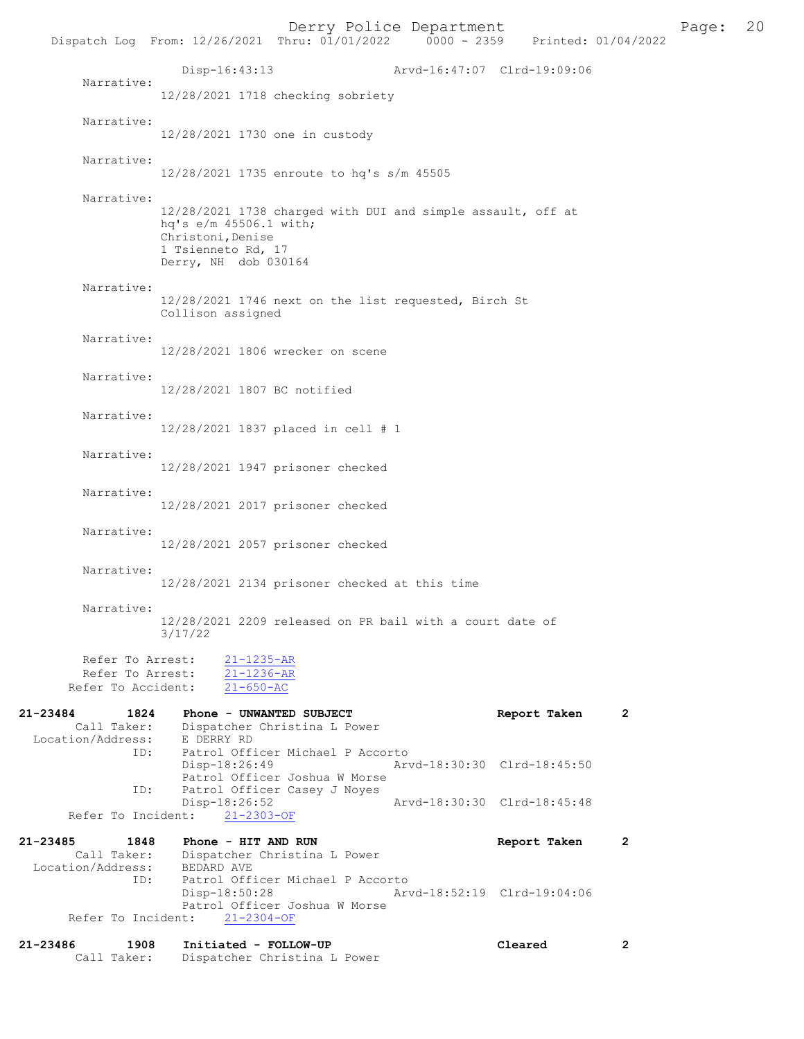Disp-16:43:13 Arvd-16:47:07 Clrd-19:09:06

Narrative:
12/28/2021 1718 checking sobriety

Narrative:
12/28/2021 1730 one in custody

Narrative:
12/28/2021 1735 enroute to hq's s/m 45505

Narrative:
12/28/2021 1738 charged with DUI and simple assault, off at hq's e/m 45506.1 with;
Christoni,Denise
1 Tsienneto Rd, 17
Derry, NH dob 030164

Narrative:
12/28/2021 1746 next on the list requested, Birch St Collison assigned

Narrative:
12/28/2021 1806 wrecker on scene

Narrative:
12/28/2021 1807 BC notified

Narrative:
12/28/2021 1837 placed in cell # 1

Narrative:
12/28/2021 1947 prisoner checked

Narrative:
12/28/2021 2017 prisoner checked

Narrative:
12/28/2021 2057 prisoner checked

Narrative:
12/28/2021 2134 prisoner checked at this time

Narrative:
12/28/2021 2209 released on PR bail with a court date of 3/17/22

Refer To Arrest: 21-1235-AR
Refer To Arrest: 21-1236-AR
Refer To Accident: 21-650-AC

**21-23484 1824 Phone - UNWANTED SUBJECT Report Taken 2**
Call Taker: Dispatcher Christina L Power
Location/Address: E DERRY RD
ID: Patrol Officer Michael P Accorto
Disp-18:26:49 Arvd-18:30:30 Clrd-18:45:50
Patrol Officer Joshua W Morse
ID: Patrol Officer Casey J Noyes
Disp-18:26:52 Arvd-18:30:30 Clrd-18:45:48
Refer To Incident: 21-2303-OF

**21-23485 1848 Phone - HIT AND RUN Report Taken 2**
Call Taker: Dispatcher Christina L Power
Location/Address: BEDARD AVE
ID: Patrol Officer Michael P Accorto
Disp-18:50:28 Arvd-18:52:19 Clrd-19:04:06
Patrol Officer Joshua W Morse
Refer To Incident: 21-2304-OF

**21-23486 1908 Initiated - FOLLOW-UP Cleared 2**
Call Taker: Dispatcher Christina L Power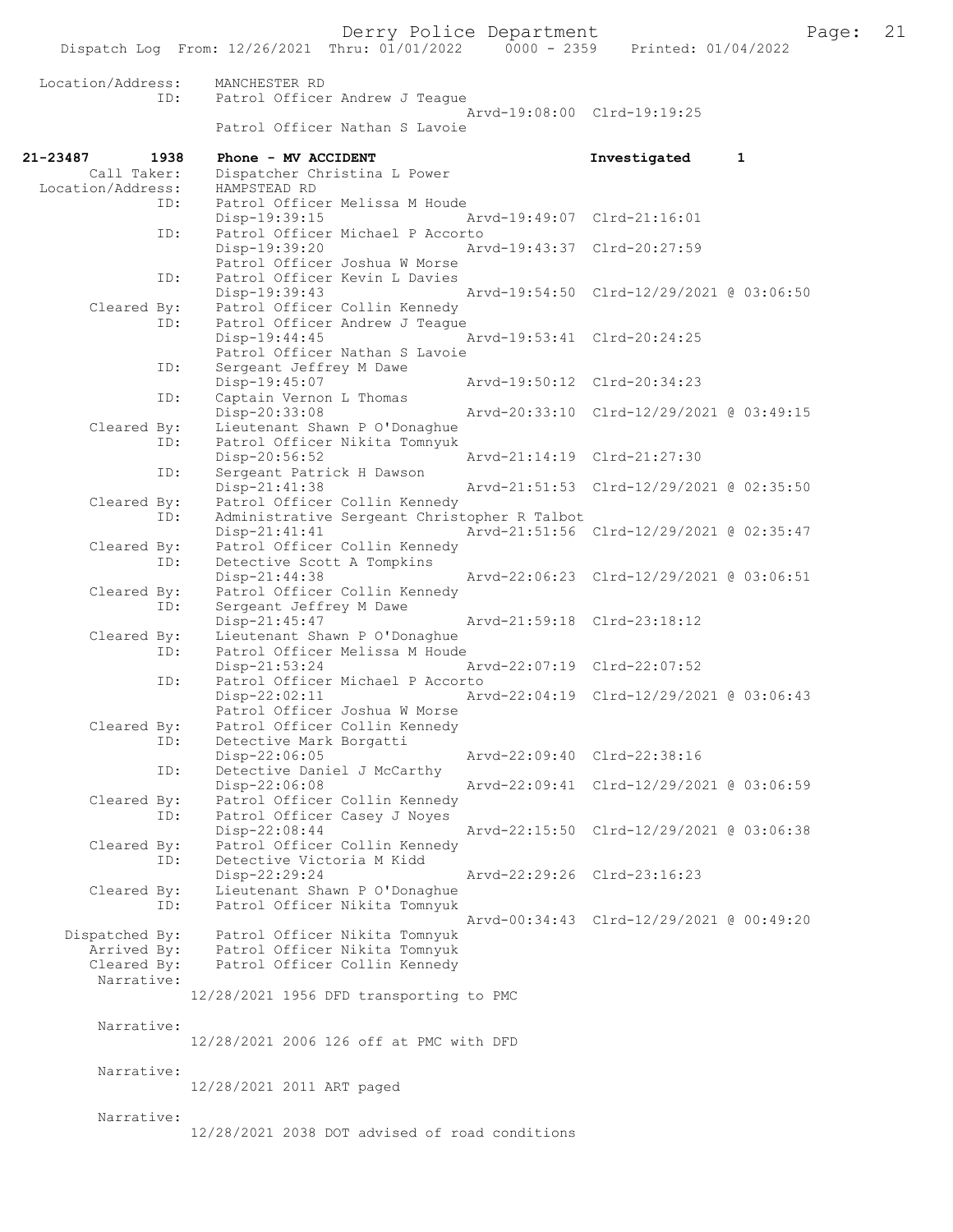Location/Address: MANCHESTER RD
ID: Patrol Officer Andrew J Teague
Arvd-19:08:00 Clrd-19:19:25
Patrol Officer Nathan S Lavoie

**21-23487 1938 Phone - MV ACCIDENT Investigated 1**

Call Taker: Dispatcher Christina L Power
Location/Address: HAMPSTEAD RD
ID: Patrol Officer Melissa M Houde
Disp-19:39:15 Arvd-19:49:07 Clrd-21:16:01
ID: Patrol Officer Michael P Accorto
Disp-19:39:20 Arvd-19:43:37 Clrd-20:27:59
Patrol Officer Joshua W Morse
ID: Patrol Officer Kevin L Davies
Disp-19:39:43 Arvd-19:54:50 Clrd-12/29/2021 @ 03:06:50
Cleared By: Patrol Officer Collin Kennedy
ID: Patrol Officer Andrew J Teague
Disp-19:44:45 Arvd-19:53:41 Clrd-20:24:25
Patrol Officer Nathan S Lavoie
ID: Sergeant Jeffrey M Dawe
Disp-19:45:07 Arvd-19:50:12 Clrd-20:34:23
ID: Captain Vernon L Thomas
Disp-20:33:08 Arvd-20:33:10 Clrd-12/29/2021 @ 03:49:15
Cleared By: Lieutenant Shawn P O'Donaghue
ID: Patrol Officer Nikita Tomnyuk
Disp-20:56:52 Arvd-21:14:19 Clrd-21:27:30
ID: Sergeant Patrick H Dawson
Disp-21:41:38 Arvd-21:51:53 Clrd-12/29/2021 @ 02:35:50
Cleared By: Patrol Officer Collin Kennedy
ID: Administrative Sergeant Christopher R Talbot
Disp-21:41:41 Arvd-21:51:56 Clrd-12/29/2021 @ 02:35:47
Cleared By: Patrol Officer Collin Kennedy
ID: Detective Scott A Tompkins
Disp-21:44:38 Arvd-22:06:23 Clrd-12/29/2021 @ 03:06:51
Cleared By: Patrol Officer Collin Kennedy
ID: Sergeant Jeffrey M Dawe
Disp-21:45:47 Arvd-21:59:18 Clrd-23:18:12
Cleared By: Lieutenant Shawn P O'Donaghue
ID: Patrol Officer Melissa M Houde
Disp-21:53:24 Arvd-22:07:19 Clrd-22:07:52
ID: Patrol Officer Michael P Accorto
Disp-22:02:11 Arvd-22:04:19 Clrd-12/29/2021 @ 03:06:43
Patrol Officer Joshua W Morse
Cleared By: Patrol Officer Collin Kennedy
ID: Detective Mark Borgatti
Disp-22:06:05 Arvd-22:09:40 Clrd-22:38:16
ID: Detective Daniel J McCarthy
Disp-22:06:08 Arvd-22:09:41 Clrd-12/29/2021 @ 03:06:59
Cleared By: Patrol Officer Collin Kennedy
ID: Patrol Officer Casey J Noyes
Disp-22:08:44 Arvd-22:15:50 Clrd-12/29/2021 @ 03:06:38
Cleared By: Patrol Officer Collin Kennedy
ID: Detective Victoria M Kidd
Disp-22:29:24 Arvd-22:29:26 Clrd-23:16:23
Cleared By: Lieutenant Shawn P O'Donaghue
ID: Patrol Officer Nikita Tomnyuk
Arvd-00:34:43 Clrd-12/29/2021 @ 00:49:20
Dispatched By: Patrol Officer Nikita Tomnyuk
Arrived By: Patrol Officer Nikita Tomnyuk
Cleared By: Patrol Officer Collin Kennedy

Narrative:
12/28/2021 1956 DFD transporting to PMC

Narrative:
12/28/2021 2006 126 off at PMC with DFD

Narrative:
12/28/2021 2011 ART paged

Narrative:
12/28/2021 2038 DOT advised of road conditions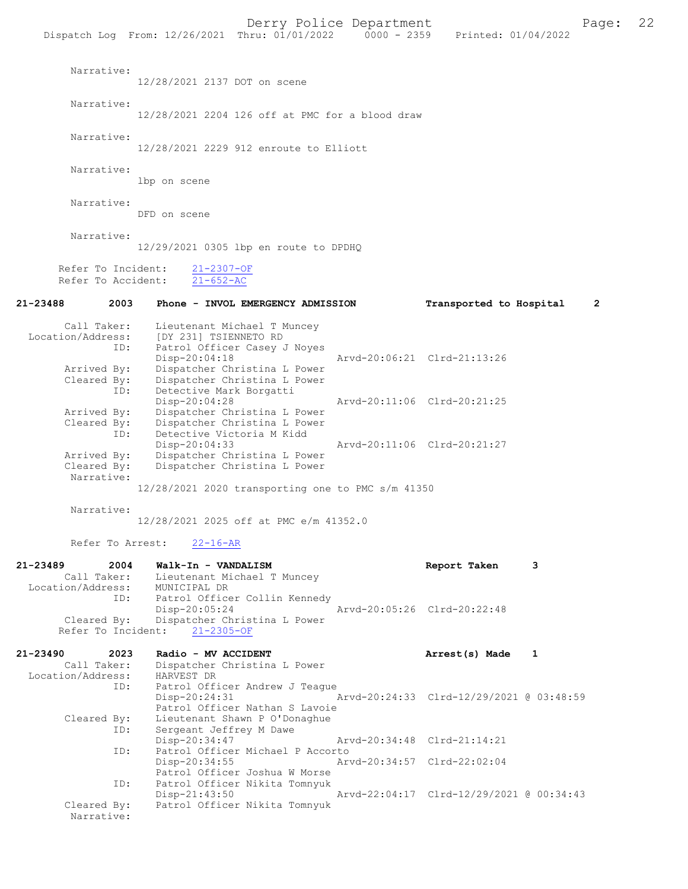Narrative:
12/28/2021 2137 DOT on scene

Narrative:
12/28/2021 2204 126 off at PMC for a blood draw

Narrative:
12/28/2021 2229 912 enroute to Elliott

Narrative:
lbp on scene

Narrative:
DFD on scene

Narrative:
12/29/2021 0305 lbp en route to DPDHQ

Refer To Incident: 21-2307-OF
Refer To Accident: 21-652-AC

**21-23488 2003 Phone - INVOL EMERGENCY ADMISSION Transported to Hospital 2**

Call Taker: Lieutenant Michael T Muncey
Location/Address: [DY 231] TSIENNETO RD
ID: Patrol Officer Casey J Noyes
Disp-20:04:18 Arvd-20:06:21 Clrd-21:13:26
Arrived By: Dispatcher Christina L Power
Cleared By: Dispatcher Christina L Power
ID: Detective Mark Borgatti
Disp-20:04:28 Arvd-20:11:06 Clrd-20:21:25
Arrived By: Dispatcher Christina L Power
Cleared By: Dispatcher Christina L Power
ID: Detective Victoria M Kidd
Disp-20:04:33 Arvd-20:11:06 Clrd-20:21:27
Arrived By: Dispatcher Christina L Power
Cleared By: Dispatcher Christina L Power
Narrative:
12/28/2021 2020 transporting one to PMC s/m 41350

Narrative:
12/28/2021 2025 off at PMC e/m 41352.0

Refer To Arrest: 22-16-AR

**21-23489 2004 Walk-In - VANDALISM Report Taken 3**

Call Taker: Lieutenant Michael T Muncey
Location/Address: MUNICIPAL DR
ID: Patrol Officer Collin Kennedy
Disp-20:05:24 Arvd-20:05:26 Clrd-20:22:48
Cleared By: Dispatcher Christina L Power
Refer To Incident: 21-2305-OF

**21-23490 2023 Radio - MV ACCIDENT Arrest(s) Made 1**

Call Taker: Dispatcher Christina L Power
Location/Address: HARVEST DR
ID: Patrol Officer Andrew J Teague
Disp-20:24:31 Arvd-20:24:33 Clrd-12/29/2021 @ 03:48:59
Patrol Officer Nathan S Lavoie
Cleared By: Lieutenant Shawn P O'Donaghue
ID: Sergeant Jeffrey M Dawe
Disp-20:34:47 Arvd-20:34:48 Clrd-21:14:21
ID: Patrol Officer Michael P Accorto
Disp-20:34:55 Arvd-20:34:57 Clrd-22:02:04
Patrol Officer Joshua W Morse
ID: Patrol Officer Nikita Tomnyuk
Disp-21:43:50 Arvd-22:04:17 Clrd-12/29/2021 @ 00:34:43
Cleared By: Patrol Officer Nikita Tomnyuk
Narrative: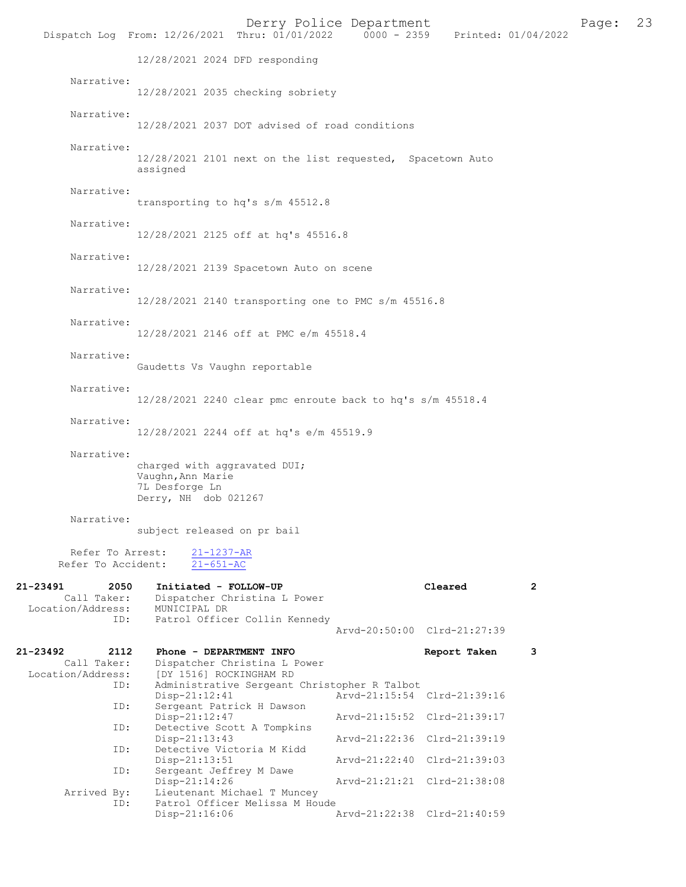12/28/2021 2024 DFD responding

Narrative:
12/28/2021 2035 checking sobriety

Narrative:
12/28/2021 2037 DOT advised of road conditions

Narrative:
12/28/2021 2101 next on the list requested, Spacetown Auto assigned

Narrative:
transporting to hq's s/m 45512.8

Narrative:
12/28/2021 2125 off at hq's 45516.8

Narrative:
12/28/2021 2139 Spacetown Auto on scene

Narrative:
12/28/2021 2140 transporting one to PMC s/m 45516.8

Narrative:
12/28/2021 2146 off at PMC e/m 45518.4

Narrative:
Gaudetts Vs Vaughn reportable

Narrative:
12/28/2021 2240 clear pmc enroute back to hq's s/m 45518.4

Narrative:
12/28/2021 2244 off at hq's e/m 45519.9

Narrative:
charged with aggravated DUI;
Vaughn,Ann Marie
7L Desforge Ln
Derry, NH dob 021267

Narrative:
subject released on pr bail

Refer To Arrest: 21-1237-AR
Refer To Accident: 21-651-AC

**21-23491 2050 Initiated - FOLLOW-UP — Cleared — 2**
Call Taker: Dispatcher Christina L Power
Location/Address: MUNICIPAL DR
ID: Patrol Officer Collin Kennedy
Arvd-20:50:00 Clrd-21:27:39

**21-23492 2112 Phone - DEPARTMENT INFO — Report Taken — 3**
Call Taker: Dispatcher Christina L Power
Location/Address: [DY 1516] ROCKINGHAM RD
ID: Administrative Sergeant Christopher R Talbot
Disp-21:12:41 Arvd-21:15:54 Clrd-21:39:16
ID: Sergeant Patrick H Dawson
Disp-21:12:47 Arvd-21:15:52 Clrd-21:39:17
ID: Detective Scott A Tompkins
Disp-21:13:43 Arvd-21:22:36 Clrd-21:39:19
ID: Detective Victoria M Kidd
Disp-21:13:51 Arvd-21:22:40 Clrd-21:39:03
ID: Sergeant Jeffrey M Dawe
Disp-21:14:26 Arvd-21:21:21 Clrd-21:38:08
Arrived By: Lieutenant Michael T Muncey
ID: Patrol Officer Melissa M Houde
Disp-21:16:06 Arvd-21:22:38 Clrd-21:40:59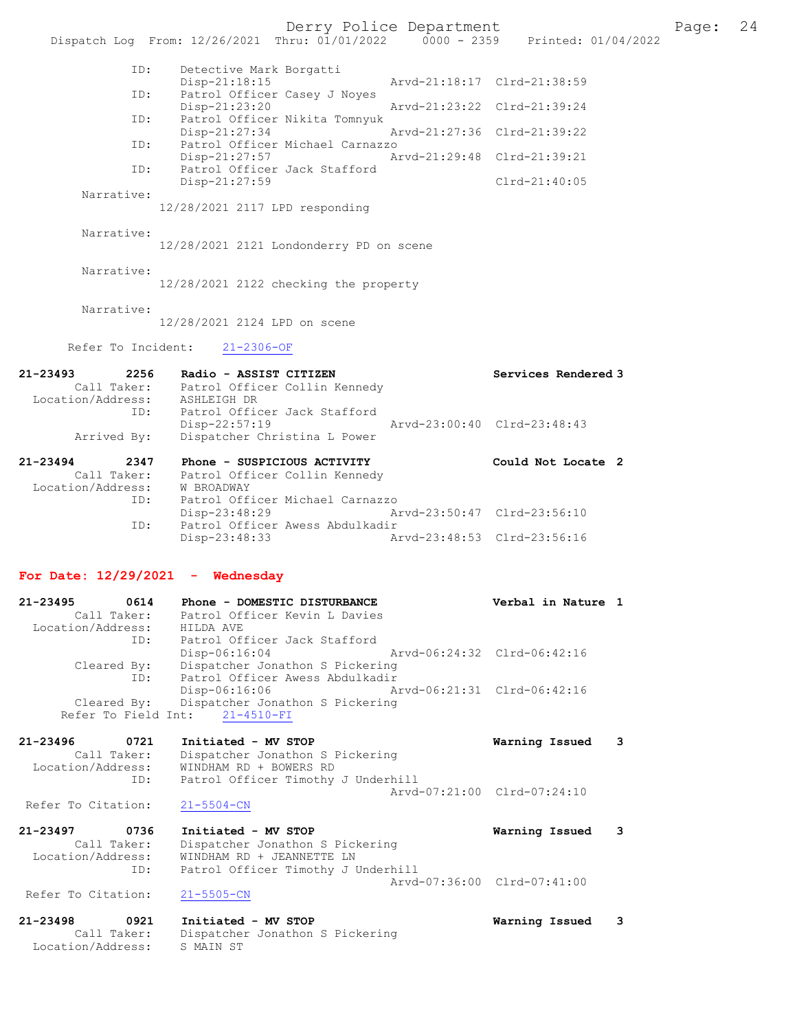```
            ID:    Detective Mark Borgatti
                   Disp-21:18:15              Arvd-21:18:17  Clrd-21:38:59
            ID:    Patrol Officer Casey J Noyes
                   Disp-21:23:20              Arvd-21:23:22  Clrd-21:39:24
            ID:    Patrol Officer Nikita Tomnyuk
                   Disp-21:27:34              Arvd-21:27:36  Clrd-21:39:22
            ID:    Patrol Officer Michael Carnazzo
                   Disp-21:27:57              Arvd-21:29:48  Clrd-21:39:21
            ID:    Patrol Officer Jack Stafford
                   Disp-21:27:59                             Clrd-21:40:05
     Narrative:
                12/28/2021 2117 LPD responding

     Narrative:
                12/28/2021 2121 Londonderry PD on scene

     Narrative:
                12/28/2021 2122 checking the property

     Narrative:
                12/28/2021 2124 LPD on scene

     Refer To Incident:    21-2306-OF

21-23493       2256    Radio - ASSIST CITIZEN                  Services Rendered 3
       Call Taker:     Patrol Officer Collin Kennedy
 Location/Address:     ASHLEIGH DR
               ID:     Patrol Officer Jack Stafford
                       Disp-22:57:19            Arvd-23:00:40  Clrd-23:48:43
       Arrived By:     Dispatcher Christina L Power

21-23494       2347    Phone - SUSPICIOUS ACTIVITY             Could Not Locate  2
       Call Taker:     Patrol Officer Collin Kennedy
 Location/Address:     W BROADWAY
               ID:     Patrol Officer Michael Carnazzo
                       Disp-23:48:29            Arvd-23:50:47  Clrd-23:56:10
               ID:     Patrol Officer Awess Abdulkadir
                       Disp-23:48:33            Arvd-23:48:53  Clrd-23:56:16
```

**For Date: 12/29/2021  -  Wednesday**

```
21-23495       0614    Phone - DOMESTIC DISTURBANCE            Verbal in Nature  1
       Call Taker:     Patrol Officer Kevin L Davies
 Location/Address:     HILDA AVE
               ID:     Patrol Officer Jack Stafford
                       Disp-06:16:04            Arvd-06:24:32  Clrd-06:42:16
       Cleared By:     Dispatcher Jonathon S Pickering
               ID:     Patrol Officer Awess Abdulkadir
                       Disp-06:16:06            Arvd-06:21:31  Clrd-06:42:16
       Cleared By:     Dispatcher Jonathon S Pickering
     Refer To Field Int:    21-4510-FI

21-23496       0721    Initiated - MV STOP                     Warning Issued    3
       Call Taker:     Dispatcher Jonathon S Pickering
 Location/Address:     WINDHAM RD + BOWERS RD
               ID:     Patrol Officer Timothy J Underhill
                                                Arvd-07:21:00  Clrd-07:24:10
 Refer To Citation:    21-5504-CN

21-23497       0736    Initiated - MV STOP                     Warning Issued    3
       Call Taker:     Dispatcher Jonathon S Pickering
 Location/Address:     WINDHAM RD + JEANNETTE LN
               ID:     Patrol Officer Timothy J Underhill
                                                Arvd-07:36:00  Clrd-07:41:00
 Refer To Citation:    21-5505-CN

21-23498       0921    Initiated - MV STOP                     Warning Issued    3
       Call Taker:     Dispatcher Jonathon S Pickering
 Location/Address:     S MAIN ST
```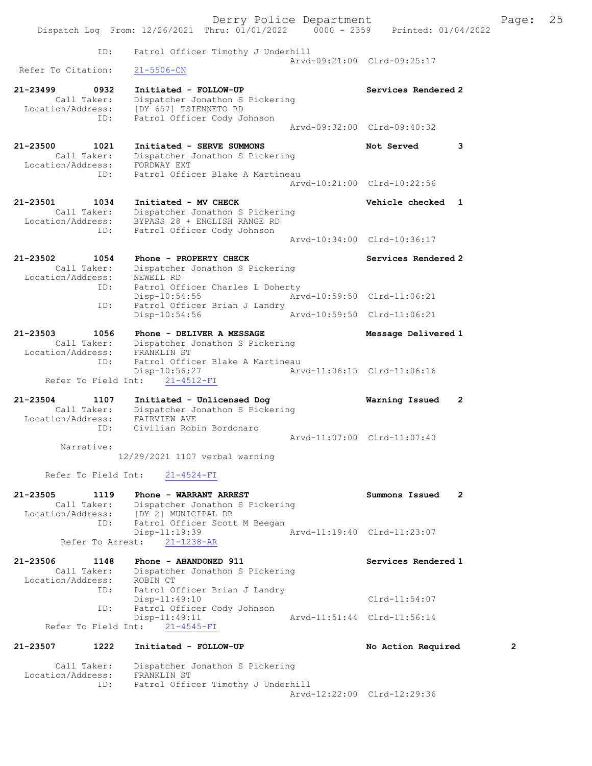```
            ID:      Patrol Officer Timothy J Underhill
                                                      Arvd-09:21:00  Clrd-09:25:17
  Refer To Citation:     21-5506-CN

21-23499        0932     Initiated - FOLLOW-UP                        Services Rendered 2
        Call Taker:      Dispatcher Jonathon S Pickering
  Location/Address:      [DY 657] TSIENNETO RD
                ID:      Patrol Officer Cody Johnson
                                                      Arvd-09:32:00  Clrd-09:40:32

21-23500        1021     Initiated - SERVE SUMMONS                    Not Served         3
        Call Taker:      Dispatcher Jonathon S Pickering
  Location/Address:      FORDWAY EXT
                ID:      Patrol Officer Blake A Martineau
                                                      Arvd-10:21:00  Clrd-10:22:56

21-23501        1034     Initiated - MV CHECK                         Vehicle checked    1
        Call Taker:      Dispatcher Jonathon S Pickering
  Location/Address:      BYPASS 28 + ENGLISH RANGE RD
                ID:      Patrol Officer Cody Johnson
                                                      Arvd-10:34:00  Clrd-10:36:17

21-23502        1054     Phone - PROPERTY CHECK                       Services Rendered 2
        Call Taker:      Dispatcher Jonathon S Pickering
  Location/Address:      NEWELL RD
                ID:      Patrol Officer Charles L Doherty
                         Disp-10:54:55               Arvd-10:59:50  Clrd-11:06:21
                ID:      Patrol Officer Brian J Landry
                         Disp-10:54:56               Arvd-10:59:50  Clrd-11:06:21

21-23503        1056     Phone - DELIVER A MESSAGE                    Message Delivered 1
        Call Taker:      Dispatcher Jonathon S Pickering
  Location/Address:      FRANKLIN ST
                ID:      Patrol Officer Blake A Martineau
                         Disp-10:56:27               Arvd-11:06:15  Clrd-11:06:16
     Refer To Field Int:     21-4512-FI

21-23504        1107     Initiated - Unlicensed Dog                   Warning Issued     2
        Call Taker:      Dispatcher Jonathon S Pickering
  Location/Address:      FAIRVIEW AVE
                ID:      Civilian Robin Bordonaro
                                                      Arvd-11:07:00  Clrd-11:07:40
         Narrative:
                     12/29/2021 1107 verbal warning

     Refer To Field Int:     21-4524-FI

21-23505        1119     Phone - WARRANT ARREST                       Summons Issued     2
        Call Taker:      Dispatcher Jonathon S Pickering
  Location/Address:      [DY 2] MUNICIPAL DR
                ID:      Patrol Officer Scott M Beegan
                         Disp-11:19:39               Arvd-11:19:40  Clrd-11:23:07
        Refer To Arrest:     21-1238-AR

21-23506        1148     Phone - ABANDONED 911                        Services Rendered 1
        Call Taker:      Dispatcher Jonathon S Pickering
  Location/Address:      ROBIN CT
                ID:      Patrol Officer Brian J Landry
                         Disp-11:49:10                              Clrd-11:54:07
                ID:      Patrol Officer Cody Johnson
                         Disp-11:49:11               Arvd-11:51:44  Clrd-11:56:14
     Refer To Field Int:     21-4545-FI

21-23507        1222     Initiated - FOLLOW-UP                        No Action Required          2

        Call Taker:      Dispatcher Jonathon S Pickering
  Location/Address:      FRANKLIN ST
                ID:      Patrol Officer Timothy J Underhill
                                                      Arvd-12:22:00  Clrd-12:29:36
```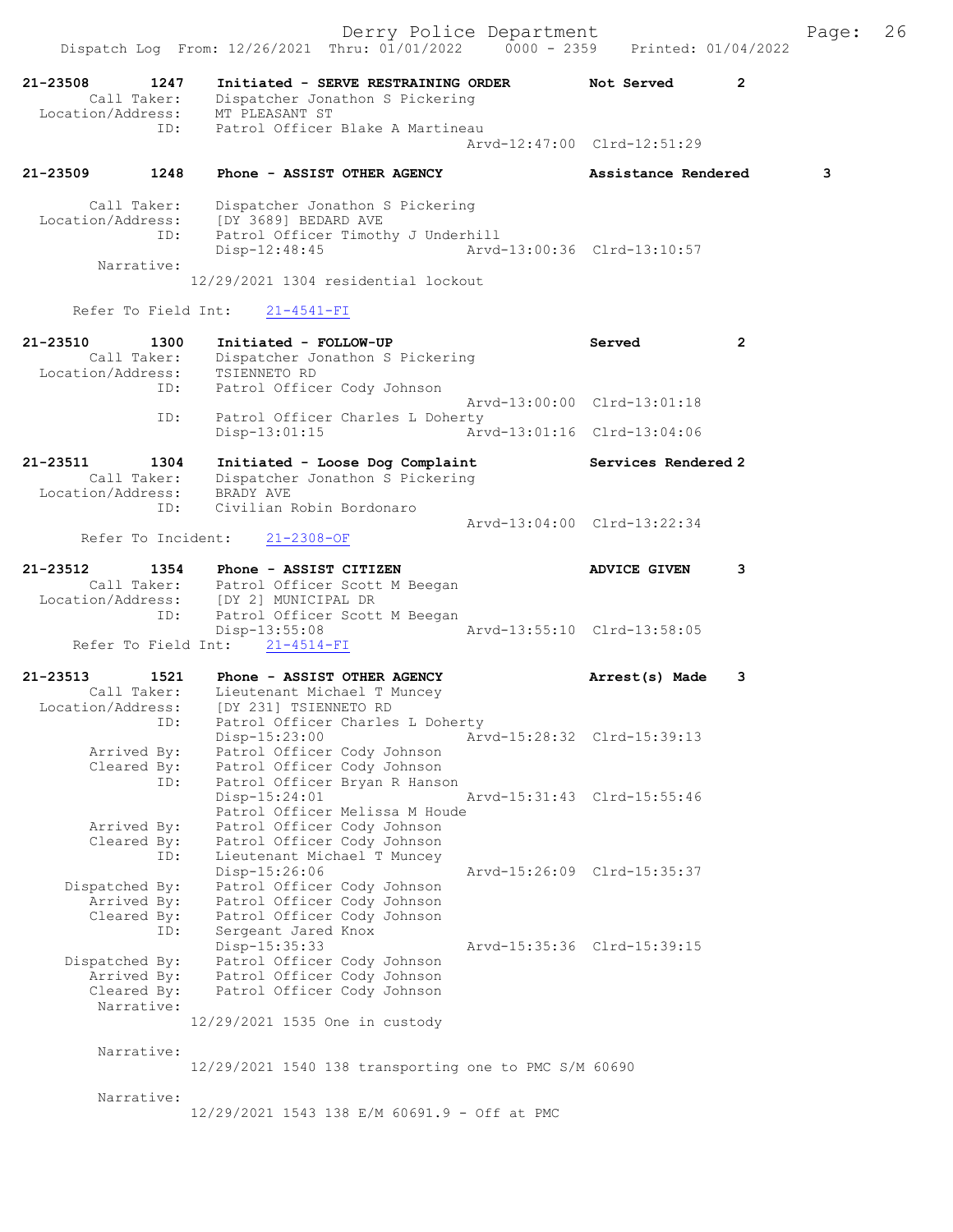21-23508 1247 Initiated - SERVE RESTRAINING ORDER Not Served 2
Call Taker: Dispatcher Jonathon S Pickering
Location/Address: MT PLEASANT ST
ID: Patrol Officer Blake A Martineau
Arvd-12:47:00 Clrd-12:51:29

21-23509 1248 Phone - ASSIST OTHER AGENCY Assistance Rendered 3
Call Taker: Dispatcher Jonathon S Pickering
Location/Address: [DY 3689] BEDARD AVE
ID: Patrol Officer Timothy J Underhill
Disp-12:48:45 Arvd-13:00:36 Clrd-13:10:57
Narrative:
12/29/2021 1304 residential lockout

Refer To Field Int: 21-4541-FI

21-23510 1300 Initiated - FOLLOW-UP Served 2
Call Taker: Dispatcher Jonathon S Pickering
Location/Address: TSIENNETO RD
ID: Patrol Officer Cody Johnson
Arvd-13:00:00 Clrd-13:01:18
ID: Patrol Officer Charles L Doherty
Disp-13:01:15 Arvd-13:01:16 Clrd-13:04:06

21-23511 1304 Initiated - Loose Dog Complaint Services Rendered 2
Call Taker: Dispatcher Jonathon S Pickering
Location/Address: BRADY AVE
ID: Civilian Robin Bordonaro
Arvd-13:04:00 Clrd-13:22:34
Refer To Incident: 21-2308-OF

21-23512 1354 Phone - ASSIST CITIZEN ADVICE GIVEN 3
Call Taker: Patrol Officer Scott M Beegan
Location/Address: [DY 2] MUNICIPAL DR
ID: Patrol Officer Scott M Beegan
Disp-13:55:08 Arvd-13:55:10 Clrd-13:58:05
Refer To Field Int: 21-4514-FI

21-23513 1521 Phone - ASSIST OTHER AGENCY Arrest(s) Made 3
Call Taker: Lieutenant Michael T Muncey
Location/Address: [DY 231] TSIENNETO RD
ID: Patrol Officer Charles L Doherty
Disp-15:23:00 Arvd-15:28:32 Clrd-15:39:13
Arrived By: Patrol Officer Cody Johnson
Cleared By: Patrol Officer Cody Johnson
ID: Patrol Officer Bryan R Hanson
Disp-15:24:01 Arvd-15:31:43 Clrd-15:55:46
Patrol Officer Melissa M Houde
Arrived By: Patrol Officer Cody Johnson
Cleared By: Patrol Officer Cody Johnson
ID: Lieutenant Michael T Muncey
Disp-15:26:06 Arvd-15:26:09 Clrd-15:35:37
Dispatched By: Patrol Officer Cody Johnson
Arrived By: Patrol Officer Cody Johnson
Cleared By: Patrol Officer Cody Johnson
ID: Sergeant Jared Knox
Disp-15:35:33 Arvd-15:35:36 Clrd-15:39:15
Dispatched By: Patrol Officer Cody Johnson
Arrived By: Patrol Officer Cody Johnson
Cleared By: Patrol Officer Cody Johnson
Narrative:
12/29/2021 1535 One in custody

Narrative:
12/29/2021 1540 138 transporting one to PMC S/M 60690

Narrative:
12/29/2021 1543 138 E/M 60691.9 - Off at PMC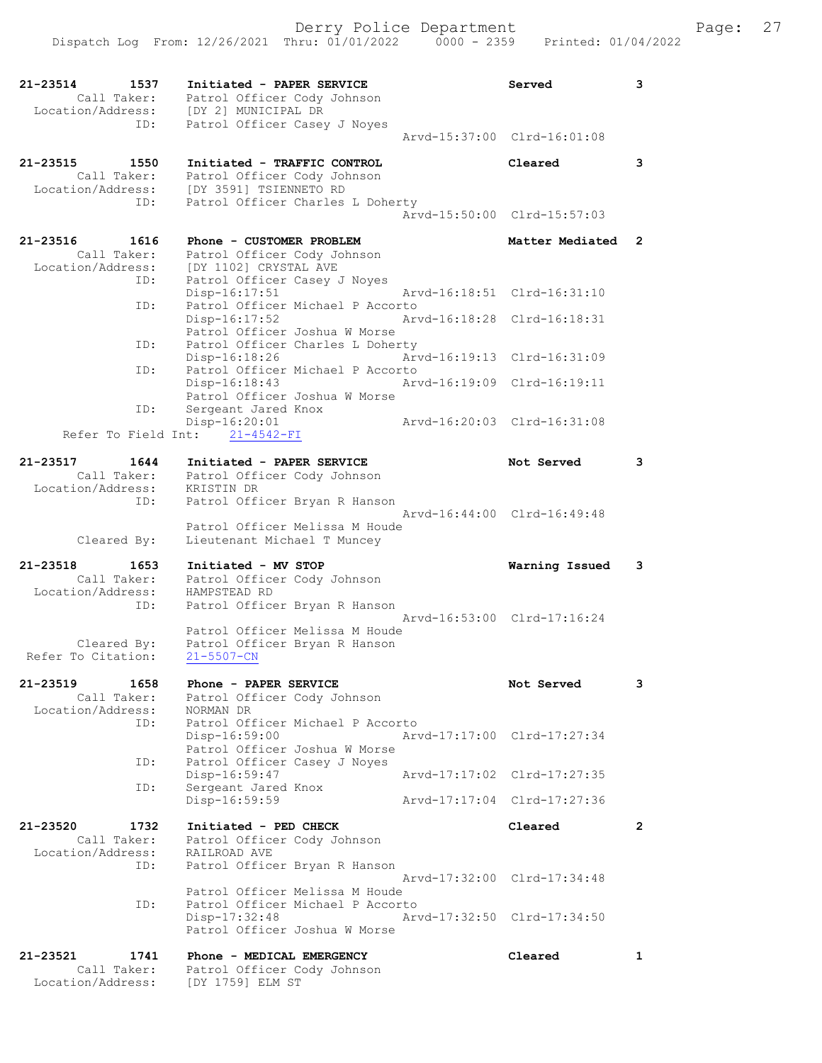Derry Police Department
Dispatch Log From: 12/26/2021 Thru: 01/01/2022 0000 - 2359 Printed: 01/04/2022

```
21-23514        1537    Initiated - PAPER SERVICE                    Served           3
        Call Taker:     Patrol Officer Cody Johnson
  Location/Address:     [DY 2] MUNICIPAL DR
                ID:     Patrol Officer Casey J Noyes
                                                 Arvd-15:37:00  Clrd-16:01:08

21-23515        1550    Initiated - TRAFFIC CONTROL                  Cleared          3
        Call Taker:     Patrol Officer Cody Johnson
  Location/Address:     [DY 3591] TSIENNETO RD
                ID:     Patrol Officer Charles L Doherty
                                                 Arvd-15:50:00  Clrd-15:57:03

21-23516        1616    Phone - CUSTOMER PROBLEM                     Matter Mediated  2
        Call Taker:     Patrol Officer Cody Johnson
  Location/Address:     [DY 1102] CRYSTAL AVE
                ID:     Patrol Officer Casey J Noyes
                        Disp-16:17:51            Arvd-16:18:51  Clrd-16:31:10
                ID:     Patrol Officer Michael P Accorto
                        Disp-16:17:52            Arvd-16:18:28  Clrd-16:18:31
                        Patrol Officer Joshua W Morse
                ID:     Patrol Officer Charles L Doherty
                        Disp-16:18:26            Arvd-16:19:13  Clrd-16:31:09
                ID:     Patrol Officer Michael P Accorto
                        Disp-16:18:43            Arvd-16:19:09  Clrd-16:19:11
                        Patrol Officer Joshua W Morse
                ID:     Sergeant Jared Knox
                        Disp-16:20:01            Arvd-16:20:03  Clrd-16:31:08
     Refer To Field Int:    21-4542-FI

21-23517        1644    Initiated - PAPER SERVICE                    Not Served       3
        Call Taker:     Patrol Officer Cody Johnson
  Location/Address:     KRISTIN DR
                ID:     Patrol Officer Bryan R Hanson
                                                 Arvd-16:44:00  Clrd-16:49:48
                        Patrol Officer Melissa M Houde
       Cleared By:      Lieutenant Michael T Muncey

21-23518        1653    Initiated - MV STOP                          Warning Issued   3
        Call Taker:     Patrol Officer Cody Johnson
  Location/Address:     HAMPSTEAD RD
                ID:     Patrol Officer Bryan R Hanson
                                                 Arvd-16:53:00  Clrd-17:16:24
                        Patrol Officer Melissa M Houde
       Cleared By:      Patrol Officer Bryan R Hanson
  Refer To Citation:    21-5507-CN

21-23519        1658    Phone - PAPER SERVICE                        Not Served       3
        Call Taker:     Patrol Officer Cody Johnson
  Location/Address:     NORMAN DR
                ID:     Patrol Officer Michael P Accorto
                        Disp-16:59:00            Arvd-17:17:00  Clrd-17:27:34
                        Patrol Officer Joshua W Morse
                ID:     Patrol Officer Casey J Noyes
                        Disp-16:59:47            Arvd-17:17:02  Clrd-17:27:35
                ID:     Sergeant Jared Knox
                        Disp-16:59:59            Arvd-17:17:04  Clrd-17:27:36

21-23520        1732    Initiated - PED CHECK                        Cleared          2
        Call Taker:     Patrol Officer Cody Johnson
  Location/Address:     RAILROAD AVE
                ID:     Patrol Officer Bryan R Hanson
                                                 Arvd-17:32:00  Clrd-17:34:48
                        Patrol Officer Melissa M Houde
                ID:     Patrol Officer Michael P Accorto
                        Disp-17:32:48            Arvd-17:32:50  Clrd-17:34:50
                        Patrol Officer Joshua W Morse

21-23521        1741    Phone - MEDICAL EMERGENCY                    Cleared          1
        Call Taker:     Patrol Officer Cody Johnson
  Location/Address:     [DY 1759] ELM ST
```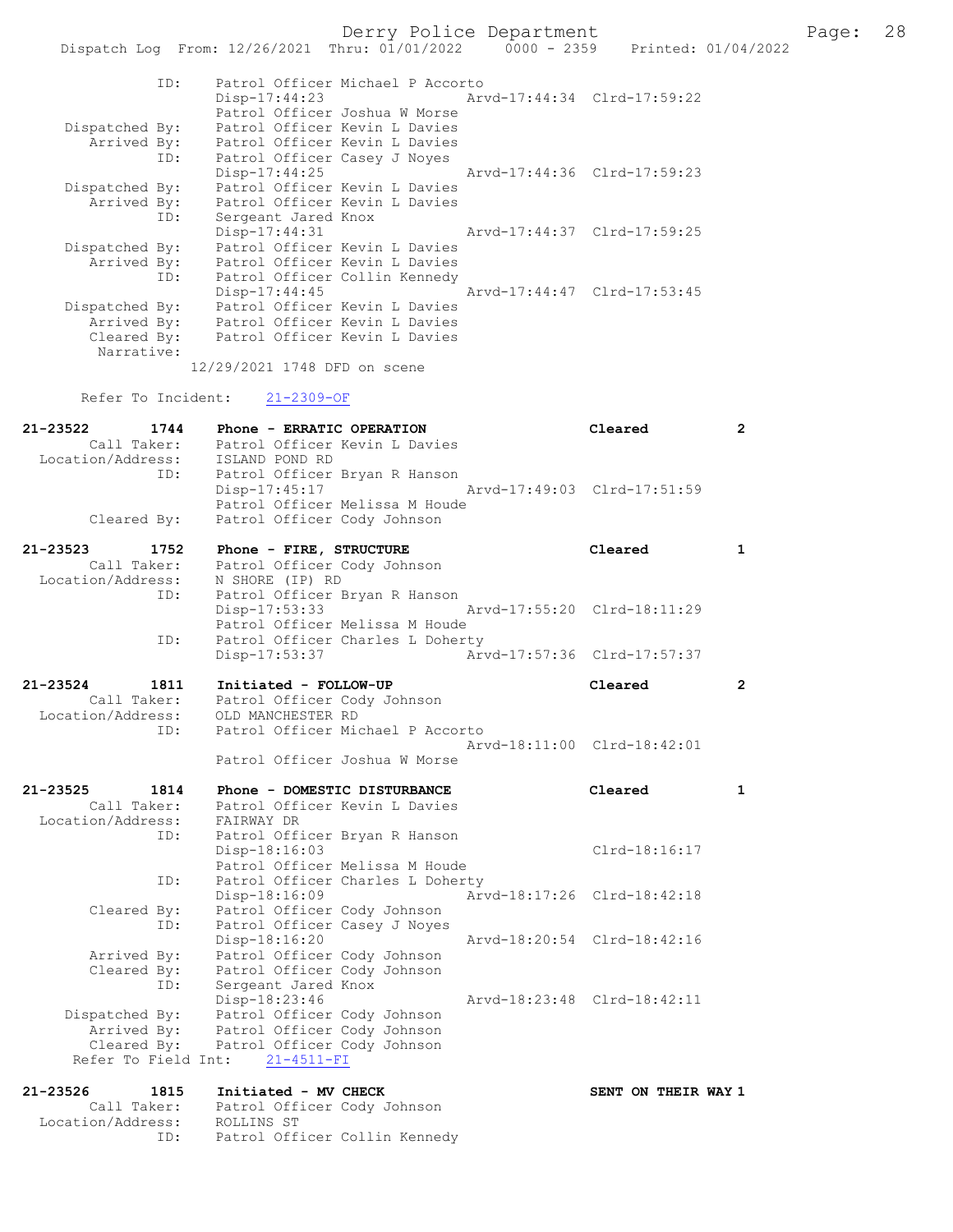```
            ID:     Patrol Officer Michael P Accorto
                    Disp-17:44:23                 Arvd-17:44:34  Clrd-17:59:22
                    Patrol Officer Joshua W Morse
 Dispatched By:     Patrol Officer Kevin L Davies
    Arrived By:     Patrol Officer Kevin L Davies
            ID:     Patrol Officer Casey J Noyes
                    Disp-17:44:25                 Arvd-17:44:36  Clrd-17:59:23
 Dispatched By:     Patrol Officer Kevin L Davies
    Arrived By:     Patrol Officer Kevin L Davies
            ID:     Sergeant Jared Knox
                    Disp-17:44:31                 Arvd-17:44:37  Clrd-17:59:25
 Dispatched By:     Patrol Officer Kevin L Davies
    Arrived By:     Patrol Officer Kevin L Davies
            ID:     Patrol Officer Collin Kennedy
                    Disp-17:44:45                 Arvd-17:44:47  Clrd-17:53:45
 Dispatched By:     Patrol Officer Kevin L Davies
    Arrived By:     Patrol Officer Kevin L Davies
    Cleared By:     Patrol Officer Kevin L Davies
     Narrative:
                  12/29/2021 1748 DFD on scene

    Refer To Incident:    21-2309-OF

21-23522        1744     Phone - ERRATIC OPERATION                    Cleared         2
      Call Taker:       Patrol Officer Kevin L Davies
  Location/Address:     ISLAND POND RD
              ID:       Patrol Officer Bryan R Hanson
                        Disp-17:45:17                 Arvd-17:49:03  Clrd-17:51:59
                        Patrol Officer Melissa M Houde
      Cleared By:       Patrol Officer Cody Johnson

21-23523        1752     Phone - FIRE, STRUCTURE                      Cleared         1
      Call Taker:       Patrol Officer Cody Johnson
  Location/Address:     N SHORE (IP) RD
              ID:       Patrol Officer Bryan R Hanson
                        Disp-17:53:33                 Arvd-17:55:20  Clrd-18:11:29
                        Patrol Officer Melissa M Houde
              ID:       Patrol Officer Charles L Doherty
                        Disp-17:53:37                 Arvd-17:57:36  Clrd-17:57:37

21-23524        1811     Initiated - FOLLOW-UP                        Cleared         2
      Call Taker:       Patrol Officer Cody Johnson
  Location/Address:     OLD MANCHESTER RD
              ID:       Patrol Officer Michael P Accorto
                                                      Arvd-18:11:00  Clrd-18:42:01
                        Patrol Officer Joshua W Morse

21-23525        1814     Phone - DOMESTIC DISTURBANCE                 Cleared         1
      Call Taker:       Patrol Officer Kevin L Davies
  Location/Address:     FAIRWAY DR
              ID:       Patrol Officer Bryan R Hanson
                        Disp-18:16:03                                Clrd-18:16:17
                        Patrol Officer Melissa M Houde
              ID:       Patrol Officer Charles L Doherty
                        Disp-18:16:09                 Arvd-18:17:26  Clrd-18:42:18
      Cleared By:       Patrol Officer Cody Johnson
              ID:       Patrol Officer Casey J Noyes
                        Disp-18:16:20                 Arvd-18:20:54  Clrd-18:42:16
      Arrived By:       Patrol Officer Cody Johnson
      Cleared By:       Patrol Officer Cody Johnson
              ID:       Sergeant Jared Knox
                        Disp-18:23:46                 Arvd-18:23:48  Clrd-18:42:11
   Dispatched By:       Patrol Officer Cody Johnson
      Arrived By:       Patrol Officer Cody Johnson
      Cleared By:       Patrol Officer Cody Johnson
  Refer To Field Int:    21-4511-FI

21-23526        1815     Initiated - MV CHECK                         SENT ON THEIR WAY 1
      Call Taker:       Patrol Officer Cody Johnson
  Location/Address:     ROLLINS ST
              ID:       Patrol Officer Collin Kennedy
```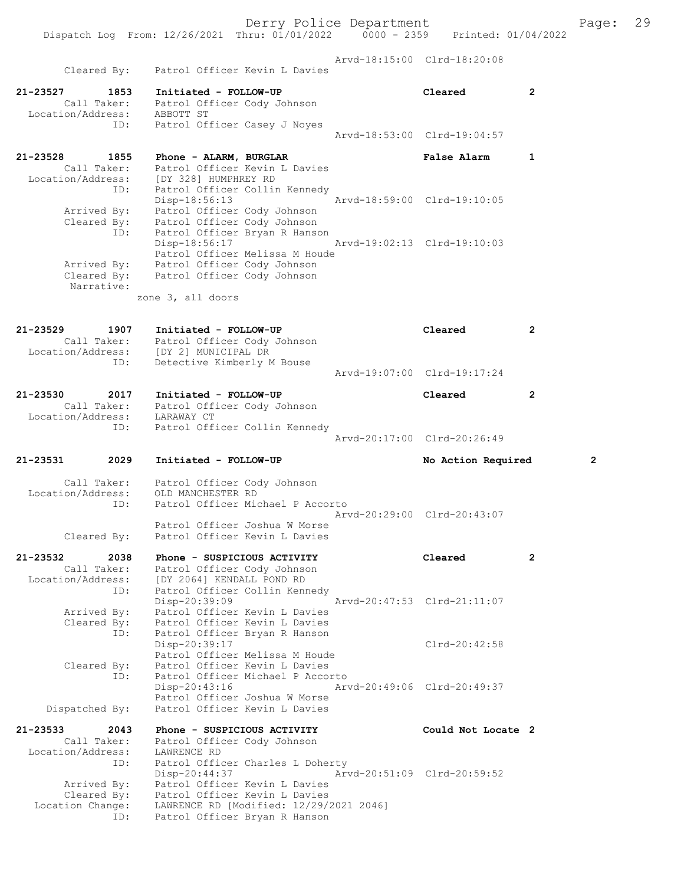```
                                 Arvd-18:15:00  Clrd-18:20:08
       Cleared By:    Patrol Officer Kevin L Davies

21-23527       1853   Initiated - FOLLOW-UP                      Cleared        2
       Call Taker:    Patrol Officer Cody Johnson
 Location/Address:    ABBOTT ST
              ID:     Patrol Officer Casey J Noyes
                                 Arvd-18:53:00  Clrd-19:04:57

21-23528       1855   Phone - ALARM, BURGLAR                     False Alarm    1
       Call Taker:    Patrol Officer Kevin L Davies
 Location/Address:    [DY 328] HUMPHREY RD
              ID:     Patrol Officer Collin Kennedy
                      Disp-18:56:13               Arvd-18:59:00  Clrd-19:10:05
       Arrived By:    Patrol Officer Cody Johnson
       Cleared By:    Patrol Officer Cody Johnson
              ID:     Patrol Officer Bryan R Hanson
                      Disp-18:56:17               Arvd-19:02:13  Clrd-19:10:03
                      Patrol Officer Melissa M Houde
       Arrived By:    Patrol Officer Cody Johnson
       Cleared By:    Patrol Officer Cody Johnson
       Narrative:
                      zone 3, all doors

21-23529       1907   Initiated - FOLLOW-UP                      Cleared        2
       Call Taker:    Patrol Officer Cody Johnson
 Location/Address:    [DY 2] MUNICIPAL DR
              ID:     Detective Kimberly M Bouse
                                 Arvd-19:07:00  Clrd-19:17:24

21-23530       2017   Initiated - FOLLOW-UP                      Cleared        2
       Call Taker:    Patrol Officer Cody Johnson
 Location/Address:    LARAWAY CT
              ID:     Patrol Officer Collin Kennedy
                                 Arvd-20:17:00  Clrd-20:26:49

21-23531       2029   Initiated - FOLLOW-UP                      No Action Required      2

       Call Taker:    Patrol Officer Cody Johnson
 Location/Address:    OLD MANCHESTER RD
              ID:     Patrol Officer Michael P Accorto
                                 Arvd-20:29:00  Clrd-20:43:07
                      Patrol Officer Joshua W Morse
       Cleared By:    Patrol Officer Kevin L Davies

21-23532       2038   Phone - SUSPICIOUS ACTIVITY                Cleared        2
       Call Taker:    Patrol Officer Cody Johnson
 Location/Address:    [DY 2064] KENDALL POND RD
              ID:     Patrol Officer Collin Kennedy
                      Disp-20:39:09               Arvd-20:47:53  Clrd-21:11:07
       Arrived By:    Patrol Officer Kevin L Davies
       Cleared By:    Patrol Officer Kevin L Davies
              ID:     Patrol Officer Bryan R Hanson
                      Disp-20:39:17                              Clrd-20:42:58
                      Patrol Officer Melissa M Houde
       Cleared By:    Patrol Officer Kevin L Davies
              ID:     Patrol Officer Michael P Accorto
                      Disp-20:43:16               Arvd-20:49:06  Clrd-20:49:37
                      Patrol Officer Joshua W Morse
    Dispatched By:    Patrol Officer Kevin L Davies

21-23533       2043   Phone - SUSPICIOUS ACTIVITY                Could Not Locate 2
       Call Taker:    Patrol Officer Cody Johnson
 Location/Address:    LAWRENCE RD
              ID:     Patrol Officer Charles L Doherty
                      Disp-20:44:37               Arvd-20:51:09  Clrd-20:59:52
       Arrived By:    Patrol Officer Kevin L Davies
       Cleared By:    Patrol Officer Kevin L Davies
  Location Change:    LAWRENCE RD [Modified: 12/29/2021 2046]
              ID:     Patrol Officer Bryan R Hanson
```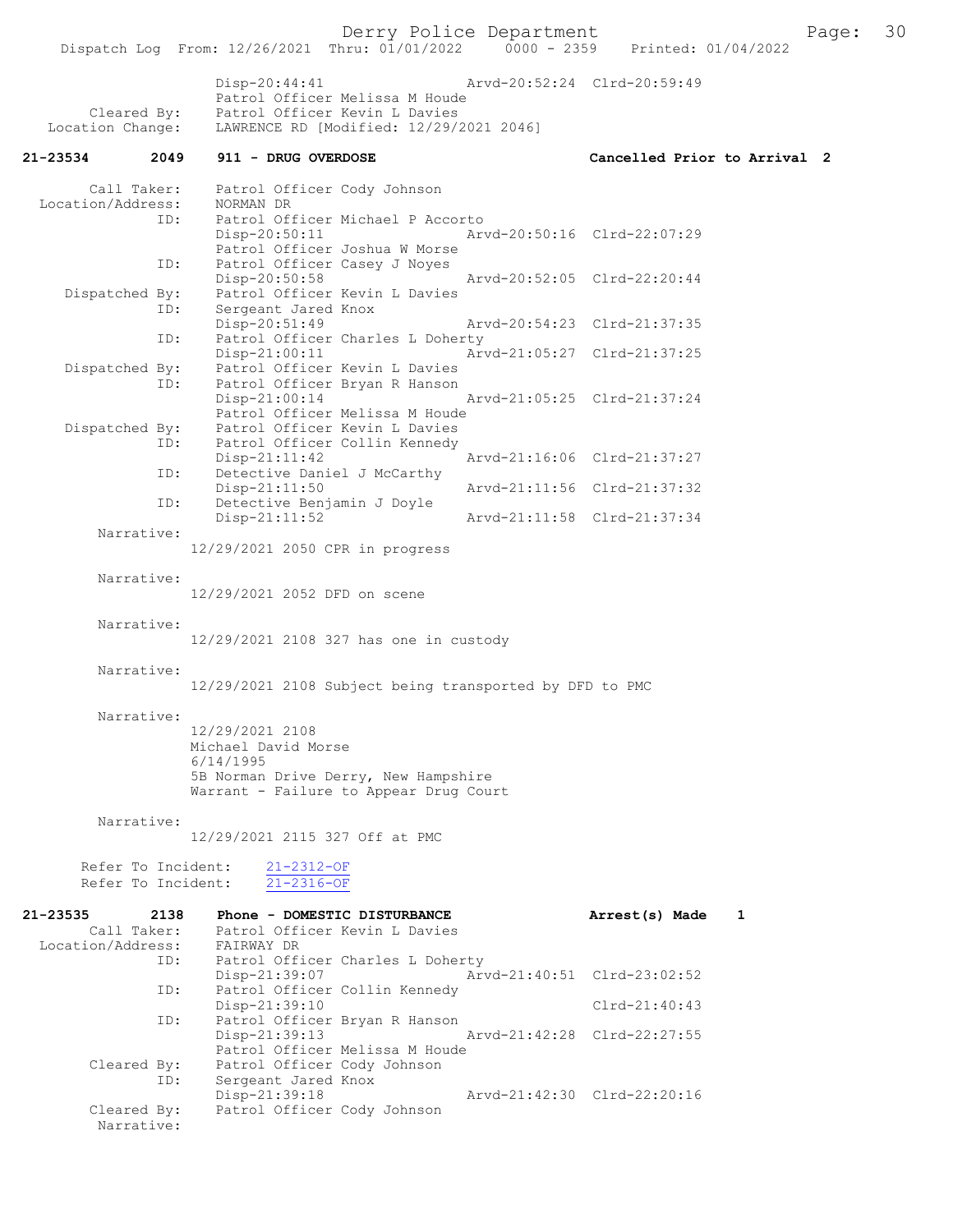Disp-20:44:41 Arvd-20:52:24 Clrd-20:59:49
Patrol Officer Melissa M Houde
Cleared By: Patrol Officer Kevin L Davies
Location Change: LAWRENCE RD [Modified: 12/29/2021 2046]

**21-23534 2049 911 - DRUG OVERDOSE Cancelled Prior to Arrival 2**

Call Taker: Patrol Officer Cody Johnson
Location/Address: NORMAN DR
ID: Patrol Officer Michael P Accorto
Disp-20:50:11 Arvd-20:50:16 Clrd-22:07:29
Patrol Officer Joshua W Morse
ID: Patrol Officer Casey J Noyes
Disp-20:50:58 Arvd-20:52:05 Clrd-22:20:44
Dispatched By: Patrol Officer Kevin L Davies
ID: Sergeant Jared Knox
Disp-20:51:49 Arvd-20:54:23 Clrd-21:37:35
ID: Patrol Officer Charles L Doherty
Disp-21:00:11 Arvd-21:05:27 Clrd-21:37:25
Dispatched By: Patrol Officer Kevin L Davies
ID: Patrol Officer Bryan R Hanson
Disp-21:00:14 Arvd-21:05:25 Clrd-21:37:24
Patrol Officer Melissa M Houde
Dispatched By: Patrol Officer Kevin L Davies
ID: Patrol Officer Collin Kennedy
Disp-21:11:42 Arvd-21:16:06 Clrd-21:37:27
ID: Detective Daniel J McCarthy
Disp-21:11:50 Arvd-21:11:56 Clrd-21:37:32
ID: Detective Benjamin J Doyle
Disp-21:11:52 Arvd-21:11:58 Clrd-21:37:34

Narrative:
12/29/2021 2050 CPR in progress

Narrative:
12/29/2021 2052 DFD on scene

Narrative:
12/29/2021 2108 327 has one in custody

Narrative:
12/29/2021 2108 Subject being transported by DFD to PMC

Narrative:
12/29/2021 2108
Michael David Morse
6/14/1995
5B Norman Drive Derry, New Hampshire
Warrant - Failure to Appear Drug Court

Narrative:
12/29/2021 2115 327 Off at PMC

Refer To Incident: 21-2312-OF
Refer To Incident: 21-2316-OF

**21-23535 2138 Phone - DOMESTIC DISTURBANCE Arrest(s) Made 1**

Call Taker: Patrol Officer Kevin L Davies
Location/Address: FAIRWAY DR
ID: Patrol Officer Charles L Doherty
Disp-21:39:07 Arvd-21:40:51 Clrd-23:02:52
ID: Patrol Officer Collin Kennedy
Disp-21:39:10 Clrd-21:40:43
ID: Patrol Officer Bryan R Hanson
Disp-21:39:13 Arvd-21:42:28 Clrd-22:27:55
Patrol Officer Melissa M Houde
Cleared By: Patrol Officer Cody Johnson
ID: Sergeant Jared Knox
Disp-21:39:18 Arvd-21:42:30 Clrd-22:20:16
Cleared By: Patrol Officer Cody Johnson
Narrative: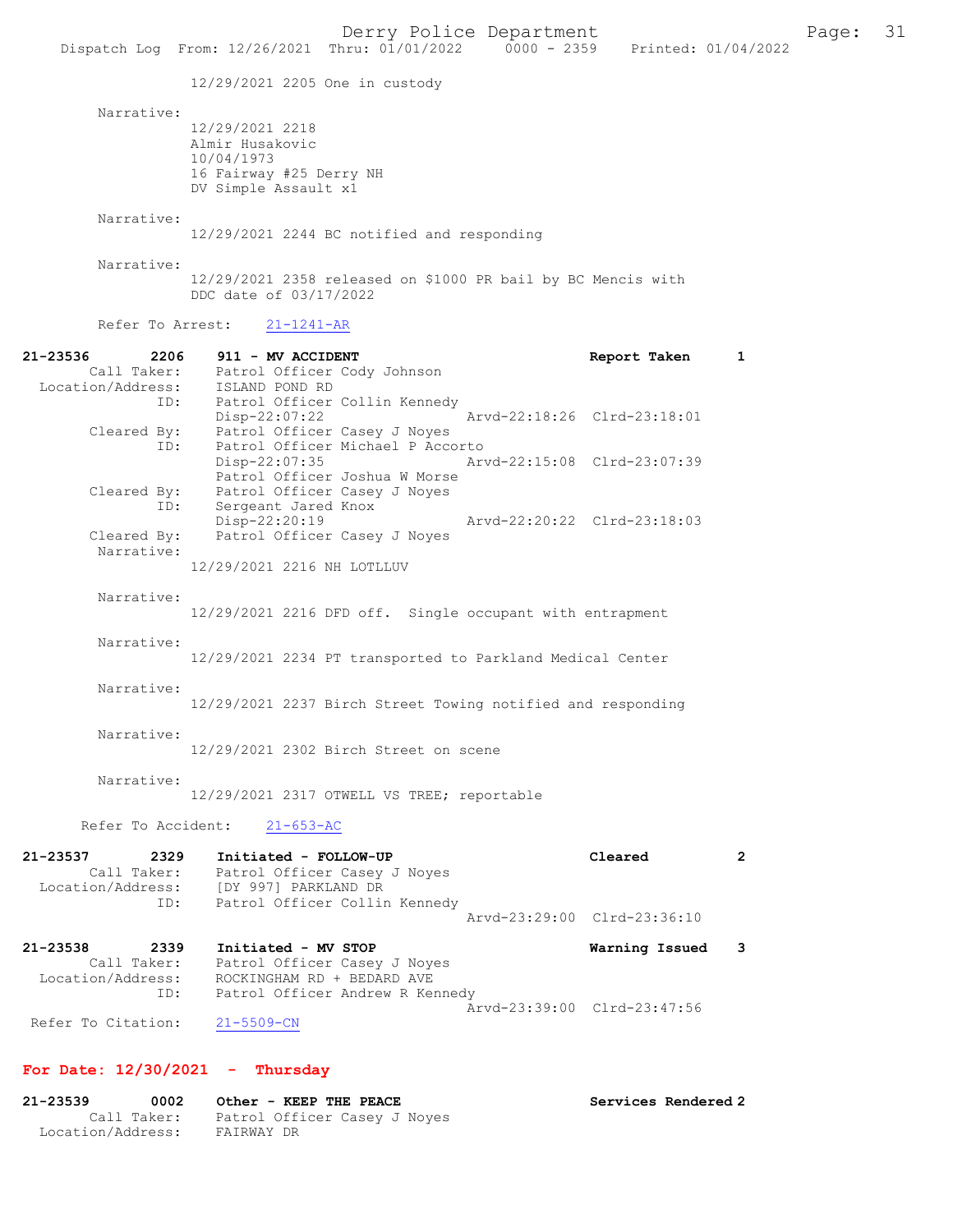12/29/2021 2205 One in custody

Narrative:
12/29/2021 2218
Almir Husakovic
10/04/1973
16 Fairway #25 Derry NH
DV Simple Assault x1

Narrative:
12/29/2021 2244 BC notified and responding

Narrative:
12/29/2021 2358 released on $1000 PR bail by BC Mencis with DDC date of 03/17/2022

Refer To Arrest: 21-1241-AR

**21-23536 2206 911 - MV ACCIDENT — Report Taken 1**

Call Taker: Patrol Officer Cody Johnson
Location/Address: ISLAND POND RD
ID: Patrol Officer Collin Kennedy
Disp-22:07:22 Arvd-22:18:26 Clrd-23:18:01
Cleared By: Patrol Officer Casey J Noyes
ID: Patrol Officer Michael P Accorto
Disp-22:07:35 Arvd-22:15:08 Clrd-23:07:39
Patrol Officer Joshua W Morse
Cleared By: Patrol Officer Casey J Noyes
ID: Sergeant Jared Knox
Disp-22:20:19 Arvd-22:20:22 Clrd-23:18:03
Cleared By: Patrol Officer Casey J Noyes

Narrative:
12/29/2021 2216 NH LOTLLUV

Narrative:
12/29/2021 2216 DFD off. Single occupant with entrapment

Narrative:
12/29/2021 2234 PT transported to Parkland Medical Center

Narrative:
12/29/2021 2237 Birch Street Towing notified and responding

Narrative:
12/29/2021 2302 Birch Street on scene

Narrative:
12/29/2021 2317 OTWELL VS TREE; reportable

Refer To Accident: 21-653-AC

**21-23537 2329 Initiated - FOLLOW-UP — Cleared 2**

Call Taker: Patrol Officer Casey J Noyes
Location/Address: [DY 997] PARKLAND DR
ID: Patrol Officer Collin Kennedy
Arvd-23:29:00 Clrd-23:36:10

**21-23538 2339 Initiated - MV STOP — Warning Issued 3**

Call Taker: Patrol Officer Casey J Noyes
Location/Address: ROCKINGHAM RD + BEDARD AVE
ID: Patrol Officer Andrew R Kennedy
Arvd-23:39:00 Clrd-23:47:56
Refer To Citation: 21-5509-CN

## For Date: 12/30/2021 - Thursday

**21-23539 0002 Other - KEEP THE PEACE — Services Rendered 2**

Call Taker: Patrol Officer Casey J Noyes
Location/Address: FAIRWAY DR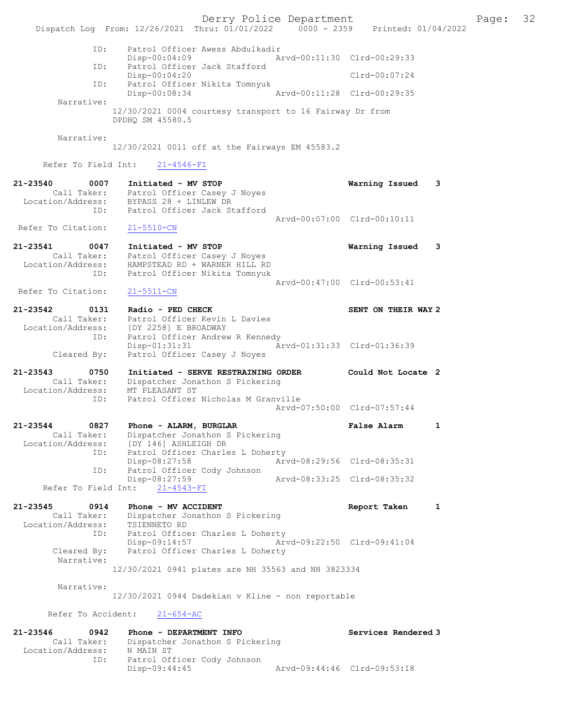```
            ID:    Patrol Officer Awess Abdulkadir
                   Disp-00:04:09              Arvd-00:11:30  Clrd-00:29:33
            ID:    Patrol Officer Jack Stafford
                   Disp-00:04:20                             Clrd-00:07:24
            ID:    Patrol Officer Nikita Tomnyuk
                   Disp-00:08:34              Arvd-00:11:28  Clrd-00:29:35
     Narrative:
                 12/30/2021 0004 courtesy transport to 16 Fairway Dr from
                 DPDHQ SM 45580.5

     Narrative:
                 12/30/2021 0011 off at the Fairways EM 45583.2

   Refer To Field Int:    21-4546-FI

21-23540       0007    Initiated - MV STOP                        Warning Issued   3
       Call Taker:     Patrol Officer Casey J Noyes
  Location/Address:    BYPASS 28 + LINLEW DR
               ID:     Patrol Officer Jack Stafford
                                              Arvd-00:07:00  Clrd-00:10:11
  Refer To Citation:   21-5510-CN

21-23541       0047    Initiated - MV STOP                        Warning Issued   3
       Call Taker:     Patrol Officer Casey J Noyes
  Location/Address:    HAMPSTEAD RD + WARNER HILL RD
               ID:     Patrol Officer Nikita Tomnyuk
                                              Arvd-00:47:00  Clrd-00:53:41
  Refer To Citation:   21-5511-CN

21-23542       0131    Radio - PED CHECK                          SENT ON THEIR WAY 2
       Call Taker:     Patrol Officer Kevin L Davies
  Location/Address:    [DY 2258] E BROADWAY
               ID:     Patrol Officer Andrew R Kennedy
                       Disp-01:31:31          Arvd-01:31:33  Clrd-01:36:39
       Cleared By:     Patrol Officer Casey J Noyes

21-23543       0750    Initiated - SERVE RESTRAINING ORDER        Could Not Locate 2
       Call Taker:     Dispatcher Jonathon S Pickering
  Location/Address:    MT PLEASANT ST
               ID:     Patrol Officer Nicholas M Granville
                                              Arvd-07:50:00  Clrd-07:57:44

21-23544       0827    Phone - ALARM, BURGLAR                     False Alarm      1
       Call Taker:     Dispatcher Jonathon S Pickering
  Location/Address:    [DY 146] ASHLEIGH DR
               ID:     Patrol Officer Charles L Doherty
                       Disp-08:27:58          Arvd-08:29:56  Clrd-08:35:31
               ID:     Patrol Officer Cody Johnson
                       Disp-08:27:59          Arvd-08:33:25  Clrd-08:35:32
   Refer To Field Int:    21-4543-FI

21-23545       0914    Phone - MV ACCIDENT                        Report Taken     1
       Call Taker:     Dispatcher Jonathon S Pickering
  Location/Address:    TSIENNETO RD
               ID:     Patrol Officer Charles L Doherty
                       Disp-09:14:57          Arvd-09:22:50  Clrd-09:41:04
       Cleared By:     Patrol Officer Charles L Doherty
        Narrative:
                 12/30/2021 0941 plates are NH 35563 and NH 3823334

        Narrative:
                 12/30/2021 0944 Dadekian v Kline - non reportable

    Refer To Accident:    21-654-AC

21-23546       0942    Phone - DEPARTMENT INFO                    Services Rendered 3
       Call Taker:     Dispatcher Jonathon S Pickering
  Location/Address:    N MAIN ST
               ID:     Patrol Officer Cody Johnson
                       Disp-09:44:45          Arvd-09:44:46  Clrd-09:53:18
```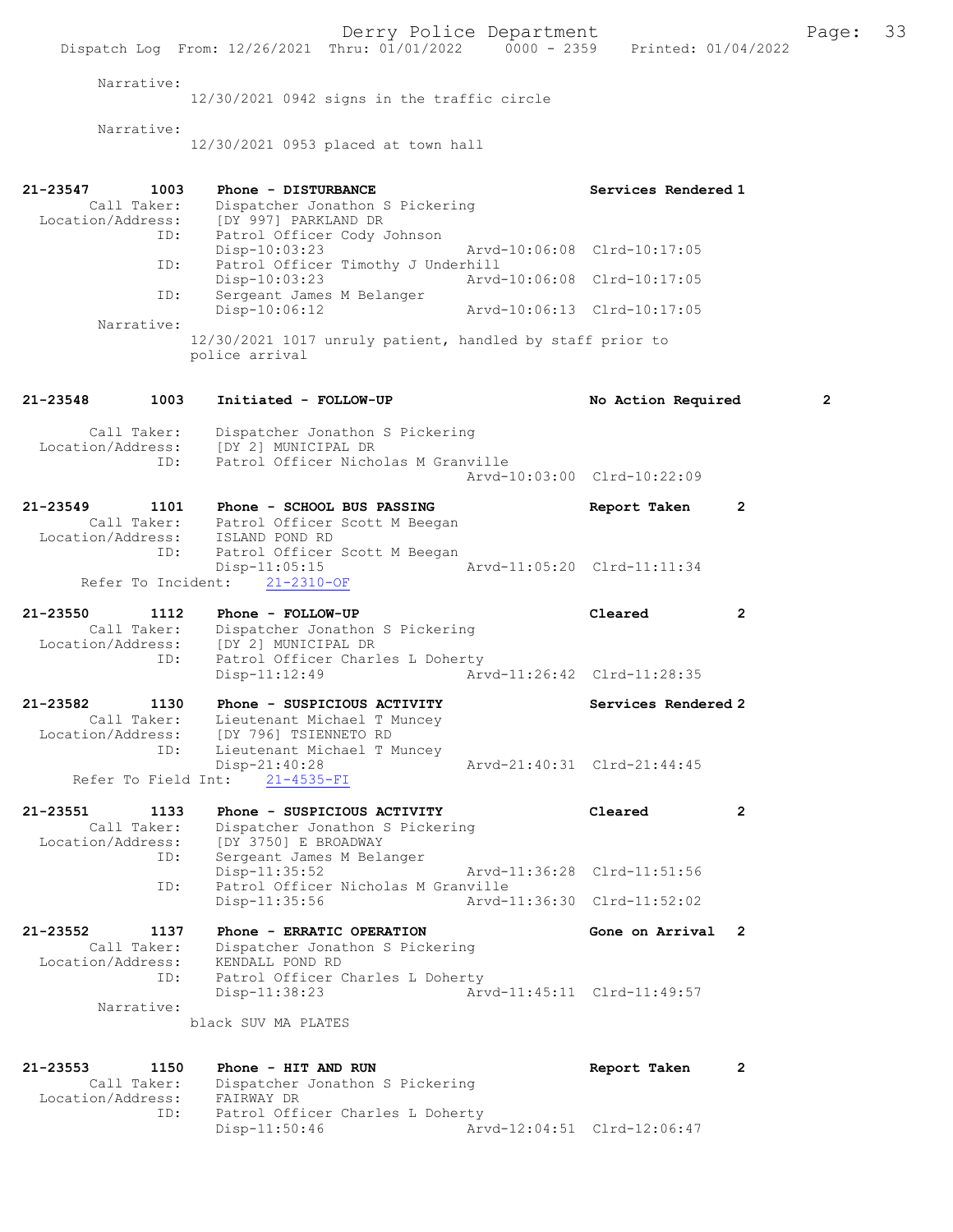Narrative:
12/30/2021 0942 signs in the traffic circle

Narrative:
12/30/2021 0953 placed at town hall

```
21-23547        1003     Phone - DISTURBANCE                    Services Rendered 1
         Call Taker:     Dispatcher Jonathon S Pickering
   Location/Address:     [DY 997] PARKLAND DR
                 ID:     Patrol Officer Cody Johnson
                         Disp-10:03:23                Arvd-10:06:08  Clrd-10:17:05
                 ID:     Patrol Officer Timothy J Underhill
                         Disp-10:03:23                Arvd-10:06:08  Clrd-10:17:05
                 ID:     Sergeant James M Belanger
                         Disp-10:06:12                Arvd-10:06:13  Clrd-10:17:05
          Narrative:
                       12/30/2021 1017 unruly patient, handled by staff prior to
                       police arrival

21-23548        1003     Initiated - FOLLOW-UP                  No Action Required        2

         Call Taker:     Dispatcher Jonathon S Pickering
   Location/Address:     [DY 2] MUNICIPAL DR
                 ID:     Patrol Officer Nicholas M Granville
                                                      Arvd-10:03:00  Clrd-10:22:09

21-23549        1101     Phone - SCHOOL BUS PASSING             Report Taken       2
         Call Taker:     Patrol Officer Scott M Beegan
   Location/Address:     ISLAND POND RD
                 ID:     Patrol Officer Scott M Beegan
                         Disp-11:05:15                Arvd-11:05:20  Clrd-11:11:34
      Refer To Incident:     21-2310-OF

21-23550        1112     Phone - FOLLOW-UP                      Cleared            2
         Call Taker:     Dispatcher Jonathon S Pickering
   Location/Address:     [DY 2] MUNICIPAL DR
                 ID:     Patrol Officer Charles L Doherty
                         Disp-11:12:49                Arvd-11:26:42  Clrd-11:28:35

21-23582        1130     Phone - SUSPICIOUS ACTIVITY            Services Rendered 2
         Call Taker:     Lieutenant Michael T Muncey
   Location/Address:     [DY 796] TSIENNETO RD
                 ID:     Lieutenant Michael T Muncey
                         Disp-21:40:28                Arvd-21:40:31  Clrd-21:44:45
     Refer To Field Int:     21-4535-FI

21-23551        1133     Phone - SUSPICIOUS ACTIVITY            Cleared            2
         Call Taker:     Dispatcher Jonathon S Pickering
   Location/Address:     [DY 3750] E BROADWAY
                 ID:     Sergeant James M Belanger
                         Disp-11:35:52                Arvd-11:36:28  Clrd-11:51:56
                 ID:     Patrol Officer Nicholas M Granville
                         Disp-11:35:56                Arvd-11:36:30  Clrd-11:52:02

21-23552        1137     Phone - ERRATIC OPERATION              Gone on Arrival    2
         Call Taker:     Dispatcher Jonathon S Pickering
   Location/Address:     KENDALL POND RD
                 ID:     Patrol Officer Charles L Doherty
                         Disp-11:38:23                Arvd-11:45:11  Clrd-11:49:57
          Narrative:
                       black SUV MA PLATES

21-23553        1150     Phone - HIT AND RUN                    Report Taken       2
         Call Taker:     Dispatcher Jonathon S Pickering
   Location/Address:     FAIRWAY DR
                 ID:     Patrol Officer Charles L Doherty
                         Disp-11:50:46                Arvd-12:04:51  Clrd-12:06:47
```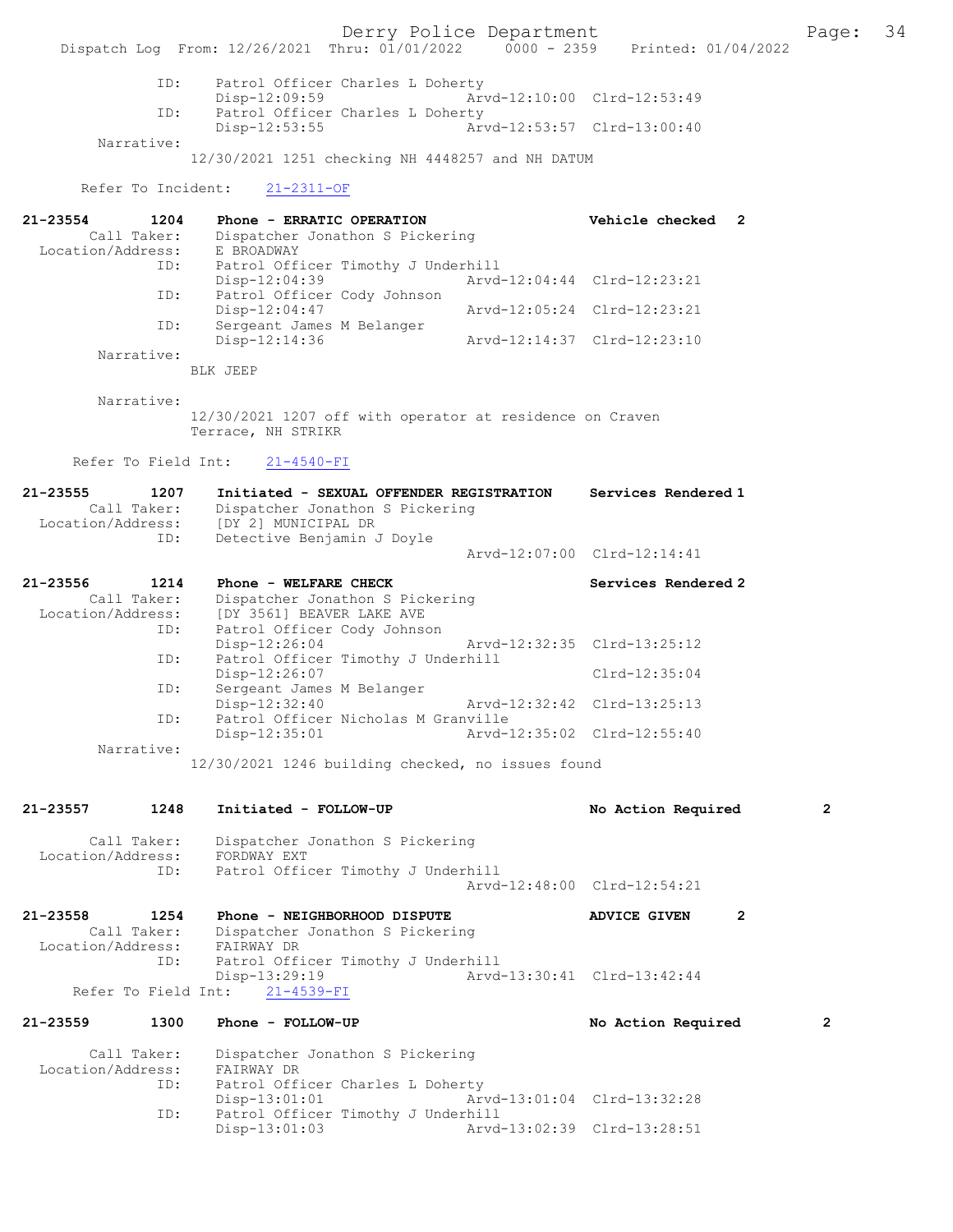```
            ID:     Patrol Officer Charles L Doherty
                    Disp-12:09:59              Arvd-12:10:00  Clrd-12:53:49
            ID:     Patrol Officer Charles L Doherty
                    Disp-12:53:55              Arvd-12:53:57  Clrd-13:00:40
     Narrative:
                  12/30/2021 1251 checking NH 4448257 and NH DATUM

     Refer To Incident:    21-2311-OF

21-23554       1204    Phone - ERRATIC OPERATION                    Vehicle checked  2
       Call Taker:     Dispatcher Jonathon S Pickering
  Location/Address:    E BROADWAY
               ID:     Patrol Officer Timothy J Underhill
                       Disp-12:04:39              Arvd-12:04:44  Clrd-12:23:21
               ID:     Patrol Officer Cody Johnson
                       Disp-12:04:47              Arvd-12:05:24  Clrd-12:23:21
               ID:     Sergeant James M Belanger
                       Disp-12:14:36              Arvd-12:14:37  Clrd-12:23:10
        Narrative:
                  BLK JEEP

        Narrative:
                  12/30/2021 1207 off with operator at residence on Craven
                  Terrace, NH STRIKR

     Refer To Field Int:    21-4540-FI

21-23555       1207    Initiated - SEXUAL OFFENDER REGISTRATION    Services Rendered 1
       Call Taker:     Dispatcher Jonathon S Pickering
  Location/Address:    [DY 2] MUNICIPAL DR
               ID:     Detective Benjamin J Doyle
                                                  Arvd-12:07:00  Clrd-12:14:41

21-23556       1214    Phone - WELFARE CHECK                        Services Rendered 2
       Call Taker:     Dispatcher Jonathon S Pickering
  Location/Address:    [DY 3561] BEAVER LAKE AVE
               ID:     Patrol Officer Cody Johnson
                       Disp-12:26:04              Arvd-12:32:35  Clrd-13:25:12
               ID:     Patrol Officer Timothy J Underhill
                       Disp-12:26:07                             Clrd-12:35:04
               ID:     Sergeant James M Belanger
                       Disp-12:32:40              Arvd-12:32:42  Clrd-13:25:13
               ID:     Patrol Officer Nicholas M Granville
                       Disp-12:35:01              Arvd-12:35:02  Clrd-12:55:40
        Narrative:
                  12/30/2021 1246 building checked, no issues found

21-23557       1248    Initiated - FOLLOW-UP                        No Action Required       2

       Call Taker:     Dispatcher Jonathon S Pickering
  Location/Address:    FORDWAY EXT
               ID:     Patrol Officer Timothy J Underhill
                                                  Arvd-12:48:00  Clrd-12:54:21

21-23558       1254    Phone - NEIGHBORHOOD DISPUTE                 ADVICE GIVEN      2
       Call Taker:     Dispatcher Jonathon S Pickering
  Location/Address:    FAIRWAY DR
               ID:     Patrol Officer Timothy J Underhill
                       Disp-13:29:19              Arvd-13:30:41  Clrd-13:42:44
     Refer To Field Int:    21-4539-FI

21-23559       1300    Phone - FOLLOW-UP                            No Action Required       2

       Call Taker:     Dispatcher Jonathon S Pickering
  Location/Address:    FAIRWAY DR
               ID:     Patrol Officer Charles L Doherty
                       Disp-13:01:01              Arvd-13:01:04  Clrd-13:32:28
               ID:     Patrol Officer Timothy J Underhill
                       Disp-13:01:03              Arvd-13:02:39  Clrd-13:28:51
```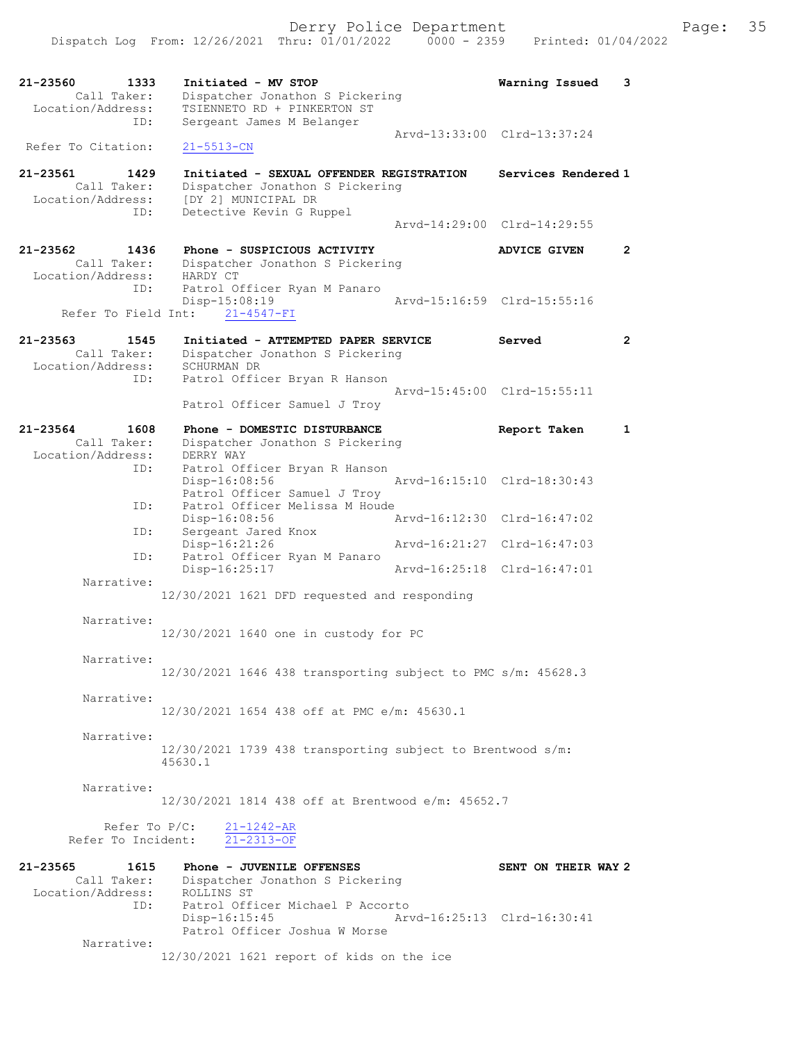21-23560 1333 Initiated - MV STOP Warning Issued 3
Call Taker: Dispatcher Jonathon S Pickering
Location/Address: TSIENNETO RD + PINKERTON ST
ID: Sergeant James M Belanger
Arvd-13:33:00 Clrd-13:37:24
Refer To Citation: 21-5513-CN

21-23561 1429 Initiated - SEXUAL OFFENDER REGISTRATION Services Rendered 1
Call Taker: Dispatcher Jonathon S Pickering
Location/Address: [DY 2] MUNICIPAL DR
ID: Detective Kevin G Ruppel
Arvd-14:29:00 Clrd-14:29:55

21-23562 1436 Phone - SUSPICIOUS ACTIVITY ADVICE GIVEN 2
Call Taker: Dispatcher Jonathon S Pickering
Location/Address: HARDY CT
ID: Patrol Officer Ryan M Panaro
Disp-15:08:19 Arvd-15:16:59 Clrd-15:55:16
Refer To Field Int: 21-4547-FI

21-23563 1545 Initiated - ATTEMPTED PAPER SERVICE Served 2
Call Taker: Dispatcher Jonathon S Pickering
Location/Address: SCHURMAN DR
ID: Patrol Officer Bryan R Hanson
Arvd-15:45:00 Clrd-15:55:11
Patrol Officer Samuel J Troy

21-23564 1608 Phone - DOMESTIC DISTURBANCE Report Taken 1
Call Taker: Dispatcher Jonathon S Pickering
Location/Address: DERRY WAY
ID: Patrol Officer Bryan R Hanson
Disp-16:08:56 Arvd-16:15:10 Clrd-18:30:43
Patrol Officer Samuel J Troy
ID: Patrol Officer Melissa M Houde
Disp-16:08:56 Arvd-16:12:30 Clrd-16:47:02
ID: Sergeant Jared Knox
Disp-16:21:26 Arvd-16:21:27 Clrd-16:47:03
ID: Patrol Officer Ryan M Panaro
Disp-16:25:17 Arvd-16:25:18 Clrd-16:47:01
Narrative:
12/30/2021 1621 DFD requested and responding

Narrative:
12/30/2021 1640 one in custody for PC

Narrative:
12/30/2021 1646 438 transporting subject to PMC s/m: 45628.3

Narrative:
12/30/2021 1654 438 off at PMC e/m: 45630.1

Narrative:
12/30/2021 1739 438 transporting subject to Brentwood s/m: 45630.1

Narrative:
12/30/2021 1814 438 off at Brentwood e/m: 45652.7

Refer To P/C: 21-1242-AR
Refer To Incident: 21-2313-OF

21-23565 1615 Phone - JUVENILE OFFENSES SENT ON THEIR WAY 2
Call Taker: Dispatcher Jonathon S Pickering
Location/Address: ROLLINS ST
ID: Patrol Officer Michael P Accorto
Disp-16:15:45 Arvd-16:25:13 Clrd-16:30:41
Patrol Officer Joshua W Morse
Narrative:
12/30/2021 1621 report of kids on the ice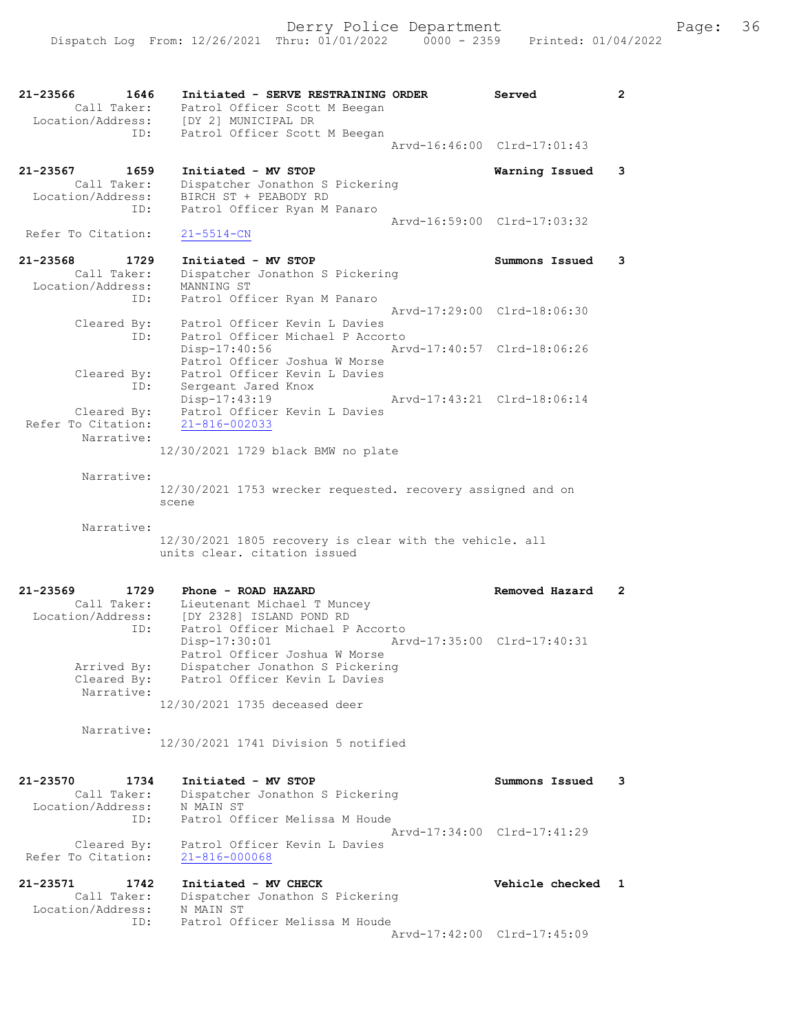```
21-23566        1646    Initiated - SERVE RESTRAINING ORDER         Served          2
        Call Taker:     Patrol Officer Scott M Beegan
  Location/Address:     [DY 2] MUNICIPAL DR
                ID:     Patrol Officer Scott M Beegan
                                               Arvd-16:46:00  Clrd-17:01:43

21-23567        1659    Initiated - MV STOP                         Warning Issued  3
        Call Taker:     Dispatcher Jonathon S Pickering
  Location/Address:     BIRCH ST + PEABODY RD
                ID:     Patrol Officer Ryan M Panaro
                                               Arvd-16:59:00  Clrd-17:03:32
 Refer To Citation:     21-5514-CN

21-23568        1729    Initiated - MV STOP                         Summons Issued  3
        Call Taker:     Dispatcher Jonathon S Pickering
  Location/Address:     MANNING ST
                ID:     Patrol Officer Ryan M Panaro
                                               Arvd-17:29:00  Clrd-18:06:30
        Cleared By:     Patrol Officer Kevin L Davies
                ID:     Patrol Officer Michael P Accorto
                        Disp-17:40:56          Arvd-17:40:57  Clrd-18:06:26
                        Patrol Officer Joshua W Morse
        Cleared By:     Patrol Officer Kevin L Davies
                ID:     Sergeant Jared Knox
                        Disp-17:43:19          Arvd-17:43:21  Clrd-18:06:14
        Cleared By:     Patrol Officer Kevin L Davies
 Refer To Citation:     21-816-002033
         Narrative:
                      12/30/2021 1729 black BMW no plate

         Narrative:
                      12/30/2021 1753 wrecker requested. recovery assigned and on
                      scene

         Narrative:
                      12/30/2021 1805 recovery is clear with the vehicle. all
                      units clear. citation issued

21-23569        1729    Phone - ROAD HAZARD                         Removed Hazard  2
        Call Taker:     Lieutenant Michael T Muncey
  Location/Address:     [DY 2328] ISLAND POND RD
                ID:     Patrol Officer Michael P Accorto
                        Disp-17:30:01          Arvd-17:35:00  Clrd-17:40:31
                        Patrol Officer Joshua W Morse
        Arrived By:     Dispatcher Jonathon S Pickering
        Cleared By:     Patrol Officer Kevin L Davies
         Narrative:
                      12/30/2021 1735 deceased deer

         Narrative:
                      12/30/2021 1741 Division 5 notified

21-23570        1734    Initiated - MV STOP                         Summons Issued  3
        Call Taker:     Dispatcher Jonathon S Pickering
  Location/Address:     N MAIN ST
                ID:     Patrol Officer Melissa M Houde
                                               Arvd-17:34:00  Clrd-17:41:29
        Cleared By:     Patrol Officer Kevin L Davies
 Refer To Citation:     21-816-000068

21-23571        1742    Initiated - MV CHECK                        Vehicle checked 1
        Call Taker:     Dispatcher Jonathon S Pickering
  Location/Address:     N MAIN ST
                ID:     Patrol Officer Melissa M Houde
                                               Arvd-17:42:00  Clrd-17:45:09
```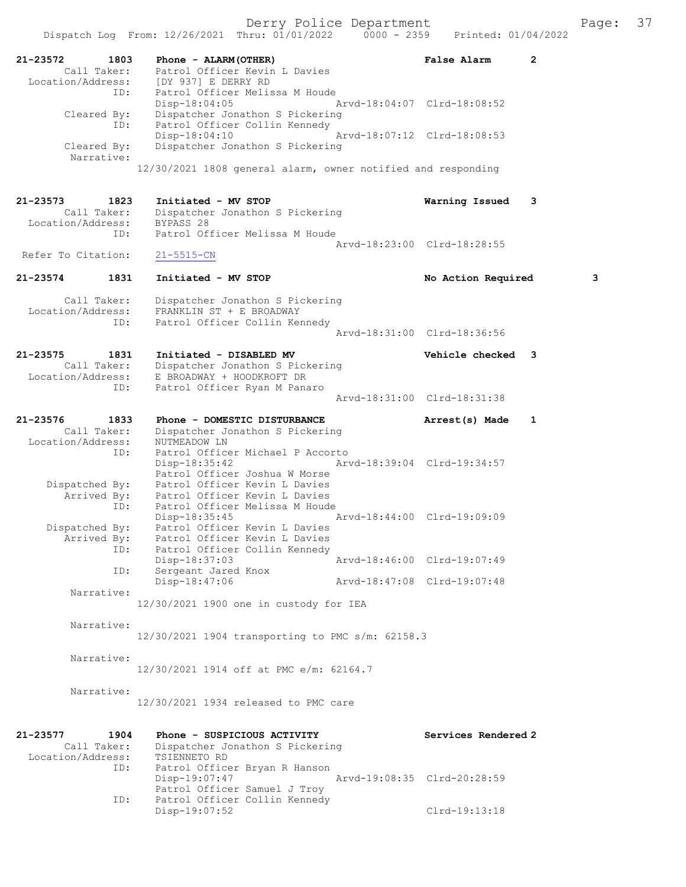21-23572 1803 Phone - ALARM(OTHER) False Alarm 2
Call Taker: Patrol Officer Kevin L Davies
Location/Address: [DY 937] E DERRY RD
ID: Patrol Officer Melissa M Houde
Disp-18:04:05 Arvd-18:04:07 Clrd-18:08:52
Cleared By: Dispatcher Jonathon S Pickering
ID: Patrol Officer Collin Kennedy
Disp-18:04:10 Arvd-18:07:12 Clrd-18:08:53
Cleared By: Dispatcher Jonathon S Pickering
Narrative:
12/30/2021 1808 general alarm, owner notified and responding

21-23573 1823 Initiated - MV STOP Warning Issued 3
Call Taker: Dispatcher Jonathon S Pickering
Location/Address: BYPASS 28
ID: Patrol Officer Melissa M Houde
Arvd-18:23:00 Clrd-18:28:55
Refer To Citation: 21-5515-CN

21-23574 1831 Initiated - MV STOP No Action Required 3
Call Taker: Dispatcher Jonathon S Pickering
Location/Address: FRANKLIN ST + E BROADWAY
ID: Patrol Officer Collin Kennedy
Arvd-18:31:00 Clrd-18:36:56

21-23575 1831 Initiated - DISABLED MV Vehicle checked 3
Call Taker: Dispatcher Jonathon S Pickering
Location/Address: E BROADWAY + HOODKROFT DR
ID: Patrol Officer Ryan M Panaro
Arvd-18:31:00 Clrd-18:31:38

21-23576 1833 Phone - DOMESTIC DISTURBANCE Arrest(s) Made 1
Call Taker: Dispatcher Jonathon S Pickering
Location/Address: NUTMEADOW LN
ID: Patrol Officer Michael P Accorto
Disp-18:35:42 Arvd-18:39:04 Clrd-19:34:57
Patrol Officer Joshua W Morse
Dispatched By: Patrol Officer Kevin L Davies
Arrived By: Patrol Officer Kevin L Davies
ID: Patrol Officer Melissa M Houde
Disp-18:35:45 Arvd-18:44:00 Clrd-19:09:09
Dispatched By: Patrol Officer Kevin L Davies
Arrived By: Patrol Officer Kevin L Davies
ID: Patrol Officer Collin Kennedy
Disp-18:37:03 Arvd-18:46:00 Clrd-19:07:49
ID: Sergeant Jared Knox
Disp-18:47:06 Arvd-18:47:08 Clrd-19:07:48
Narrative:
12/30/2021 1900 one in custody for IEA
Narrative:
12/30/2021 1904 transporting to PMC s/m: 62158.3
Narrative:
12/30/2021 1914 off at PMC e/m: 62164.7
Narrative:
12/30/2021 1934 released to PMC care

21-23577 1904 Phone - SUSPICIOUS ACTIVITY Services Rendered 2
Call Taker: Dispatcher Jonathon S Pickering
Location/Address: TSIENNETO RD
ID: Patrol Officer Bryan R Hanson
Disp-19:07:47 Arvd-19:08:35 Clrd-20:28:59
Patrol Officer Samuel J Troy
ID: Patrol Officer Collin Kennedy
Disp-19:07:52 Clrd-19:13:18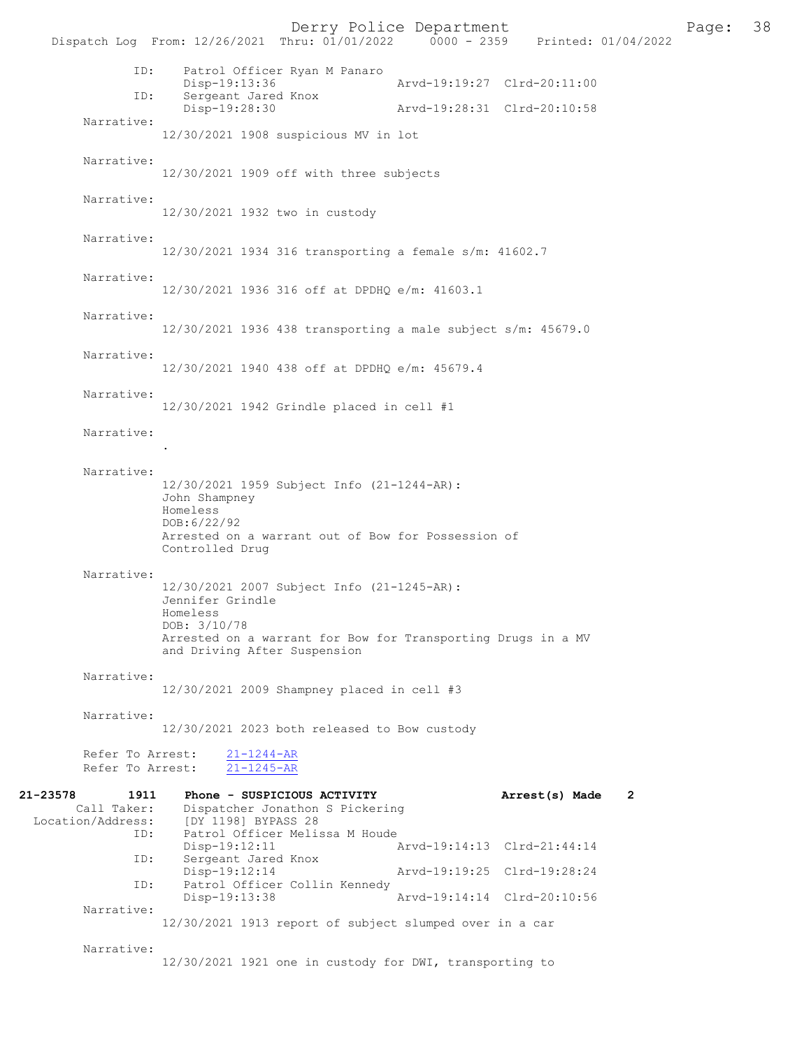ID: Patrol Officer Ryan M Panaro
Disp-19:13:36 Arvd-19:19:27 Clrd-20:11:00
ID: Sergeant Jared Knox
Disp-19:28:30 Arvd-19:28:31 Clrd-20:10:58

Narrative:
12/30/2021 1908 suspicious MV in lot

Narrative:
12/30/2021 1909 off with three subjects

Narrative:
12/30/2021 1932 two in custody

Narrative:
12/30/2021 1934 316 transporting a female s/m: 41602.7

Narrative:
12/30/2021 1936 316 off at DPDHQ e/m: 41603.1

Narrative:
12/30/2021 1936 438 transporting a male subject s/m: 45679.0

Narrative:
12/30/2021 1940 438 off at DPDHQ e/m: 45679.4

Narrative:
12/30/2021 1942 Grindle placed in cell #1

Narrative:
.

Narrative:
12/30/2021 1959 Subject Info (21-1244-AR):
John Shampney
Homeless
DOB:6/22/92
Arrested on a warrant out of Bow for Possession of Controlled Drug

Narrative:
12/30/2021 2007 Subject Info (21-1245-AR):
Jennifer Grindle
Homeless
DOB: 3/10/78
Arrested on a warrant for Bow for Transporting Drugs in a MV and Driving After Suspension

Narrative:
12/30/2021 2009 Shampney placed in cell #3

Narrative:
12/30/2021 2023 both released to Bow custody

Refer To Arrest: 21-1244-AR
Refer To Arrest: 21-1245-AR

**21-23578 1911 Phone - SUSPICIOUS ACTIVITY Arrest(s) Made 2**

Call Taker: Dispatcher Jonathon S Pickering
Location/Address: [DY 1198] BYPASS 28
ID: Patrol Officer Melissa M Houde
Disp-19:12:11 Arvd-19:14:13 Clrd-21:44:14
ID: Sergeant Jared Knox
Disp-19:12:14 Arvd-19:19:25 Clrd-19:28:24
ID: Patrol Officer Collin Kennedy
Disp-19:13:38 Arvd-19:14:14 Clrd-20:10:56

Narrative:
12/30/2021 1913 report of subject slumped over in a car

Narrative:
12/30/2021 1921 one in custody for DWI, transporting to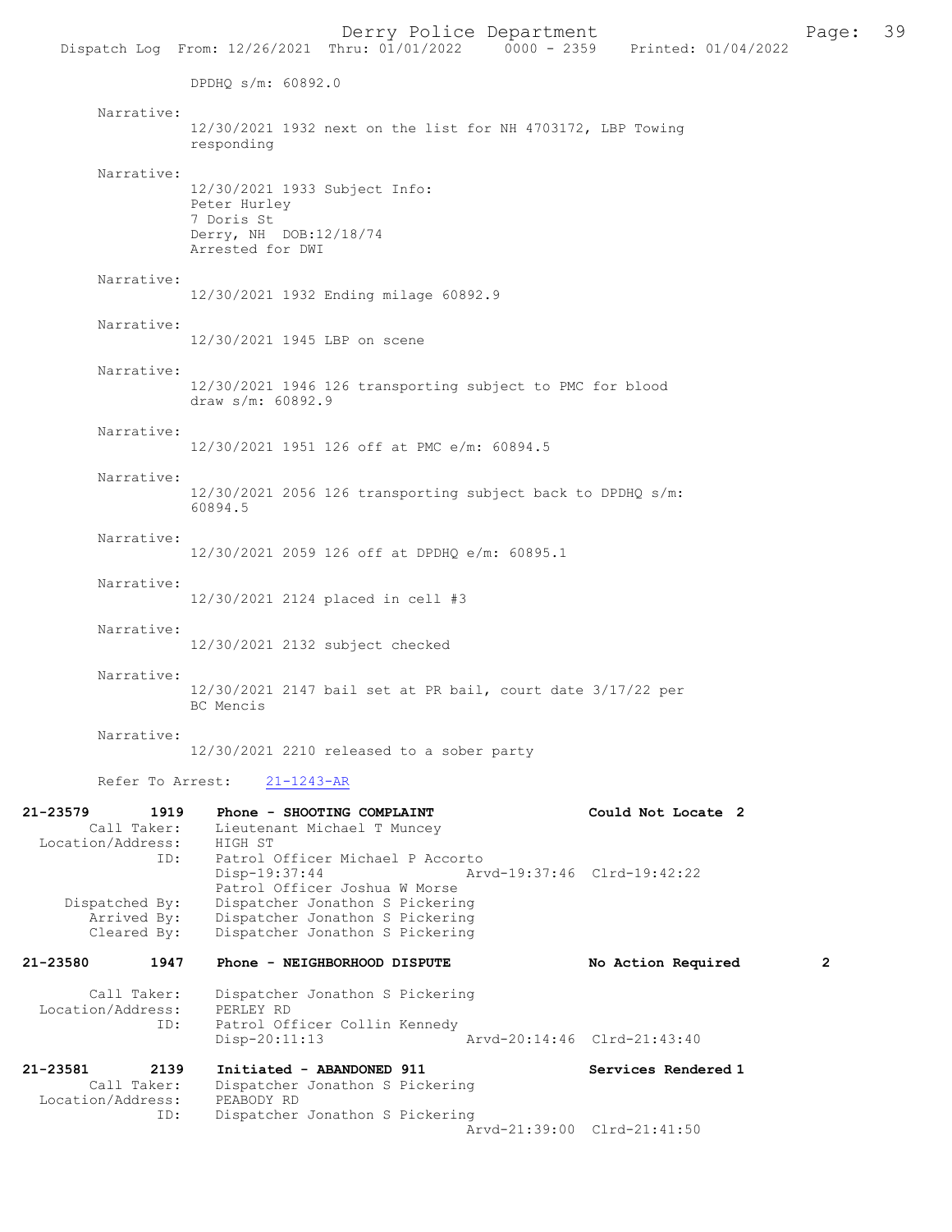DPDHQ s/m: 60892.0

Narrative:
12/30/2021 1932 next on the list for NH 4703172, LBP Towing responding

Narrative:
12/30/2021 1933 Subject Info:
Peter Hurley
7 Doris St
Derry, NH DOB:12/18/74
Arrested for DWI

Narrative:
12/30/2021 1932 Ending milage 60892.9

Narrative:
12/30/2021 1945 LBP on scene

Narrative:
12/30/2021 1946 126 transporting subject to PMC for blood draw s/m: 60892.9

Narrative:
12/30/2021 1951 126 off at PMC e/m: 60894.5

Narrative:
12/30/2021 2056 126 transporting subject back to DPDHQ s/m: 60894.5

Narrative:
12/30/2021 2059 126 off at DPDHQ e/m: 60895.1

Narrative:
12/30/2021 2124 placed in cell #3

Narrative:
12/30/2021 2132 subject checked

Narrative:
12/30/2021 2147 bail set at PR bail, court date 3/17/22 per BC Mencis

Narrative:
12/30/2021 2210 released to a sober party

Refer To Arrest: 21-1243-AR

**21-23579 1919 Phone - SHOOTING COMPLAINT — Could Not Locate 2**

Call Taker: Lieutenant Michael T Muncey
Location/Address: HIGH ST
ID: Patrol Officer Michael P Accorto
Disp-19:37:44 Arvd-19:37:46 Clrd-19:42:22
Patrol Officer Joshua W Morse
Dispatched By: Dispatcher Jonathon S Pickering
Arrived By: Dispatcher Jonathon S Pickering
Cleared By: Dispatcher Jonathon S Pickering

**21-23580 1947 Phone - NEIGHBORHOOD DISPUTE — No Action Required 2**

Call Taker: Dispatcher Jonathon S Pickering
Location/Address: PERLEY RD
ID: Patrol Officer Collin Kennedy
Disp-20:11:13 Arvd-20:14:46 Clrd-21:43:40

**21-23581 2139 Initiated - ABANDONED 911 — Services Rendered 1**

Call Taker: Dispatcher Jonathon S Pickering
Location/Address: PEABODY RD
ID: Dispatcher Jonathon S Pickering
Arvd-21:39:00 Clrd-21:41:50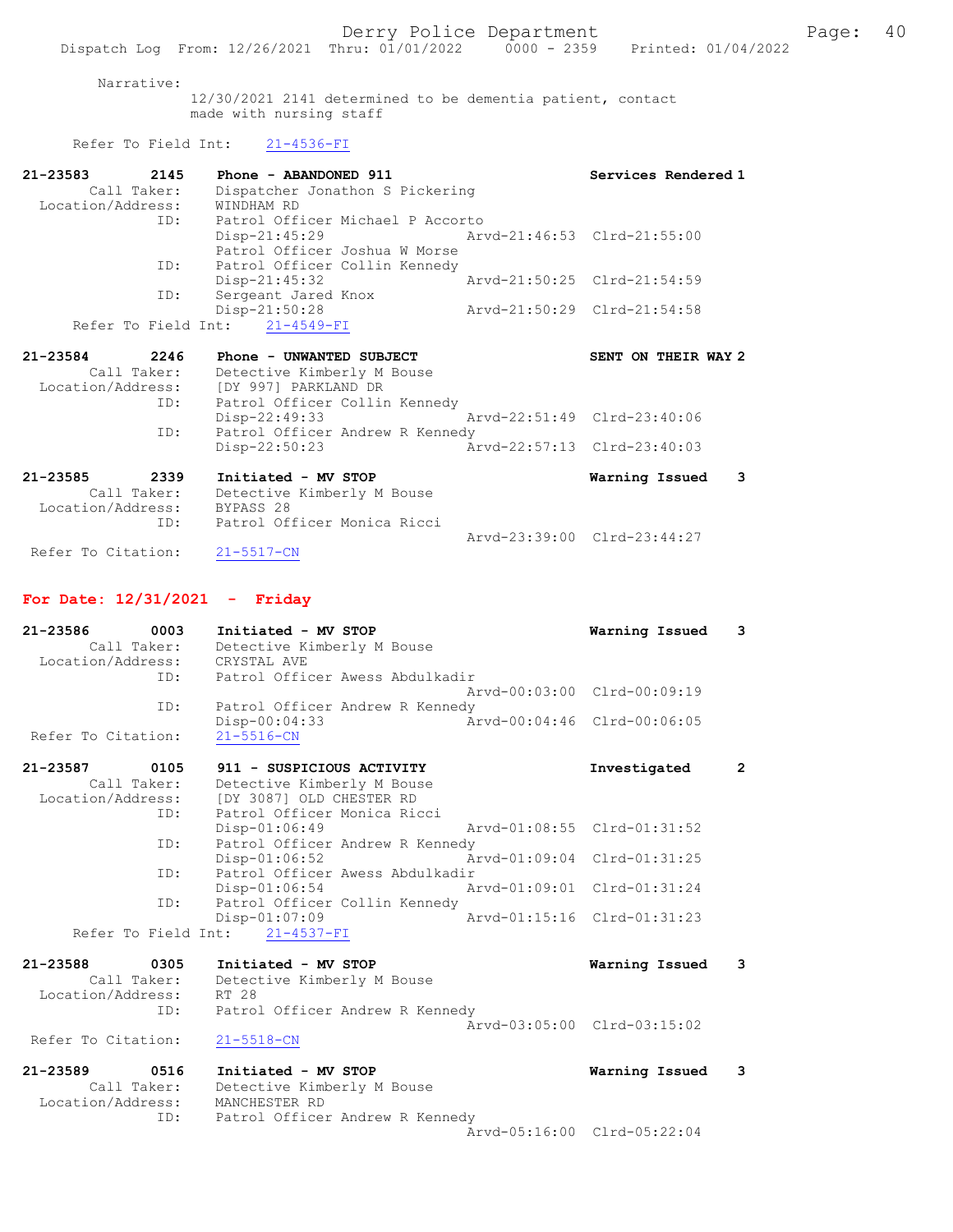Narrative:
12/30/2021 2141 determined to be dementia patient, contact made with nursing staff

Refer To Field Int: 21-4536-FI

**21-23583 2145 Phone - ABANDONED 911 — Services Rendered 1**
Call Taker: Dispatcher Jonathon S Pickering
Location/Address: WINDHAM RD
ID: Patrol Officer Michael P Accorto
Disp-21:45:29 Arvd-21:46:53 Clrd-21:55:00
Patrol Officer Joshua W Morse
ID: Patrol Officer Collin Kennedy
Disp-21:45:32 Arvd-21:50:25 Clrd-21:54:59
ID: Sergeant Jared Knox
Disp-21:50:28 Arvd-21:50:29 Clrd-21:54:58
Refer To Field Int: 21-4549-FI

**21-23584 2246 Phone - UNWANTED SUBJECT — SENT ON THEIR WAY 2**
Call Taker: Detective Kimberly M Bouse
Location/Address: [DY 997] PARKLAND DR
ID: Patrol Officer Collin Kennedy
Disp-22:49:33 Arvd-22:51:49 Clrd-23:40:06
ID: Patrol Officer Andrew R Kennedy
Disp-22:50:23 Arvd-22:57:13 Clrd-23:40:03

**21-23585 2339 Initiated - MV STOP — Warning Issued 3**
Call Taker: Detective Kimberly M Bouse
Location/Address: BYPASS 28
ID: Patrol Officer Monica Ricci
Arvd-23:39:00 Clrd-23:44:27
Refer To Citation: 21-5517-CN

## For Date: 12/31/2021 - Friday

**21-23586 0003 Initiated - MV STOP — Warning Issued 3**
Call Taker: Detective Kimberly M Bouse
Location/Address: CRYSTAL AVE
ID: Patrol Officer Awess Abdulkadir
Arvd-00:03:00 Clrd-00:09:19
ID: Patrol Officer Andrew R Kennedy
Disp-00:04:33 Arvd-00:04:46 Clrd-00:06:05
Refer To Citation: 21-5516-CN

**21-23587 0105 911 - SUSPICIOUS ACTIVITY — Investigated 2**
Call Taker: Detective Kimberly M Bouse
Location/Address: [DY 3087] OLD CHESTER RD
ID: Patrol Officer Monica Ricci
Disp-01:06:49 Arvd-01:08:55 Clrd-01:31:52
ID: Patrol Officer Andrew R Kennedy
Disp-01:06:52 Arvd-01:09:04 Clrd-01:31:25
ID: Patrol Officer Awess Abdulkadir
Disp-01:06:54 Arvd-01:09:01 Clrd-01:31:24
ID: Patrol Officer Collin Kennedy
Disp-01:07:09 Arvd-01:15:16 Clrd-01:31:23
Refer To Field Int: 21-4537-FI

**21-23588 0305 Initiated - MV STOP — Warning Issued 3**
Call Taker: Detective Kimberly M Bouse
Location/Address: RT 28
ID: Patrol Officer Andrew R Kennedy
Arvd-03:05:00 Clrd-03:15:02
Refer To Citation: 21-5518-CN

**21-23589 0516 Initiated - MV STOP — Warning Issued 3**
Call Taker: Detective Kimberly M Bouse
Location/Address: MANCHESTER RD
ID: Patrol Officer Andrew R Kennedy
Arvd-05:16:00 Clrd-05:22:04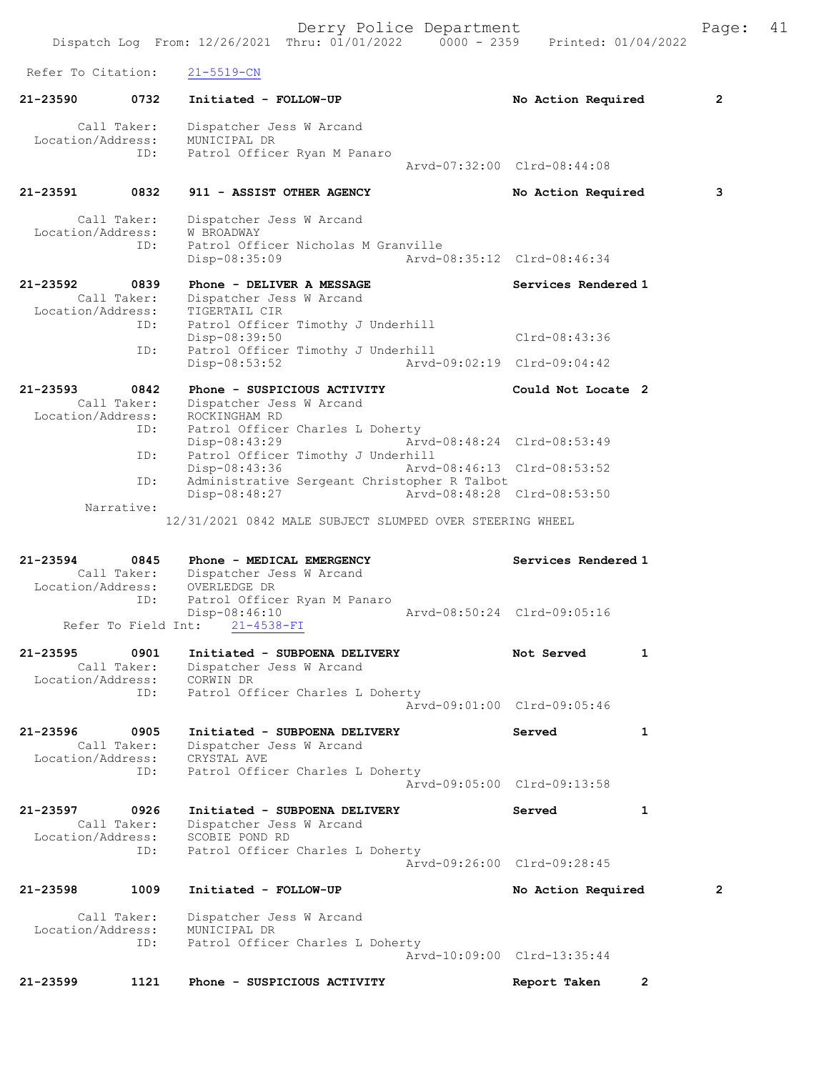Refer To Citation: 21-5519-CN

21-23590 0732 Initiated - FOLLOW-UP No Action Required 2

Call Taker: Dispatcher Jess W Arcand
Location/Address: MUNICIPAL DR
ID: Patrol Officer Ryan M Panaro
Arvd-07:32:00 Clrd-08:44:08

21-23591 0832 911 - ASSIST OTHER AGENCY No Action Required 3

Call Taker: Dispatcher Jess W Arcand
Location/Address: W BROADWAY
ID: Patrol Officer Nicholas M Granville
Disp-08:35:09 Arvd-08:35:12 Clrd-08:46:34

21-23592 0839 Phone - DELIVER A MESSAGE Services Rendered 1
Call Taker: Dispatcher Jess W Arcand
Location/Address: TIGERTAIL CIR
ID: Patrol Officer Timothy J Underhill
Disp-08:39:50 Clrd-08:43:36
ID: Patrol Officer Timothy J Underhill
Disp-08:53:52 Arvd-09:02:19 Clrd-09:04:42

21-23593 0842 Phone - SUSPICIOUS ACTIVITY Could Not Locate 2
Call Taker: Dispatcher Jess W Arcand
Location/Address: ROCKINGHAM RD
ID: Patrol Officer Charles L Doherty
Disp-08:43:29 Arvd-08:48:24 Clrd-08:53:49
ID: Patrol Officer Timothy J Underhill
Disp-08:43:36 Arvd-08:46:13 Clrd-08:53:52
ID: Administrative Sergeant Christopher R Talbot
Disp-08:48:27 Arvd-08:48:28 Clrd-08:53:50
Narrative:
12/31/2021 0842 MALE SUBJECT SLUMPED OVER STEERING WHEEL

21-23594 0845 Phone - MEDICAL EMERGENCY Services Rendered 1
Call Taker: Dispatcher Jess W Arcand
Location/Address: OVERLEDGE DR
ID: Patrol Officer Ryan M Panaro
Disp-08:46:10 Arvd-08:50:24 Clrd-09:05:16
Refer To Field Int: 21-4538-FI

21-23595 0901 Initiated - SUBPOENA DELIVERY Not Served 1
Call Taker: Dispatcher Jess W Arcand
Location/Address: CORWIN DR
ID: Patrol Officer Charles L Doherty
Arvd-09:01:00 Clrd-09:05:46

21-23596 0905 Initiated - SUBPOENA DELIVERY Served 1
Call Taker: Dispatcher Jess W Arcand
Location/Address: CRYSTAL AVE
ID: Patrol Officer Charles L Doherty
Arvd-09:05:00 Clrd-09:13:58

21-23597 0926 Initiated - SUBPOENA DELIVERY Served 1
Call Taker: Dispatcher Jess W Arcand
Location/Address: SCOBIE POND RD
ID: Patrol Officer Charles L Doherty
Arvd-09:26:00 Clrd-09:28:45

21-23598 1009 Initiated - FOLLOW-UP No Action Required 2

Call Taker: Dispatcher Jess W Arcand
Location/Address: MUNICIPAL DR
ID: Patrol Officer Charles L Doherty
Arvd-10:09:00 Clrd-13:35:44

21-23599 1121 Phone - SUSPICIOUS ACTIVITY Report Taken 2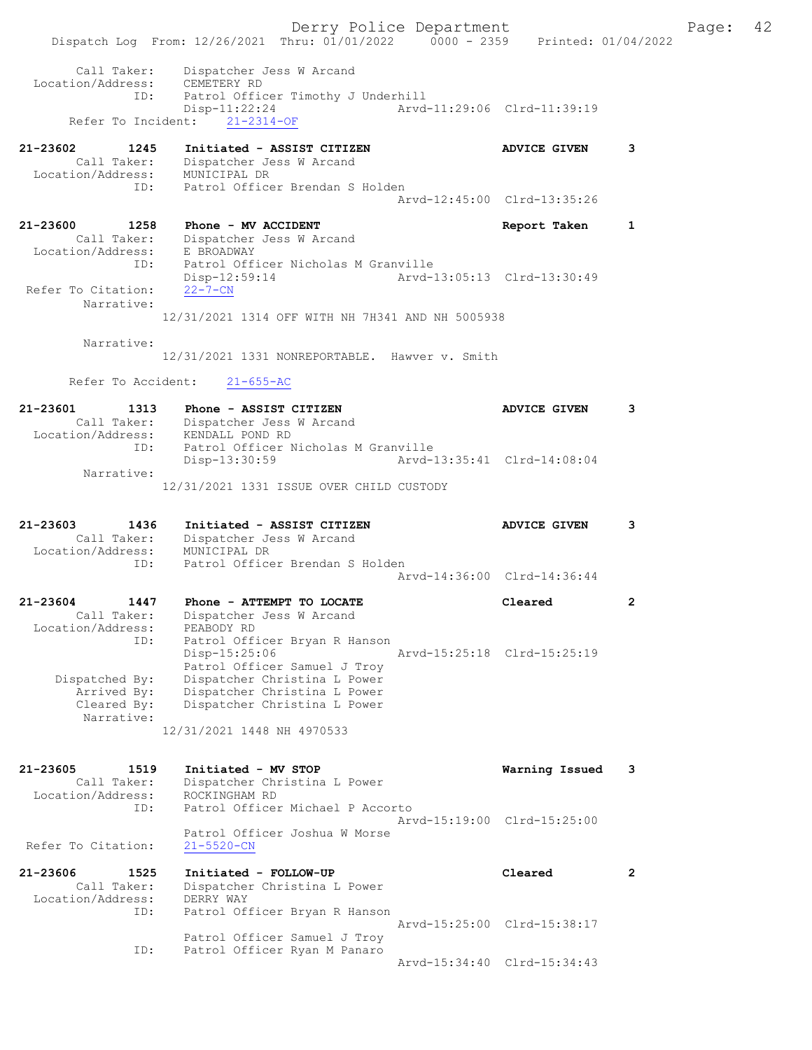```
        Call Taker:    Dispatcher Jess W Arcand
  Location/Address:    CEMETERY RD
                ID:    Patrol Officer Timothy J Underhill
                       Disp-11:22:24                  Arvd-11:29:06  Clrd-11:39:19
      Refer To Incident:    21-2314-OF

21-23602        1245   Initiated - ASSIST CITIZEN                    ADVICE GIVEN     3
        Call Taker:    Dispatcher Jess W Arcand
  Location/Address:    MUNICIPAL DR
                ID:    Patrol Officer Brendan S Holden
                                                      Arvd-12:45:00  Clrd-13:35:26

21-23600        1258   Phone - MV ACCIDENT                           Report Taken     1
        Call Taker:    Dispatcher Jess W Arcand
  Location/Address:    E BROADWAY
                ID:    Patrol Officer Nicholas M Granville
                       Disp-12:59:14                  Arvd-13:05:13  Clrd-13:30:49
 Refer To Citation:    22-7-CN
         Narrative:
                    12/31/2021 1314 OFF WITH NH 7H341 AND NH 5005938

         Narrative:
                    12/31/2021 1331 NONREPORTABLE.  Hawver v. Smith

      Refer To Accident:    21-655-AC

21-23601        1313   Phone - ASSIST CITIZEN                        ADVICE GIVEN     3
        Call Taker:    Dispatcher Jess W Arcand
  Location/Address:    KENDALL POND RD
                ID:    Patrol Officer Nicholas M Granville
                       Disp-13:30:59                  Arvd-13:35:41  Clrd-14:08:04
         Narrative:
                    12/31/2021 1331 ISSUE OVER CHILD CUSTODY


21-23603        1436   Initiated - ASSIST CITIZEN                    ADVICE GIVEN     3
        Call Taker:    Dispatcher Jess W Arcand
  Location/Address:    MUNICIPAL DR
                ID:    Patrol Officer Brendan S Holden
                                                      Arvd-14:36:00  Clrd-14:36:44

21-23604        1447   Phone - ATTEMPT TO LOCATE                     Cleared          2
        Call Taker:    Dispatcher Jess W Arcand
  Location/Address:    PEABODY RD
                ID:    Patrol Officer Bryan R Hanson
                       Disp-15:25:06                  Arvd-15:25:18  Clrd-15:25:19
                       Patrol Officer Samuel J Troy
     Dispatched By:    Dispatcher Christina L Power
        Arrived By:    Dispatcher Christina L Power
        Cleared By:    Dispatcher Christina L Power
         Narrative:
                    12/31/2021 1448 NH 4970533


21-23605        1519   Initiated - MV STOP                           Warning Issued   3
        Call Taker:    Dispatcher Christina L Power
  Location/Address:    ROCKINGHAM RD
                ID:    Patrol Officer Michael P Accorto
                                                      Arvd-15:19:00  Clrd-15:25:00
                       Patrol Officer Joshua W Morse
 Refer To Citation:    21-5520-CN

21-23606        1525   Initiated - FOLLOW-UP                         Cleared          2
        Call Taker:    Dispatcher Christina L Power
  Location/Address:    DERRY WAY
                ID:    Patrol Officer Bryan R Hanson
                                                      Arvd-15:25:00  Clrd-15:38:17
                       Patrol Officer Samuel J Troy
                ID:    Patrol Officer Ryan M Panaro
                                                      Arvd-15:34:40  Clrd-15:34:43
```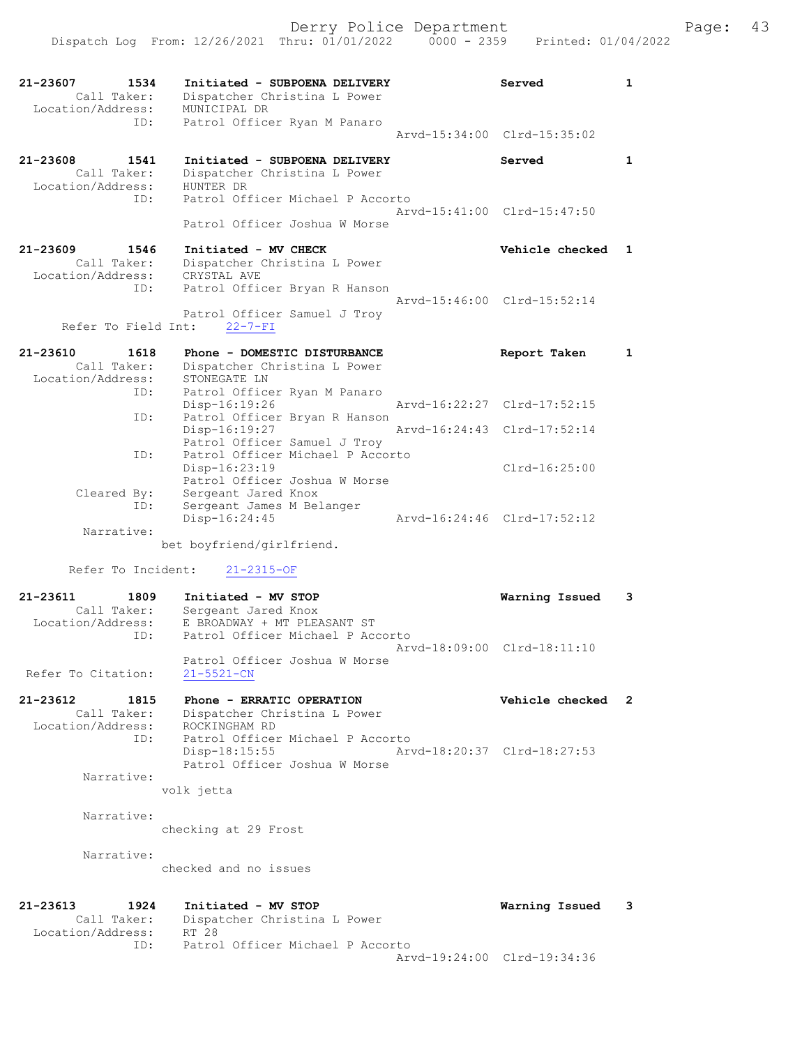21-23607 1534 Initiated - SUBPOENA DELIVERY Served 1
Call Taker: Dispatcher Christina L Power
Location/Address: MUNICIPAL DR
ID: Patrol Officer Ryan M Panaro
Arvd-15:34:00 Clrd-15:35:02

21-23608 1541 Initiated - SUBPOENA DELIVERY Served 1
Call Taker: Dispatcher Christina L Power
Location/Address: HUNTER DR
ID: Patrol Officer Michael P Accorto
Arvd-15:41:00 Clrd-15:47:50
Patrol Officer Joshua W Morse

21-23609 1546 Initiated - MV CHECK Vehicle checked 1
Call Taker: Dispatcher Christina L Power
Location/Address: CRYSTAL AVE
ID: Patrol Officer Bryan R Hanson
Arvd-15:46:00 Clrd-15:52:14
Patrol Officer Samuel J Troy
Refer To Field Int: 22-7-FI

21-23610 1618 Phone - DOMESTIC DISTURBANCE Report Taken 1
Call Taker: Dispatcher Christina L Power
Location/Address: STONEGATE LN
ID: Patrol Officer Ryan M Panaro
Disp-16:19:26 Arvd-16:22:27 Clrd-17:52:15
ID: Patrol Officer Bryan R Hanson
Disp-16:19:27 Arvd-16:24:43 Clrd-17:52:14
Patrol Officer Samuel J Troy
ID: Patrol Officer Michael P Accorto
Disp-16:23:19 Clrd-16:25:00
Patrol Officer Joshua W Morse
Cleared By: Sergeant Jared Knox
ID: Sergeant James M Belanger
Disp-16:24:45 Arvd-16:24:46 Clrd-17:52:12
Narrative:
bet boyfriend/girlfriend.

Refer To Incident: 21-2315-OF

21-23611 1809 Initiated - MV STOP Warning Issued 3
Call Taker: Sergeant Jared Knox
Location/Address: E BROADWAY + MT PLEASANT ST
ID: Patrol Officer Michael P Accorto
Arvd-18:09:00 Clrd-18:11:10
Patrol Officer Joshua W Morse
Refer To Citation: 21-5521-CN

21-23612 1815 Phone - ERRATIC OPERATION Vehicle checked 2
Call Taker: Dispatcher Christina L Power
Location/Address: ROCKINGHAM RD
ID: Patrol Officer Michael P Accorto
Disp-18:15:55 Arvd-18:20:37 Clrd-18:27:53
Patrol Officer Joshua W Morse
Narrative:
volk jetta

Narrative:
checking at 29 Frost

Narrative:
checked and no issues

21-23613 1924 Initiated - MV STOP Warning Issued 3
Call Taker: Dispatcher Christina L Power
Location/Address: RT 28
ID: Patrol Officer Michael P Accorto
Arvd-19:24:00 Clrd-19:34:36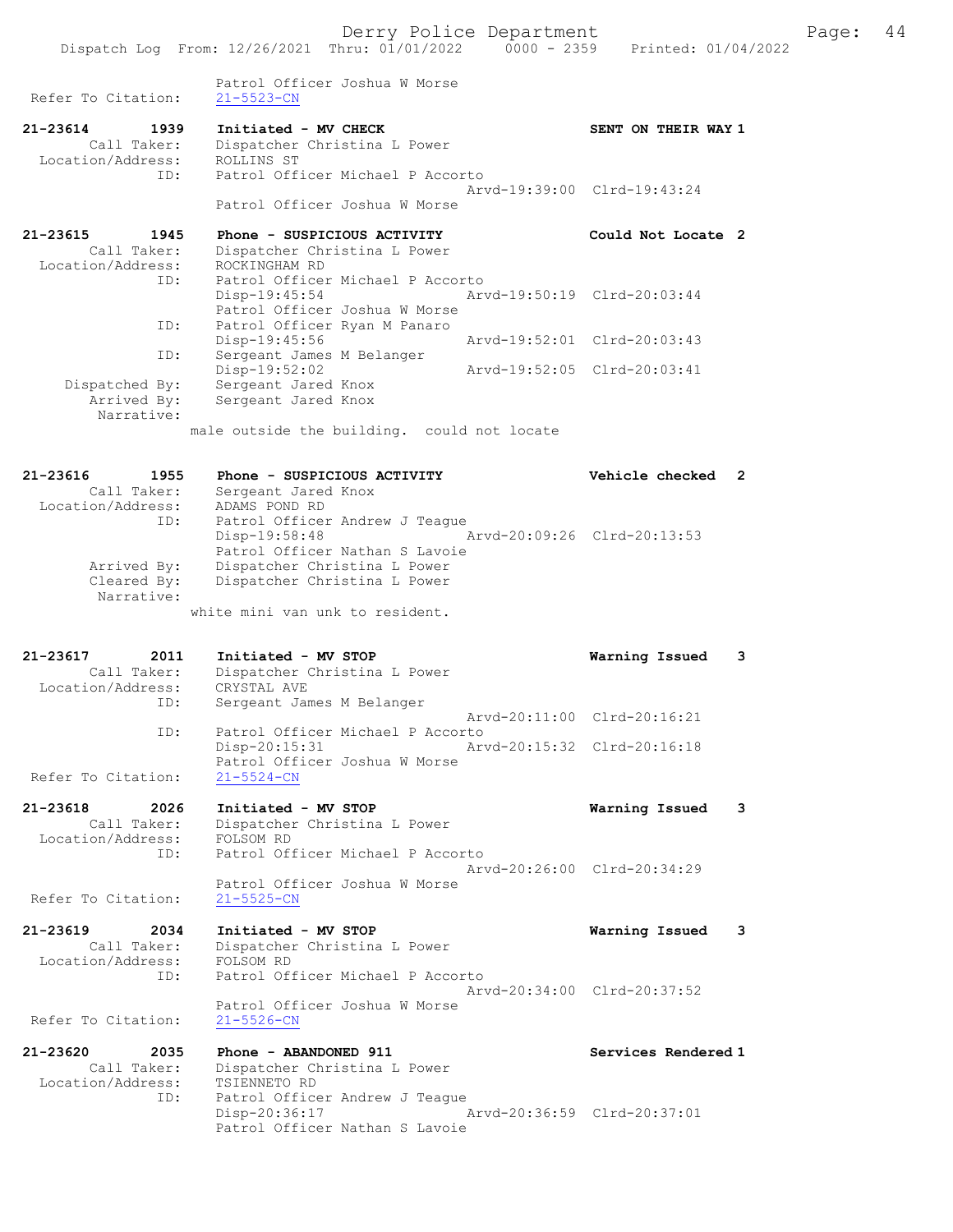```
                    Patrol Officer Joshua W Morse
  Refer To Citation:    21-5523-CN

21-23614        1939    Initiated - MV CHECK                        SENT ON THEIR WAY 1
        Call Taker:     Dispatcher Christina L Power
  Location/Address:     ROLLINS ST
                ID:     Patrol Officer Michael P Accorto
                                                  Arvd-19:39:00  Clrd-19:43:24
                        Patrol Officer Joshua W Morse

21-23615        1945    Phone - SUSPICIOUS ACTIVITY                 Could Not Locate  2
        Call Taker:     Dispatcher Christina L Power
  Location/Address:     ROCKINGHAM RD
                ID:     Patrol Officer Michael P Accorto
                        Disp-19:45:54             Arvd-19:50:19  Clrd-20:03:44
                        Patrol Officer Joshua W Morse
                ID:     Patrol Officer Ryan M Panaro
                        Disp-19:45:56             Arvd-19:52:01  Clrd-20:03:43
                ID:     Sergeant James M Belanger
                        Disp-19:52:02             Arvd-19:52:05  Clrd-20:03:41
     Dispatched By:     Sergeant Jared Knox
        Arrived By:     Sergeant Jared Knox
         Narrative:
                    male outside the building.  could not locate

21-23616        1955    Phone - SUSPICIOUS ACTIVITY                 Vehicle checked   2
        Call Taker:     Sergeant Jared Knox
  Location/Address:     ADAMS POND RD
                ID:     Patrol Officer Andrew J Teague
                        Disp-19:58:48             Arvd-20:09:26  Clrd-20:13:53
                        Patrol Officer Nathan S Lavoie
        Arrived By:     Dispatcher Christina L Power
        Cleared By:     Dispatcher Christina L Power
         Narrative:
                    white mini van unk to resident.

21-23617        2011    Initiated - MV STOP                         Warning Issued    3
        Call Taker:     Dispatcher Christina L Power
  Location/Address:     CRYSTAL AVE
                ID:     Sergeant James M Belanger
                                                  Arvd-20:11:00  Clrd-20:16:21
                ID:     Patrol Officer Michael P Accorto
                        Disp-20:15:31             Arvd-20:15:32  Clrd-20:16:18
                        Patrol Officer Joshua W Morse
  Refer To Citation:    21-5524-CN

21-23618        2026    Initiated - MV STOP                         Warning Issued    3
        Call Taker:     Dispatcher Christina L Power
  Location/Address:     FOLSOM RD
                ID:     Patrol Officer Michael P Accorto
                                                  Arvd-20:26:00  Clrd-20:34:29
                        Patrol Officer Joshua W Morse
  Refer To Citation:    21-5525-CN

21-23619        2034    Initiated - MV STOP                         Warning Issued    3
        Call Taker:     Dispatcher Christina L Power
  Location/Address:     FOLSOM RD
                ID:     Patrol Officer Michael P Accorto
                                                  Arvd-20:34:00  Clrd-20:37:52
                        Patrol Officer Joshua W Morse
  Refer To Citation:    21-5526-CN

21-23620        2035    Phone - ABANDONED 911                       Services Rendered 1
        Call Taker:     Dispatcher Christina L Power
  Location/Address:     TSIENNETO RD
                ID:     Patrol Officer Andrew J Teague
                        Disp-20:36:17             Arvd-20:36:59  Clrd-20:37:01
                        Patrol Officer Nathan S Lavoie
```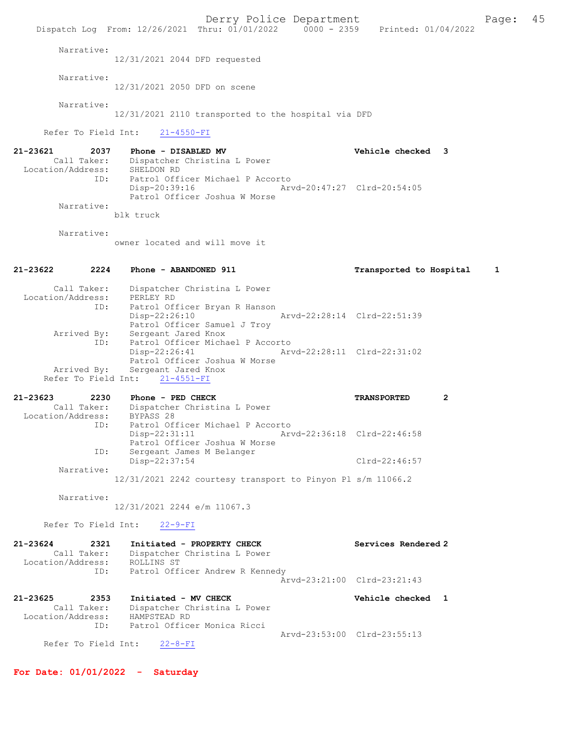Narrative:
12/31/2021 2044 DFD requested

Narrative:
12/31/2021 2050 DFD on scene

Narrative:
12/31/2021 2110 transported to the hospital via DFD

Refer To Field Int: 21-4550-FI

**21-23621 2037 Phone - DISABLED MV** Vehicle checked 3
Call Taker: Dispatcher Christina L Power
Location/Address: SHELDON RD
ID: Patrol Officer Michael P Accorto
Disp-20:39:16 Arvd-20:47:27 Clrd-20:54:05
Patrol Officer Joshua W Morse
Narrative:
blk truck

Narrative:
owner located and will move it

**21-23622 2224 Phone - ABANDONED 911** Transported to Hospital 1
Call Taker: Dispatcher Christina L Power
Location/Address: PERLEY RD
ID: Patrol Officer Bryan R Hanson
Disp-22:26:10 Arvd-22:28:14 Clrd-22:51:39
Patrol Officer Samuel J Troy
Arrived By: Sergeant Jared Knox
ID: Patrol Officer Michael P Accorto
Disp-22:26:41 Arvd-22:28:11 Clrd-22:31:02
Patrol Officer Joshua W Morse
Arrived By: Sergeant Jared Knox
Refer To Field Int: 21-4551-FI

**21-23623 2230 Phone - PED CHECK** TRANSPORTED 2
Call Taker: Dispatcher Christina L Power
Location/Address: BYPASS 28
ID: Patrol Officer Michael P Accorto
Disp-22:31:11 Arvd-22:36:18 Clrd-22:46:58
Patrol Officer Joshua W Morse
ID: Sergeant James M Belanger
Disp-22:37:54 Clrd-22:46:57
Narrative:
12/31/2021 2242 courtesy transport to Pinyon Pl s/m 11066.2

Narrative:
12/31/2021 2244 e/m 11067.3

Refer To Field Int: 22-9-FI

**21-23624 2321 Initiated - PROPERTY CHECK** Services Rendered 2
Call Taker: Dispatcher Christina L Power
Location/Address: ROLLINS ST
ID: Patrol Officer Andrew R Kennedy
Arvd-23:21:00 Clrd-23:21:43

**21-23625 2353 Initiated - MV CHECK** Vehicle checked 1
Call Taker: Dispatcher Christina L Power
Location/Address: HAMPSTEAD RD
ID: Patrol Officer Monica Ricci
Arvd-23:53:00 Clrd-23:55:13
Refer To Field Int: 22-8-FI

**For Date: 01/01/2022 - Saturday**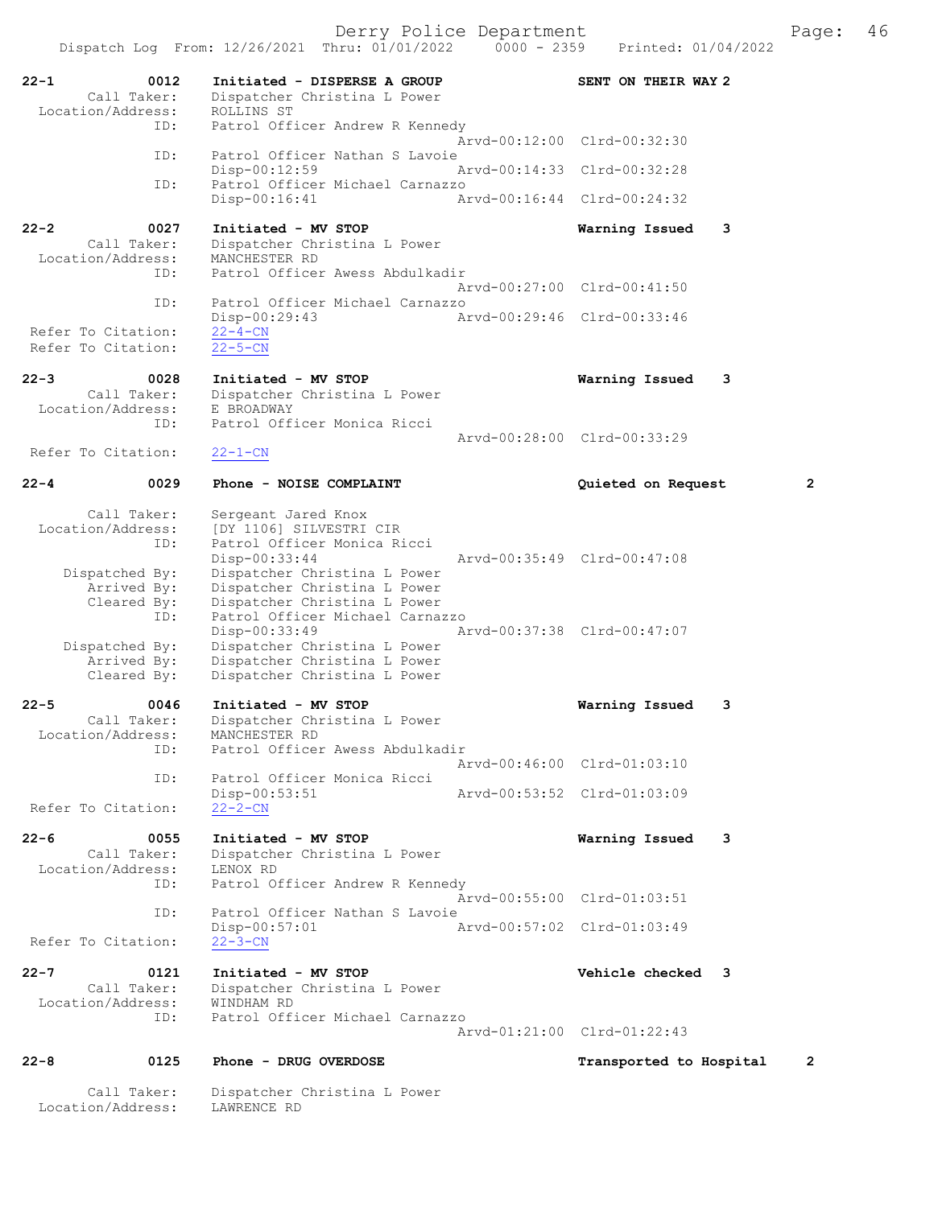Dispatch Log From: 12/26/2021 Thru: 01/01/2022 0000 - 2359 Printed: 01/04/2022

```
22-1         0012    Initiated - DISPERSE A GROUP              SENT ON THEIR WAY 2
       Call Taker:   Dispatcher Christina L Power
 Location/Address:   ROLLINS ST
              ID:    Patrol Officer Andrew R Kennedy
                                               Arvd-00:12:00  Clrd-00:32:30
              ID:    Patrol Officer Nathan S Lavoie
                     Disp-00:12:59             Arvd-00:14:33  Clrd-00:32:28
              ID:    Patrol Officer Michael Carnazzo
                     Disp-00:16:41             Arvd-00:16:44  Clrd-00:24:32

22-2         0027    Initiated - MV STOP                       Warning Issued    3
       Call Taker:   Dispatcher Christina L Power
 Location/Address:   MANCHESTER RD
              ID:    Patrol Officer Awess Abdulkadir
                                               Arvd-00:27:00  Clrd-00:41:50
              ID:    Patrol Officer Michael Carnazzo
                     Disp-00:29:43             Arvd-00:29:46  Clrd-00:33:46
 Refer To Citation:  22-4-CN
 Refer To Citation:  22-5-CN

22-3         0028    Initiated - MV STOP                       Warning Issued    3
       Call Taker:   Dispatcher Christina L Power
 Location/Address:   E BROADWAY
              ID:    Patrol Officer Monica Ricci
                                               Arvd-00:28:00  Clrd-00:33:29
 Refer To Citation:  22-1-CN

22-4         0029    Phone - NOISE COMPLAINT                   Quieted on Request        2

       Call Taker:   Sergeant Jared Knox
 Location/Address:   [DY 1106] SILVESTRI CIR
              ID:    Patrol Officer Monica Ricci
                     Disp-00:33:44             Arvd-00:35:49  Clrd-00:47:08
    Dispatched By:   Dispatcher Christina L Power
       Arrived By:   Dispatcher Christina L Power
       Cleared By:   Dispatcher Christina L Power
              ID:    Patrol Officer Michael Carnazzo
                     Disp-00:33:49             Arvd-00:37:38  Clrd-00:47:07
    Dispatched By:   Dispatcher Christina L Power
       Arrived By:   Dispatcher Christina L Power
       Cleared By:   Dispatcher Christina L Power

22-5         0046    Initiated - MV STOP                       Warning Issued    3
       Call Taker:   Dispatcher Christina L Power
 Location/Address:   MANCHESTER RD
              ID:    Patrol Officer Awess Abdulkadir
                                               Arvd-00:46:00  Clrd-01:03:10
              ID:    Patrol Officer Monica Ricci
                     Disp-00:53:51             Arvd-00:53:52  Clrd-01:03:09
 Refer To Citation:  22-2-CN

22-6         0055    Initiated - MV STOP                       Warning Issued    3
       Call Taker:   Dispatcher Christina L Power
 Location/Address:   LENOX RD
              ID:    Patrol Officer Andrew R Kennedy
                                               Arvd-00:55:00  Clrd-01:03:51
              ID:    Patrol Officer Nathan S Lavoie
                     Disp-00:57:01             Arvd-00:57:02  Clrd-01:03:49
 Refer To Citation:  22-3-CN

22-7         0121    Initiated - MV STOP                       Vehicle checked   3
       Call Taker:   Dispatcher Christina L Power
 Location/Address:   WINDHAM RD
              ID:    Patrol Officer Michael Carnazzo
                                               Arvd-01:21:00  Clrd-01:22:43

22-8         0125    Phone - DRUG OVERDOSE                     Transported to Hospital   2

       Call Taker:   Dispatcher Christina L Power
 Location/Address:   LAWRENCE RD
```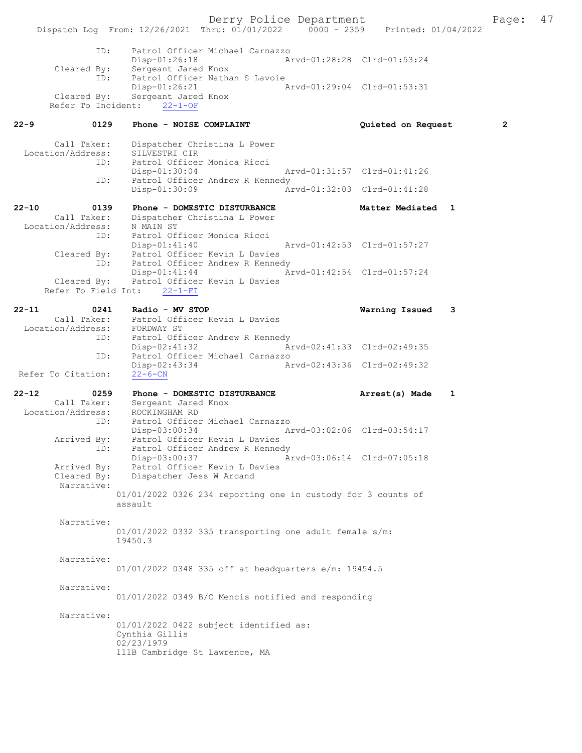```
            ID:     Patrol Officer Michael Carnazzo
                    Disp-01:26:18                Arvd-01:28:28  Clrd-01:53:24
    Cleared By:     Sergeant Jared Knox
            ID:     Patrol Officer Nathan S Lavoie
                    Disp-01:26:21                Arvd-01:29:04  Clrd-01:53:31
    Cleared By:     Sergeant Jared Knox
  Refer To Incident:   22-1-OF

22-9          0129    Phone - NOISE COMPLAINT                 Quieted on Request        2

    Call Taker:     Dispatcher Christina L Power
  Location/Address: SILVESTRI CIR
            ID:     Patrol Officer Monica Ricci
                    Disp-01:30:04                Arvd-01:31:57  Clrd-01:41:26
            ID:     Patrol Officer Andrew R Kennedy
                    Disp-01:30:09                Arvd-01:32:03  Clrd-01:41:28

22-10         0139    Phone - DOMESTIC DISTURBANCE            Matter Mediated   1
    Call Taker:     Dispatcher Christina L Power
  Location/Address: N MAIN ST
            ID:     Patrol Officer Monica Ricci
                    Disp-01:41:40                Arvd-01:42:53  Clrd-01:57:27
    Cleared By:     Patrol Officer Kevin L Davies
            ID:     Patrol Officer Andrew R Kennedy
                    Disp-01:41:44                Arvd-01:42:54  Clrd-01:57:24
    Cleared By:     Patrol Officer Kevin L Davies
  Refer To Field Int:   22-1-FI

22-11         0241    Radio - MV STOP                         Warning Issued    3
    Call Taker:     Patrol Officer Kevin L Davies
  Location/Address: FORDWAY ST
            ID:     Patrol Officer Andrew R Kennedy
                    Disp-02:41:32                Arvd-02:41:33  Clrd-02:49:35
            ID:     Patrol Officer Michael Carnazzo
                    Disp-02:43:34                Arvd-02:43:36  Clrd-02:49:32
 Refer To Citation:  22-6-CN

22-12         0259    Phone - DOMESTIC DISTURBANCE            Arrest(s) Made    1
    Call Taker:     Sergeant Jared Knox
  Location/Address: ROCKINGHAM RD
            ID:     Patrol Officer Michael Carnazzo
                    Disp-03:00:34                Arvd-03:02:06  Clrd-03:54:17
    Arrived By:     Patrol Officer Kevin L Davies
            ID:     Patrol Officer Andrew R Kennedy
                    Disp-03:00:37                Arvd-03:06:14  Clrd-07:05:18
    Arrived By:     Patrol Officer Kevin L Davies
    Cleared By:     Dispatcher Jess W Arcand
     Narrative:
                01/01/2022 0326 234 reporting one in custody for 3 counts of
                assault

     Narrative:
                01/01/2022 0332 335 transporting one adult female s/m:
                19450.3

     Narrative:
                01/01/2022 0348 335 off at headquarters e/m: 19454.5

     Narrative:
                01/01/2022 0349 B/C Mencis notified and responding

     Narrative:
                01/01/2022 0422 subject identified as:
                Cynthia Gillis
                02/23/1979
                111B Cambridge St Lawrence, MA
```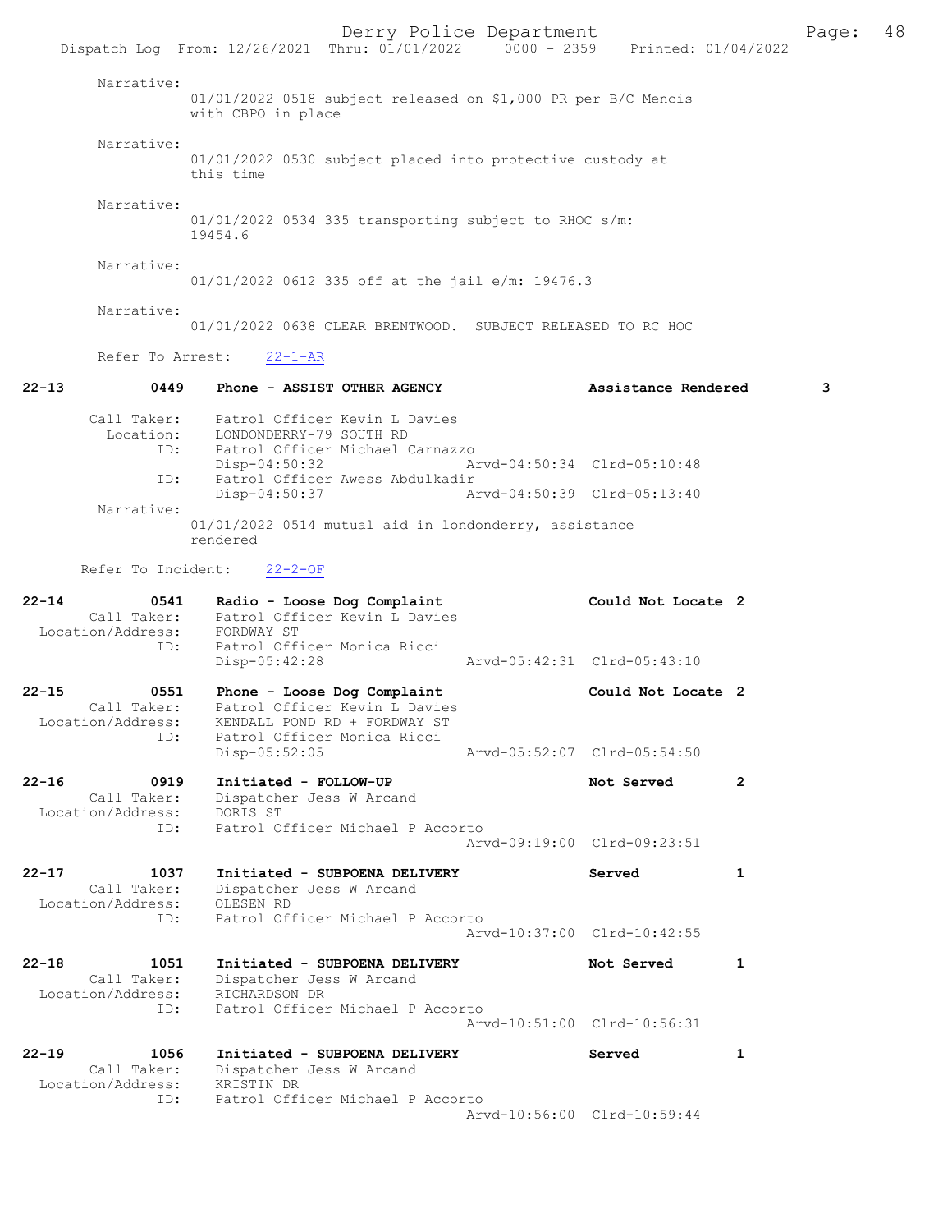Narrative:
01/01/2022 0518 subject released on $1,000 PR per B/C Mencis with CBPO in place

Narrative:
01/01/2022 0530 subject placed into protective custody at this time

Narrative:
01/01/2022 0534 335 transporting subject to RHOC s/m: 19454.6

Narrative:
01/01/2022 0612 335 off at the jail e/m: 19476.3

Narrative:
01/01/2022 0638 CLEAR BRENTWOOD. SUBJECT RELEASED TO RC HOC

Refer To Arrest: 22-1-AR

**22-13 0449 Phone - ASSIST OTHER AGENCY — Assistance Rendered 3**

Call Taker: Patrol Officer Kevin L Davies
Location: LONDONDERRY-79 SOUTH RD
ID: Patrol Officer Michael Carnazzo
Disp-04:50:32 Arvd-04:50:34 Clrd-05:10:48
ID: Patrol Officer Awess Abdulkadir
Disp-04:50:37 Arvd-04:50:39 Clrd-05:13:40
Narrative:
01/01/2022 0514 mutual aid in londonderry, assistance rendered

Refer To Incident: 22-2-OF

**22-14 0541 Radio - Loose Dog Complaint — Could Not Locate 2**

Call Taker: Patrol Officer Kevin L Davies
Location/Address: FORDWAY ST
ID: Patrol Officer Monica Ricci
Disp-05:42:28 Arvd-05:42:31 Clrd-05:43:10

**22-15 0551 Phone - Loose Dog Complaint — Could Not Locate 2**

Call Taker: Patrol Officer Kevin L Davies
Location/Address: KENDALL POND RD + FORDWAY ST
ID: Patrol Officer Monica Ricci
Disp-05:52:05 Arvd-05:52:07 Clrd-05:54:50

**22-16 0919 Initiated - FOLLOW-UP — Not Served 2**

Call Taker: Dispatcher Jess W Arcand
Location/Address: DORIS ST
ID: Patrol Officer Michael P Accorto
Arvd-09:19:00 Clrd-09:23:51

**22-17 1037 Initiated - SUBPOENA DELIVERY — Served 1**

Call Taker: Dispatcher Jess W Arcand
Location/Address: OLESEN RD
ID: Patrol Officer Michael P Accorto
Arvd-10:37:00 Clrd-10:42:55

**22-18 1051 Initiated - SUBPOENA DELIVERY — Not Served 1**

Call Taker: Dispatcher Jess W Arcand
Location/Address: RICHARDSON DR
ID: Patrol Officer Michael P Accorto
Arvd-10:51:00 Clrd-10:56:31

**22-19 1056 Initiated - SUBPOENA DELIVERY — Served 1**

Call Taker: Dispatcher Jess W Arcand
Location/Address: KRISTIN DR
ID: Patrol Officer Michael P Accorto
Arvd-10:56:00 Clrd-10:59:44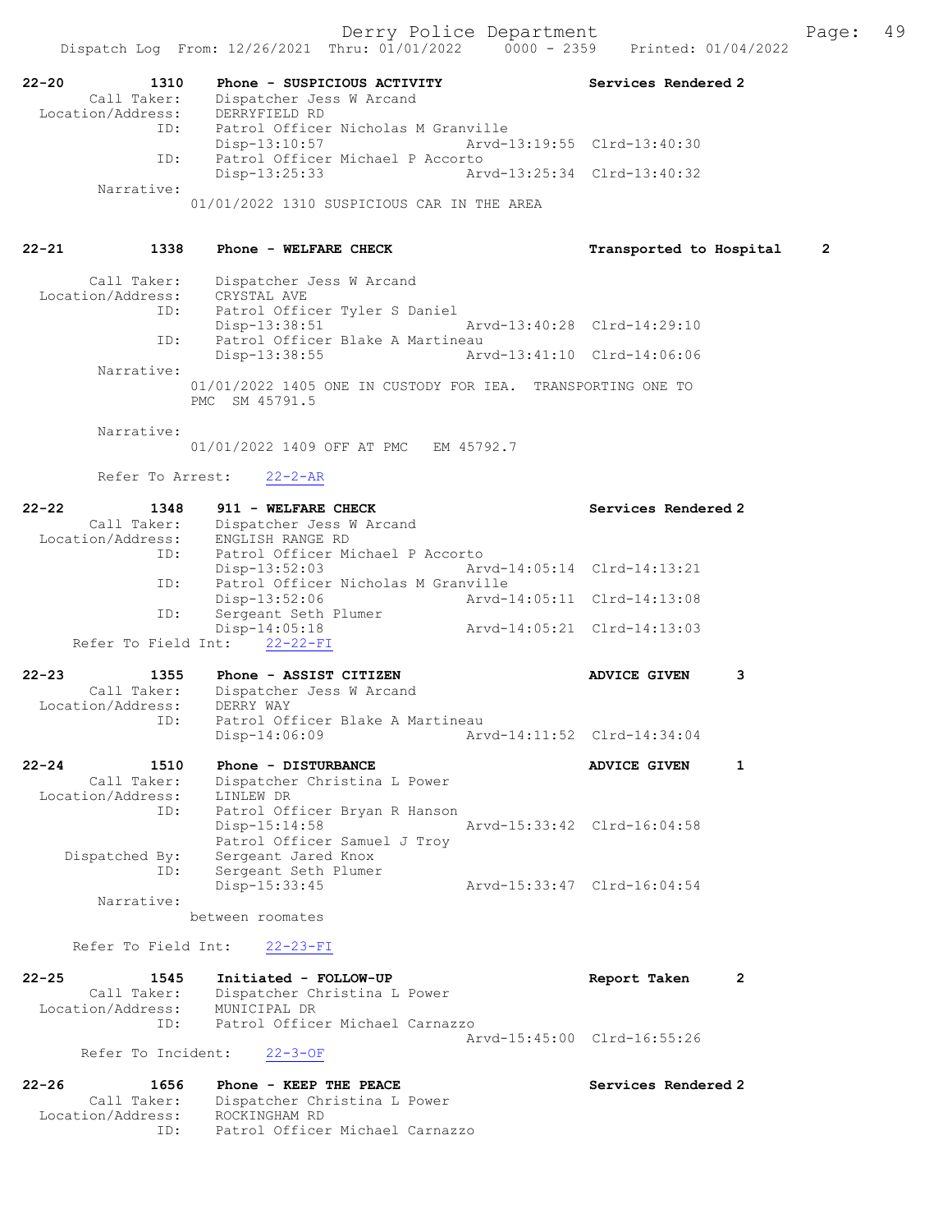**22-20 1310 Phone - SUSPICIOUS ACTIVITY — Services Rendered 2**

Call Taker: Dispatcher Jess W Arcand
Location/Address: DERRYFIELD RD
ID: Patrol Officer Nicholas M Granville
Disp-13:10:57 Arvd-13:19:55 Clrd-13:40:30
ID: Patrol Officer Michael P Accorto
Disp-13:25:33 Arvd-13:25:34 Clrd-13:40:32
Narrative:
01/01/2022 1310 SUSPICIOUS CAR IN THE AREA

**22-21 1338 Phone - WELFARE CHECK — Transported to Hospital 2**

Call Taker: Dispatcher Jess W Arcand
Location/Address: CRYSTAL AVE
ID: Patrol Officer Tyler S Daniel
Disp-13:38:51 Arvd-13:40:28 Clrd-14:29:10
ID: Patrol Officer Blake A Martineau
Disp-13:38:55 Arvd-13:41:10 Clrd-14:06:06
Narrative:
01/01/2022 1405 ONE IN CUSTODY FOR IEA. TRANSPORTING ONE TO PMC SM 45791.5

Narrative:
01/01/2022 1409 OFF AT PMC EM 45792.7

Refer To Arrest: 22-2-AR

**22-22 1348 911 - WELFARE CHECK — Services Rendered 2**

Call Taker: Dispatcher Jess W Arcand
Location/Address: ENGLISH RANGE RD
ID: Patrol Officer Michael P Accorto
Disp-13:52:03 Arvd-14:05:14 Clrd-14:13:21
ID: Patrol Officer Nicholas M Granville
Disp-13:52:06 Arvd-14:05:11 Clrd-14:13:08
ID: Sergeant Seth Plumer
Disp-14:05:18 Arvd-14:05:21 Clrd-14:13:03
Refer To Field Int: 22-22-FI

**22-23 1355 Phone - ASSIST CITIZEN — ADVICE GIVEN 3**

Call Taker: Dispatcher Jess W Arcand
Location/Address: DERRY WAY
ID: Patrol Officer Blake A Martineau
Disp-14:06:09 Arvd-14:11:52 Clrd-14:34:04

**22-24 1510 Phone - DISTURBANCE — ADVICE GIVEN 1**

Call Taker: Dispatcher Christina L Power
Location/Address: LINLEW DR
ID: Patrol Officer Bryan R Hanson
Disp-15:14:58 Arvd-15:33:42 Clrd-16:04:58
Patrol Officer Samuel J Troy
Dispatched By: Sergeant Jared Knox
ID: Sergeant Seth Plumer
Disp-15:33:45 Arvd-15:33:47 Clrd-16:04:54
Narrative:
between roomates

Refer To Field Int: 22-23-FI

**22-25 1545 Initiated - FOLLOW-UP — Report Taken 2**

Call Taker: Dispatcher Christina L Power
Location/Address: MUNICIPAL DR
ID: Patrol Officer Michael Carnazzo
Arvd-15:45:00 Clrd-16:55:26
Refer To Incident: 22-3-OF

**22-26 1656 Phone - KEEP THE PEACE — Services Rendered 2**

Call Taker: Dispatcher Christina L Power
Location/Address: ROCKINGHAM RD
ID: Patrol Officer Michael Carnazzo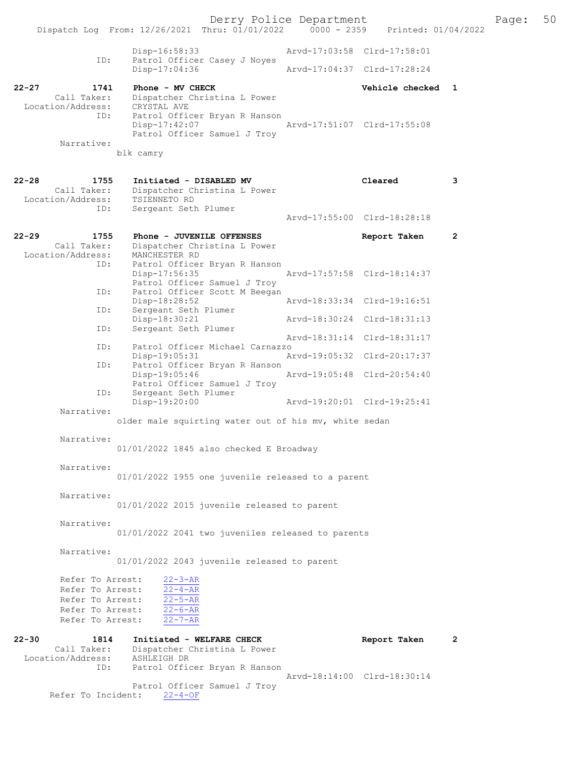```
                Disp-16:58:33                 Arvd-17:03:58  Clrd-17:58:01
           ID:  Patrol Officer Casey J Noyes
                Disp-17:04:36                 Arvd-17:04:37  Clrd-17:28:24

22-27        1741  Phone - MV CHECK                          Vehicle checked  1
     Call Taker:  Dispatcher Christina L Power
 Location/Address:  CRYSTAL AVE
           ID:  Patrol Officer Bryan R Hanson
                Disp-17:42:07                 Arvd-17:51:07  Clrd-17:55:08
                Patrol Officer Samuel J Troy
       Narrative:
              blk camry

22-28        1755  Initiated - DISABLED MV                   Cleared          3
     Call Taker:  Dispatcher Christina L Power
 Location/Address:  TSIENNETO RD
           ID:  Sergeant Seth Plumer
                                              Arvd-17:55:00  Clrd-18:28:18

22-29        1755  Phone - JUVENILE OFFENSES                 Report Taken     2
     Call Taker:  Dispatcher Christina L Power
 Location/Address:  MANCHESTER RD
           ID:  Patrol Officer Bryan R Hanson
                Disp-17:56:35                 Arvd-17:57:58  Clrd-18:14:37
                Patrol Officer Samuel J Troy
           ID:  Patrol Officer Scott M Beegan
                Disp-18:28:52                 Arvd-18:33:34  Clrd-19:16:51
           ID:  Sergeant Seth Plumer
                Disp-18:30:21                 Arvd-18:30:24  Clrd-18:31:13
           ID:  Sergeant Seth Plumer
                                              Arvd-18:31:14  Clrd-18:31:17
           ID:  Patrol Officer Michael Carnazzo
                Disp-19:05:31                 Arvd-19:05:32  Clrd-20:17:37
           ID:  Patrol Officer Bryan R Hanson
                Disp-19:05:46                 Arvd-19:05:48  Clrd-20:54:40
                Patrol Officer Samuel J Troy
           ID:  Sergeant Seth Plumer
                Disp-19:20:00                 Arvd-19:20:01  Clrd-19:25:41
       Narrative:
              older male squirting water out of his mv, white sedan

       Narrative:
              01/01/2022 1845 also checked E Broadway

       Narrative:
              01/01/2022 1955 one juvenile released to a parent

       Narrative:
              01/01/2022 2015 juvenile released to parent

       Narrative:
              01/01/2022 2041 two juveniles released to parents

       Narrative:
              01/01/2022 2043 juvenile released to parent

       Refer To Arrest:    22-3-AR
       Refer To Arrest:    22-4-AR
       Refer To Arrest:    22-5-AR
       Refer To Arrest:    22-6-AR
       Refer To Arrest:    22-7-AR

22-30        1814  Initiated - WELFARE CHECK                 Report Taken     2
     Call Taker:  Dispatcher Christina L Power
 Location/Address:  ASHLEIGH DR
           ID:  Patrol Officer Bryan R Hanson
                                              Arvd-18:14:00  Clrd-18:30:14
                Patrol Officer Samuel J Troy
     Refer To Incident:    22-4-OF
```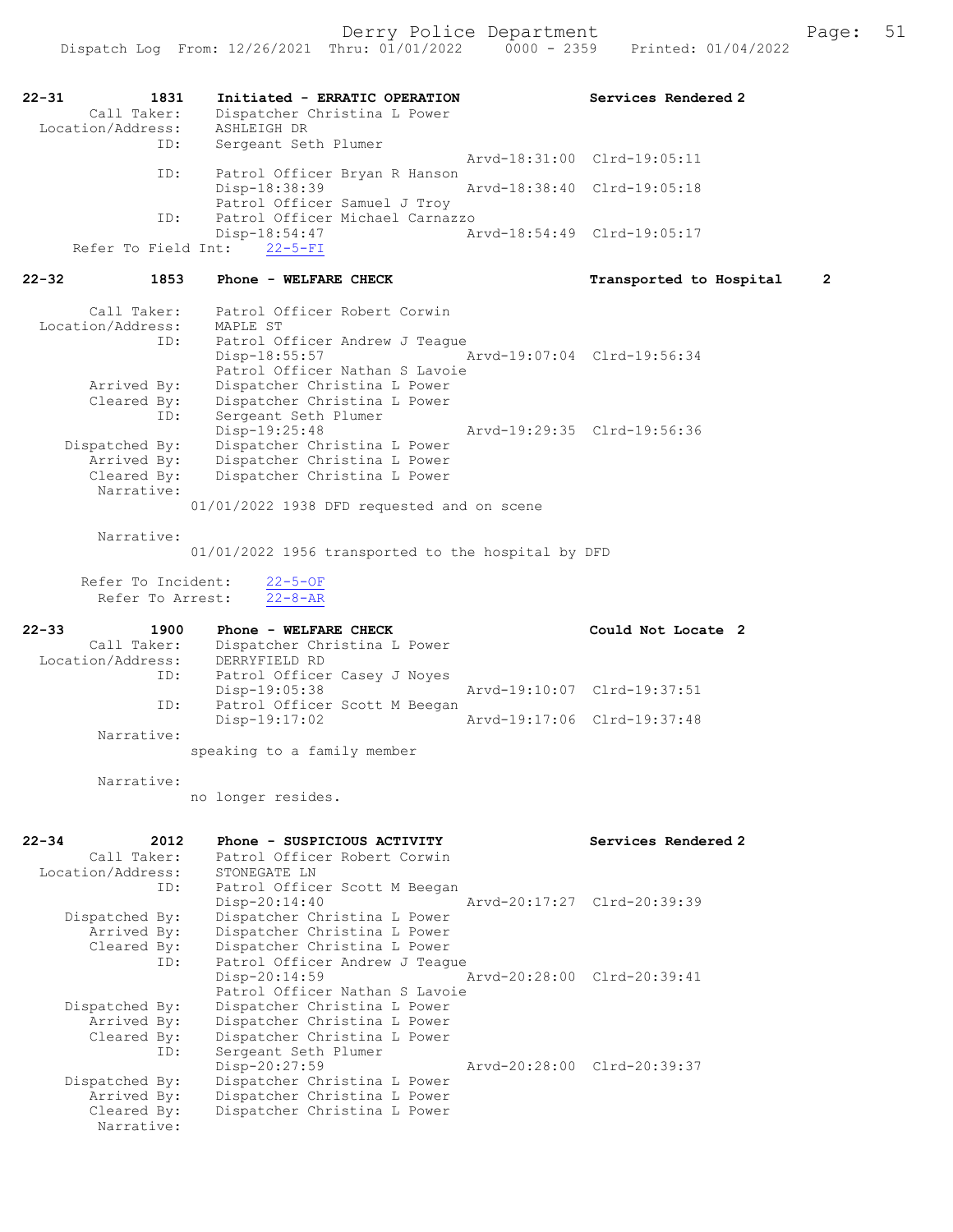```
22-31          1831    Initiated - ERRATIC OPERATION              Services Rendered 2
        Call Taker:    Dispatcher Christina L Power
  Location/Address:    ASHLEIGH DR
                ID:    Sergeant Seth Plumer
                                                  Arvd-18:31:00  Clrd-19:05:11
                ID:    Patrol Officer Bryan R Hanson
                       Disp-18:38:39              Arvd-18:38:40  Clrd-19:05:18
                       Patrol Officer Samuel J Troy
                ID:    Patrol Officer Michael Carnazzo
                       Disp-18:54:47              Arvd-18:54:49  Clrd-19:05:17
     Refer To Field Int:    22-5-FI

22-32          1853    Phone - WELFARE CHECK                      Transported to Hospital    2

        Call Taker:    Patrol Officer Robert Corwin
  Location/Address:    MAPLE ST
                ID:    Patrol Officer Andrew J Teague
                       Disp-18:55:57              Arvd-19:07:04  Clrd-19:56:34
                       Patrol Officer Nathan S Lavoie
        Arrived By:    Dispatcher Christina L Power
        Cleared By:    Dispatcher Christina L Power
                ID:    Sergeant Seth Plumer
                       Disp-19:25:48              Arvd-19:29:35  Clrd-19:56:36
     Dispatched By:    Dispatcher Christina L Power
        Arrived By:    Dispatcher Christina L Power
        Cleared By:    Dispatcher Christina L Power
         Narrative:
                    01/01/2022 1938 DFD requested and on scene

         Narrative:
                    01/01/2022 1956 transported to the hospital by DFD

       Refer To Incident:    22-5-OF
         Refer To Arrest:    22-8-AR

22-33          1900    Phone - WELFARE CHECK                      Could Not Locate  2
        Call Taker:    Dispatcher Christina L Power
  Location/Address:    DERRYFIELD RD
                ID:    Patrol Officer Casey J Noyes
                       Disp-19:05:38              Arvd-19:10:07  Clrd-19:37:51
                ID:    Patrol Officer Scott M Beegan
                       Disp-19:17:02              Arvd-19:17:06  Clrd-19:37:48
         Narrative:
                    speaking to a family member

         Narrative:
                    no longer resides.

22-34          2012    Phone - SUSPICIOUS ACTIVITY                Services Rendered 2
        Call Taker:    Patrol Officer Robert Corwin
  Location/Address:    STONEGATE LN
                ID:    Patrol Officer Scott M Beegan
                       Disp-20:14:40              Arvd-20:17:27  Clrd-20:39:39
     Dispatched By:    Dispatcher Christina L Power
        Arrived By:    Dispatcher Christina L Power
        Cleared By:    Dispatcher Christina L Power
                ID:    Patrol Officer Andrew J Teague
                       Disp-20:14:59              Arvd-20:28:00  Clrd-20:39:41
                       Patrol Officer Nathan S Lavoie
     Dispatched By:    Dispatcher Christina L Power
        Arrived By:    Dispatcher Christina L Power
        Cleared By:    Dispatcher Christina L Power
                ID:    Sergeant Seth Plumer
                       Disp-20:27:59              Arvd-20:28:00  Clrd-20:39:37
     Dispatched By:    Dispatcher Christina L Power
        Arrived By:    Dispatcher Christina L Power
        Cleared By:    Dispatcher Christina L Power
         Narrative:
```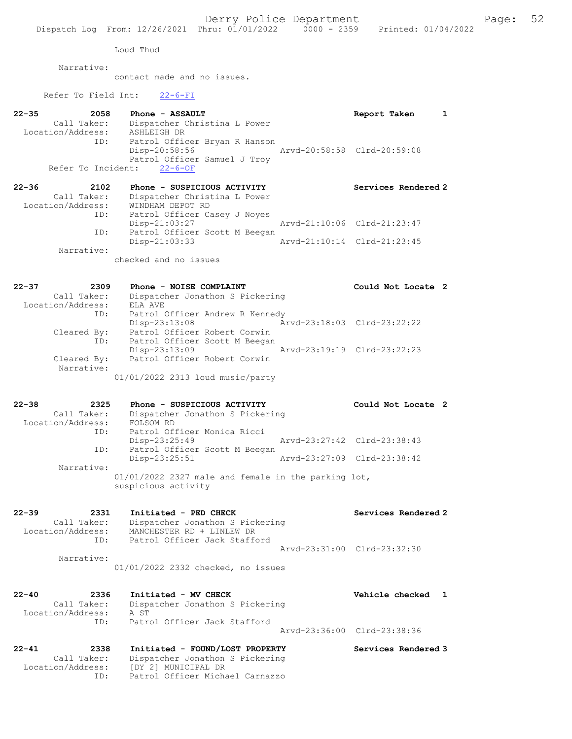Loud Thud

Narrative:
contact made and no issues.

Refer To Field Int: 22-6-FI

```
22-35        2058    Phone - ASSAULT                          Report Taken     1
      Call Taker:    Dispatcher Christina L Power
 Location/Address:   ASHLEIGH DR
              ID:    Patrol Officer Bryan R Hanson
                     Disp-20:58:56                Arvd-20:58:58  Clrd-20:59:08
                     Patrol Officer Samuel J Troy
    Refer To Incident:   22-6-OF

22-36        2102    Phone - SUSPICIOUS ACTIVITY              Services Rendered 2
      Call Taker:    Dispatcher Christina L Power
 Location/Address:   WINDHAM DEPOT RD
              ID:    Patrol Officer Casey J Noyes
                     Disp-21:03:27                Arvd-21:10:06  Clrd-21:23:47
              ID:    Patrol Officer Scott M Beegan
                     Disp-21:03:33                Arvd-21:10:14  Clrd-21:23:45
       Narrative:
                     checked and no issues

22-37        2309    Phone - NOISE COMPLAINT                  Could Not Locate 2
      Call Taker:    Dispatcher Jonathon S Pickering
 Location/Address:   ELA AVE
              ID:    Patrol Officer Andrew R Kennedy
                     Disp-23:13:08                Arvd-23:18:03  Clrd-23:22:22
      Cleared By:    Patrol Officer Robert Corwin
              ID:    Patrol Officer Scott M Beegan
                     Disp-23:13:09                Arvd-23:19:19  Clrd-23:22:23
      Cleared By:    Patrol Officer Robert Corwin
       Narrative:
                     01/01/2022 2313 loud music/party

22-38        2325    Phone - SUSPICIOUS ACTIVITY              Could Not Locate 2
      Call Taker:    Dispatcher Jonathon S Pickering
 Location/Address:   FOLSOM RD
              ID:    Patrol Officer Monica Ricci
                     Disp-23:25:49                Arvd-23:27:42  Clrd-23:38:43
              ID:    Patrol Officer Scott M Beegan
                     Disp-23:25:51                Arvd-23:27:09  Clrd-23:38:42
       Narrative:
                     01/01/2022 2327 male and female in the parking lot,
                     suspicious activity

22-39        2331    Initiated - PED CHECK                    Services Rendered 2
      Call Taker:    Dispatcher Jonathon S Pickering
 Location/Address:   MANCHESTER RD + LINLEW DR
              ID:    Patrol Officer Jack Stafford
                                                  Arvd-23:31:00  Clrd-23:32:30
       Narrative:
                     01/01/2022 2332 checked, no issues

22-40        2336    Initiated - MV CHECK                     Vehicle checked  1
      Call Taker:    Dispatcher Jonathon S Pickering
 Location/Address:   A ST
              ID:    Patrol Officer Jack Stafford
                                                  Arvd-23:36:00  Clrd-23:38:36

22-41        2338    Initiated - FOUND/LOST PROPERTY          Services Rendered 3
      Call Taker:    Dispatcher Jonathon S Pickering
 Location/Address:   [DY 2] MUNICIPAL DR
              ID:    Patrol Officer Michael Carnazzo
```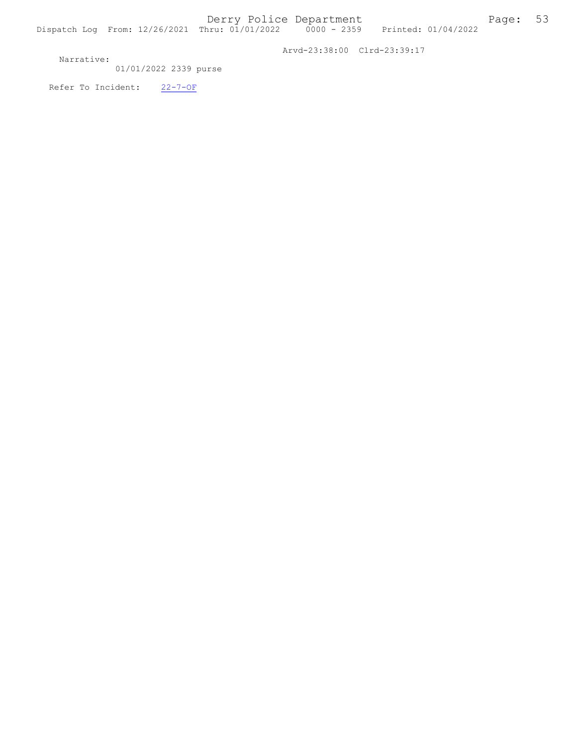Arvd-23:38:00 Clrd-23:39:17

Narrative:

01/01/2022 2339 purse

Refer To Incident: 22-7-OF